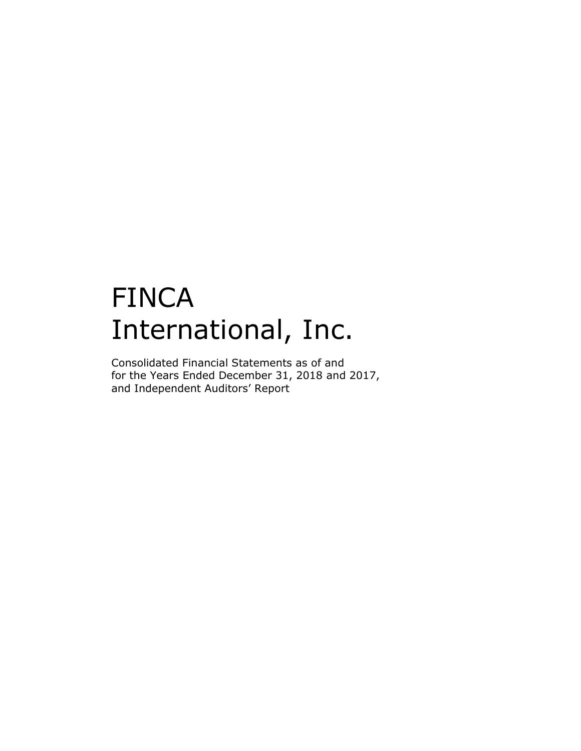# FINCA International, Inc.

Consolidated Financial Statements as of and for the Years Ended December 31, 2018 and 2017, and Independent Auditors' Report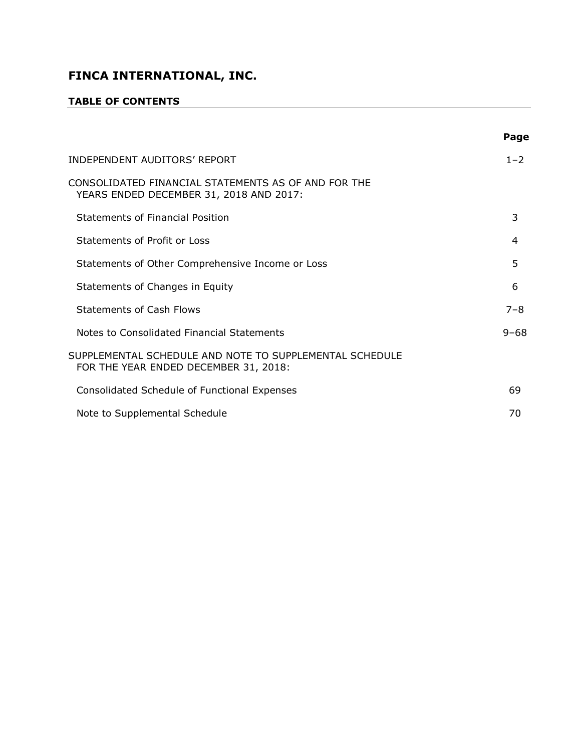# FINCA INTERNATIONAL, INC.

## TABLE OF CONTENTS

| | Page |
|---|---|
| INDEPENDENT AUDITORS' REPORT | 1–2 |
| CONSOLIDATED FINANCIAL STATEMENTS AS OF AND FOR THE YEARS ENDED DECEMBER 31, 2018 AND 2017: | |
| Statements of Financial Position | 3 |
| Statements of Profit or Loss | 4 |
| Statements of Other Comprehensive Income or Loss | 5 |
| Statements of Changes in Equity | 6 |
| Statements of Cash Flows | 7–8 |
| Notes to Consolidated Financial Statements | 9–68 |
| SUPPLEMENTAL SCHEDULE AND NOTE TO SUPPLEMENTAL SCHEDULE FOR THE YEAR ENDED DECEMBER 31, 2018: | |
| Consolidated Schedule of Functional Expenses | 69 |
| Note to Supplemental Schedule | 70 |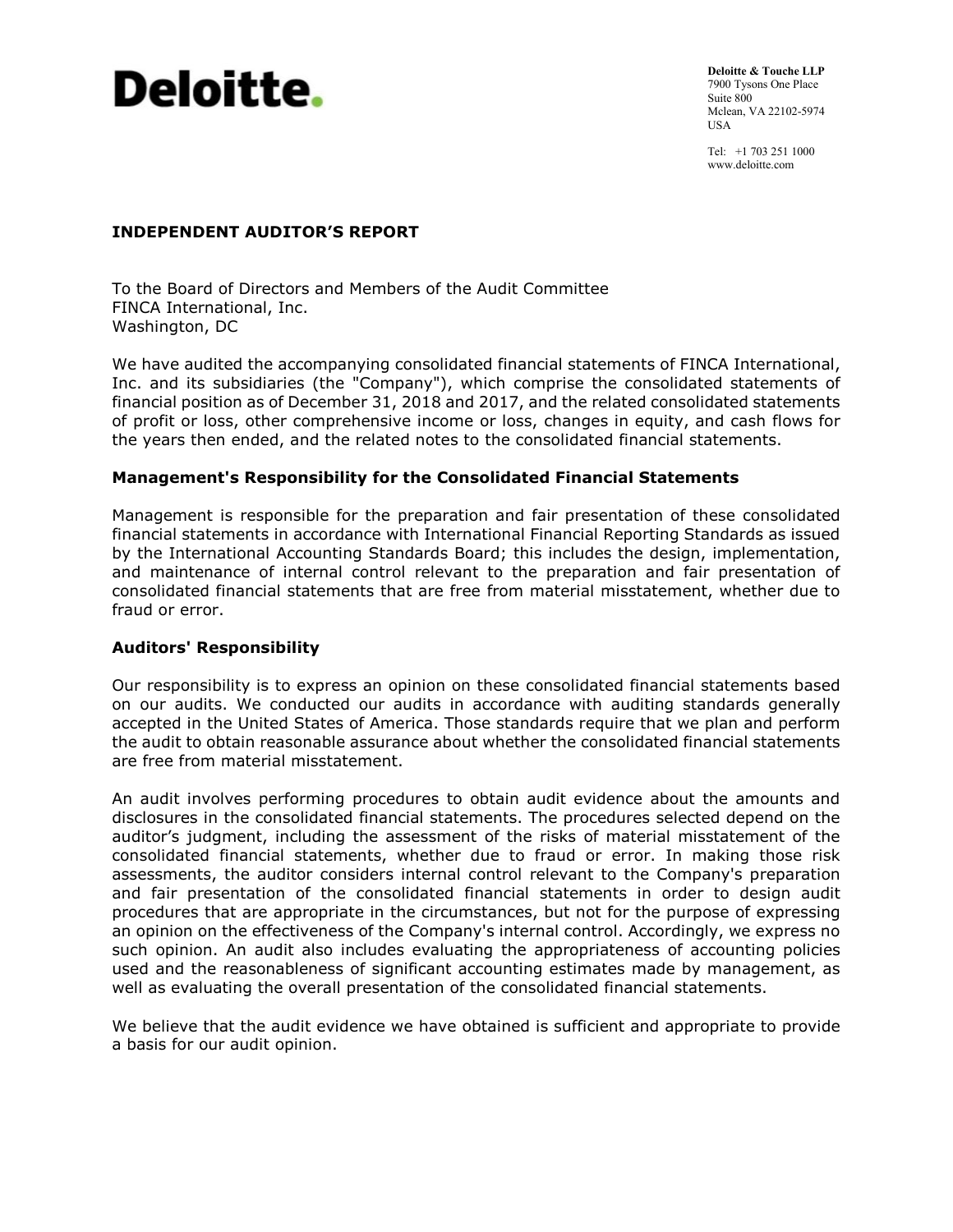**Deloitte.**

**Deloitte & Touche LLP**
7900 Tysons One Place
Suite 800
Mclean, VA 22102-5974
USA

Tel: +1 703 251 1000
www.deloitte.com

## INDEPENDENT AUDITOR'S REPORT

To the Board of Directors and Members of the Audit Committee
FINCA International, Inc.
Washington, DC

We have audited the accompanying consolidated financial statements of FINCA International, Inc. and its subsidiaries (the "Company"), which comprise the consolidated statements of financial position as of December 31, 2018 and 2017, and the related consolidated statements of profit or loss, other comprehensive income or loss, changes in equity, and cash flows for the years then ended, and the related notes to the consolidated financial statements.

### Management's Responsibility for the Consolidated Financial Statements

Management is responsible for the preparation and fair presentation of these consolidated financial statements in accordance with International Financial Reporting Standards as issued by the International Accounting Standards Board; this includes the design, implementation, and maintenance of internal control relevant to the preparation and fair presentation of consolidated financial statements that are free from material misstatement, whether due to fraud or error.

### Auditors' Responsibility

Our responsibility is to express an opinion on these consolidated financial statements based on our audits. We conducted our audits in accordance with auditing standards generally accepted in the United States of America. Those standards require that we plan and perform the audit to obtain reasonable assurance about whether the consolidated financial statements are free from material misstatement.

An audit involves performing procedures to obtain audit evidence about the amounts and disclosures in the consolidated financial statements. The procedures selected depend on the auditor's judgment, including the assessment of the risks of material misstatement of the consolidated financial statements, whether due to fraud or error. In making those risk assessments, the auditor considers internal control relevant to the Company's preparation and fair presentation of the consolidated financial statements in order to design audit procedures that are appropriate in the circumstances, but not for the purpose of expressing an opinion on the effectiveness of the Company's internal control. Accordingly, we express no such opinion. An audit also includes evaluating the appropriateness of accounting policies used and the reasonableness of significant accounting estimates made by management, as well as evaluating the overall presentation of the consolidated financial statements.

We believe that the audit evidence we have obtained is sufficient and appropriate to provide a basis for our audit opinion.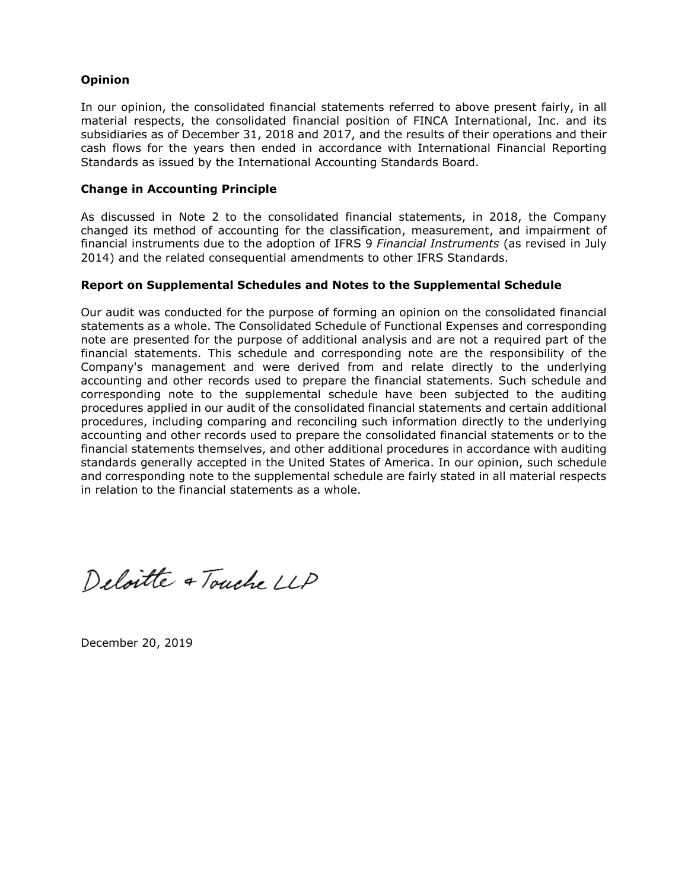### Opinion

In our opinion, the consolidated financial statements referred to above present fairly, in all material respects, the consolidated financial position of FINCA International, Inc. and its subsidiaries as of December 31, 2018 and 2017, and the results of their operations and their cash flows for the years then ended in accordance with International Financial Reporting Standards as issued by the International Accounting Standards Board.

### Change in Accounting Principle

As discussed in Note 2 to the consolidated financial statements, in 2018, the Company changed its method of accounting for the classification, measurement, and impairment of financial instruments due to the adoption of IFRS 9 *Financial Instruments* (as revised in July 2014) and the related consequential amendments to other IFRS Standards.

### Report on Supplemental Schedules and Notes to the Supplemental Schedule

Our audit was conducted for the purpose of forming an opinion on the consolidated financial statements as a whole. The Consolidated Schedule of Functional Expenses and corresponding note are presented for the purpose of additional analysis and are not a required part of the financial statements. This schedule and corresponding note are the responsibility of the Company's management and were derived from and relate directly to the underlying accounting and other records used to prepare the financial statements. Such schedule and corresponding note to the supplemental schedule have been subjected to the auditing procedures applied in our audit of the consolidated financial statements and certain additional procedures, including comparing and reconciling such information directly to the underlying accounting and other records used to prepare the consolidated financial statements or to the financial statements themselves, and other additional procedures in accordance with auditing standards generally accepted in the United States of America. In our opinion, such schedule and corresponding note to the supplemental schedule are fairly stated in all material respects in relation to the financial statements as a whole.

Deloitte & Touche LLP

December 20, 2019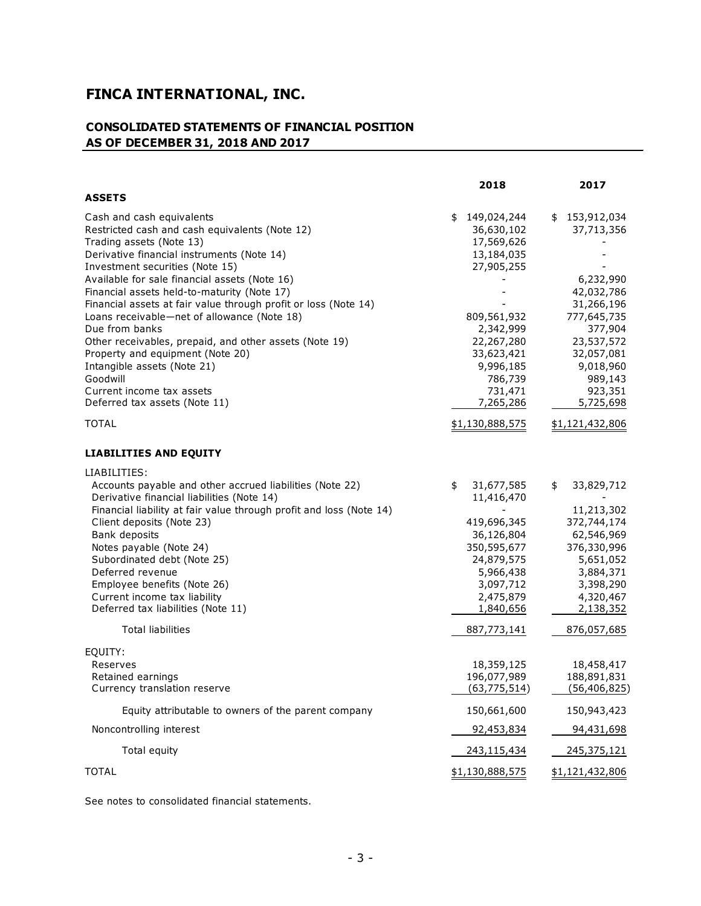# FINCA INTERNATIONAL, INC.

## CONSOLIDATED STATEMENTS OF FINANCIAL POSITION AS OF DECEMBER 31, 2018 AND 2017

| | 2018 | 2017 |
|---|---|---|
| **ASSETS** | | |
| Cash and cash equivalents | $ 149,024,244 | $ 153,912,034 |
| Restricted cash and cash equivalents (Note 12) | 36,630,102 | 37,713,356 |
| Trading assets (Note 13) | 17,569,626 | - |
| Derivative financial instruments (Note 14) | 13,184,035 | - |
| Investment securities (Note 15) | 27,905,255 | - |
| Available for sale financial assets (Note 16) | - | 6,232,990 |
| Financial assets held-to-maturity (Note 17) | - | 42,032,786 |
| Financial assets at fair value through profit or loss (Note 14) | - | 31,266,196 |
| Loans receivable—net of allowance (Note 18) | 809,561,932 | 777,645,735 |
| Due from banks | 2,342,999 | 377,904 |
| Other receivables, prepaid, and other assets (Note 19) | 22,267,280 | 23,537,572 |
| Property and equipment (Note 20) | 33,623,421 | 32,057,081 |
| Intangible assets (Note 21) | 9,996,185 | 9,018,960 |
| Goodwill | 786,739 | 989,143 |
| Current income tax assets | 731,471 | 923,351 |
| Deferred tax assets (Note 11) | 7,265,286 | 5,725,698 |
| TOTAL | $1,130,888,575 | $1,121,432,806 |
| **LIABILITIES AND EQUITY** | | |
| LIABILITIES: | | |
| Accounts payable and other accrued liabilities (Note 22) | $ 31,677,585 | $ 33,829,712 |
| Derivative financial liabilities (Note 14) | 11,416,470 | - |
| Financial liability at fair value through profit and loss (Note 14) | - | 11,213,302 |
| Client deposits (Note 23) | 419,696,345 | 372,744,174 |
| Bank deposits | 36,126,804 | 62,546,969 |
| Notes payable (Note 24) | 350,595,677 | 376,330,996 |
| Subordinated debt (Note 25) | 24,879,575 | 5,651,052 |
| Deferred revenue | 5,966,438 | 3,884,371 |
| Employee benefits (Note 26) | 3,097,712 | 3,398,290 |
| Current income tax liability | 2,475,879 | 4,320,467 |
| Deferred tax liabilities (Note 11) | 1,840,656 | 2,138,352 |
| Total liabilities | 887,773,141 | 876,057,685 |
| EQUITY: | | |
| Reserves | 18,359,125 | 18,458,417 |
| Retained earnings | 196,077,989 | 188,891,831 |
| Currency translation reserve | (63,775,514) | (56,406,825) |
| Equity attributable to owners of the parent company | 150,661,600 | 150,943,423 |
| Noncontrolling interest | 92,453,834 | 94,431,698 |
| Total equity | 243,115,434 | 245,375,121 |
| TOTAL | $1,130,888,575 | $1,121,432,806 |

See notes to consolidated financial statements.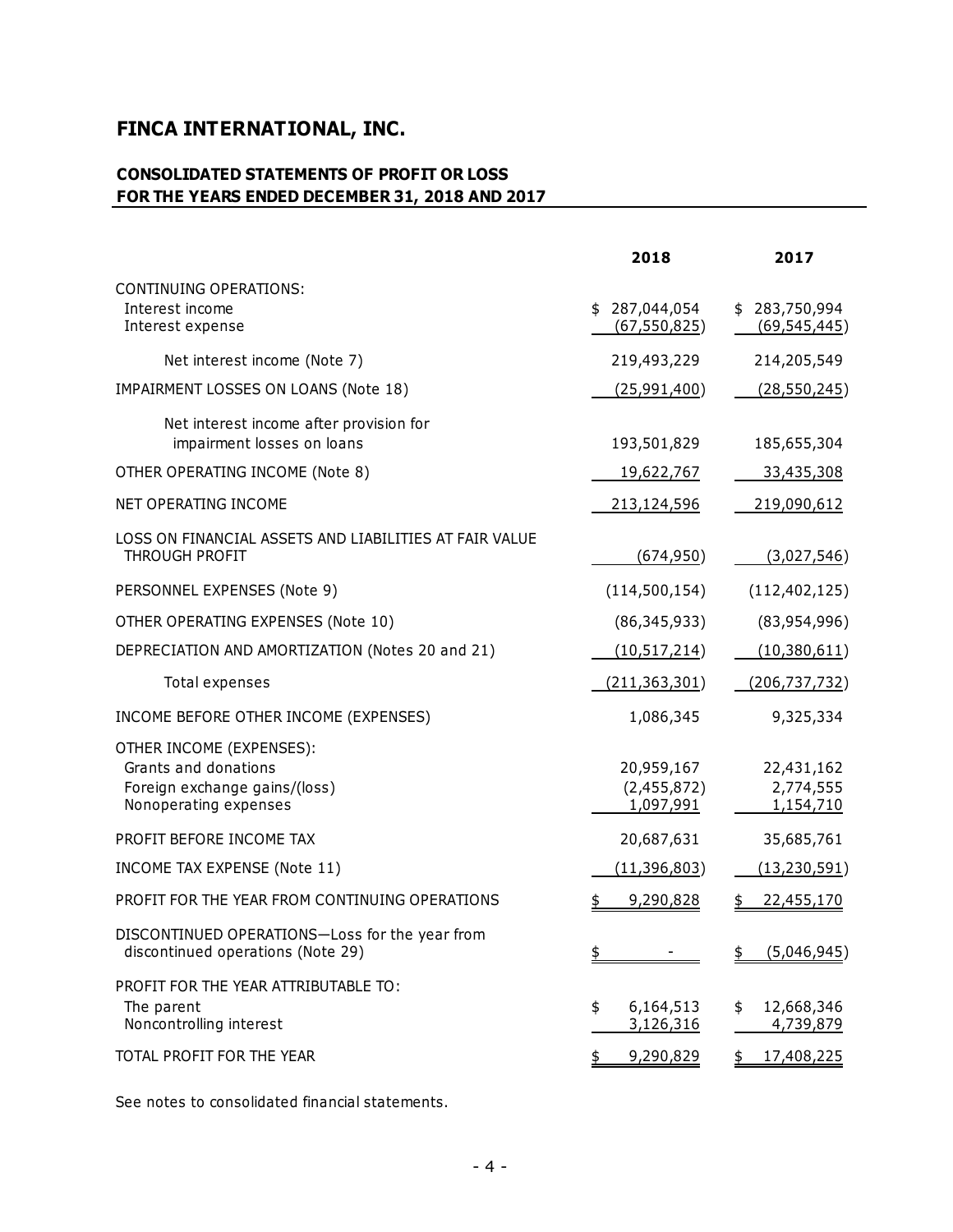# FINCA INTERNATIONAL, INC.

## CONSOLIDATED STATEMENTS OF PROFIT OR LOSS
## FOR THE YEARS ENDED DECEMBER 31, 2018 AND 2017

| | 2018 | 2017 |
|---|---|---|
| CONTINUING OPERATIONS: | | |
| Interest income | $ 287,044,054 | $ 283,750,994 |
| Interest expense | (67,550,825) | (69,545,445) |
| Net interest income (Note 7) | 219,493,229 | 214,205,549 |
| IMPAIRMENT LOSSES ON LOANS (Note 18) | (25,991,400) | (28,550,245) |
| Net interest income after provision for impairment losses on loans | 193,501,829 | 185,655,304 |
| OTHER OPERATING INCOME (Note 8) | 19,622,767 | 33,435,308 |
| NET OPERATING INCOME | 213,124,596 | 219,090,612 |
| LOSS ON FINANCIAL ASSETS AND LIABILITIES AT FAIR VALUE THROUGH PROFIT | (674,950) | (3,027,546) |
| PERSONNEL EXPENSES (Note 9) | (114,500,154) | (112,402,125) |
| OTHER OPERATING EXPENSES (Note 10) | (86,345,933) | (83,954,996) |
| DEPRECIATION AND AMORTIZATION (Notes 20 and 21) | (10,517,214) | (10,380,611) |
| Total expenses | (211,363,301) | (206,737,732) |
| INCOME BEFORE OTHER INCOME (EXPENSES) | 1,086,345 | 9,325,334 |
| OTHER INCOME (EXPENSES): | | |
| Grants and donations | 20,959,167 | 22,431,162 |
| Foreign exchange gains/(loss) | (2,455,872) | 2,774,555 |
| Nonoperating expenses | 1,097,991 | 1,154,710 |
| PROFIT BEFORE INCOME TAX | 20,687,631 | 35,685,761 |
| INCOME TAX EXPENSE (Note 11) | (11,396,803) | (13,230,591) |
| PROFIT FOR THE YEAR FROM CONTINUING OPERATIONS | $ 9,290,828 | $ 22,455,170 |
| DISCONTINUED OPERATIONS—Loss for the year from discontinued operations (Note 29) | $ - | $ (5,046,945) |
| PROFIT FOR THE YEAR ATTRIBUTABLE TO: | | |
| The parent | $ 6,164,513 | $ 12,668,346 |
| Noncontrolling interest | 3,126,316 | 4,739,879 |
| TOTAL PROFIT FOR THE YEAR | $ 9,290,829 | $ 17,408,225 |

See notes to consolidated financial statements.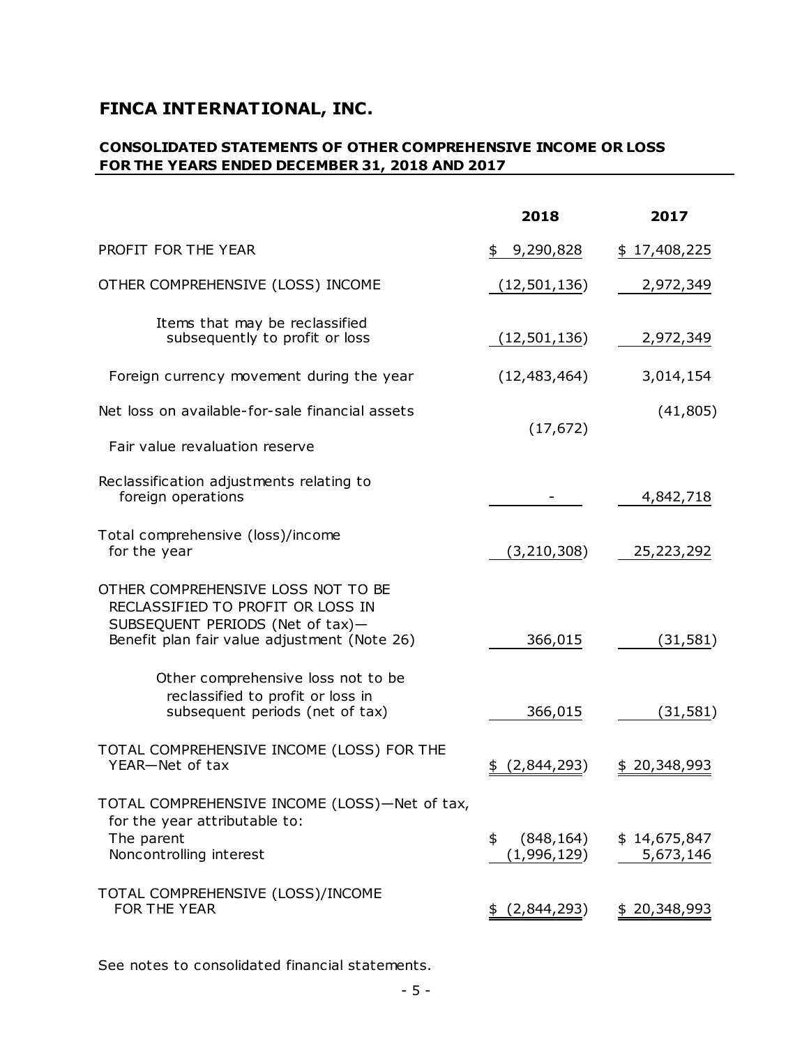# FINCA INTERNATIONAL, INC.

## CONSOLIDATED STATEMENTS OF OTHER COMPREHENSIVE INCOME OR LOSS FOR THE YEARS ENDED DECEMBER 31, 2018 AND 2017

| | 2018 | 2017 |
|---|---|---|
| PROFIT FOR THE YEAR | $ 9,290,828 | $ 17,408,225 |
| OTHER COMPREHENSIVE (LOSS) INCOME | (12,501,136) | 2,972,349 |
| Items that may be reclassified subsequently to profit or loss | (12,501,136) | 2,972,349 |
| Foreign currency movement during the year | (12,483,464) | 3,014,154 |
| Net loss on available-for-sale financial assets | | (41,805) |
| Fair value revaluation reserve | (17,672) | |
| Reclassification adjustments relating to foreign operations | - | 4,842,718 |
| Total comprehensive (loss)/income for the year | (3,210,308) | 25,223,292 |
| OTHER COMPREHENSIVE LOSS NOT TO BE RECLASSIFIED TO PROFIT OR LOSS IN SUBSEQUENT PERIODS (Net of tax)—Benefit plan fair value adjustment (Note 26) | 366,015 | (31,581) |
| Other comprehensive loss not to be reclassified to profit or loss in subsequent periods (net of tax) | 366,015 | (31,581) |
| TOTAL COMPREHENSIVE INCOME (LOSS) FOR THE YEAR—Net of tax | $ (2,844,293) | $ 20,348,993 |
| TOTAL COMPREHENSIVE INCOME (LOSS)—Net of tax, for the year attributable to: | | |
| The parent | $ (848,164) | $ 14,675,847 |
| Noncontrolling interest | (1,996,129) | 5,673,146 |
| TOTAL COMPREHENSIVE (LOSS)/INCOME FOR THE YEAR | $ (2,844,293) | $ 20,348,993 |

See notes to consolidated financial statements.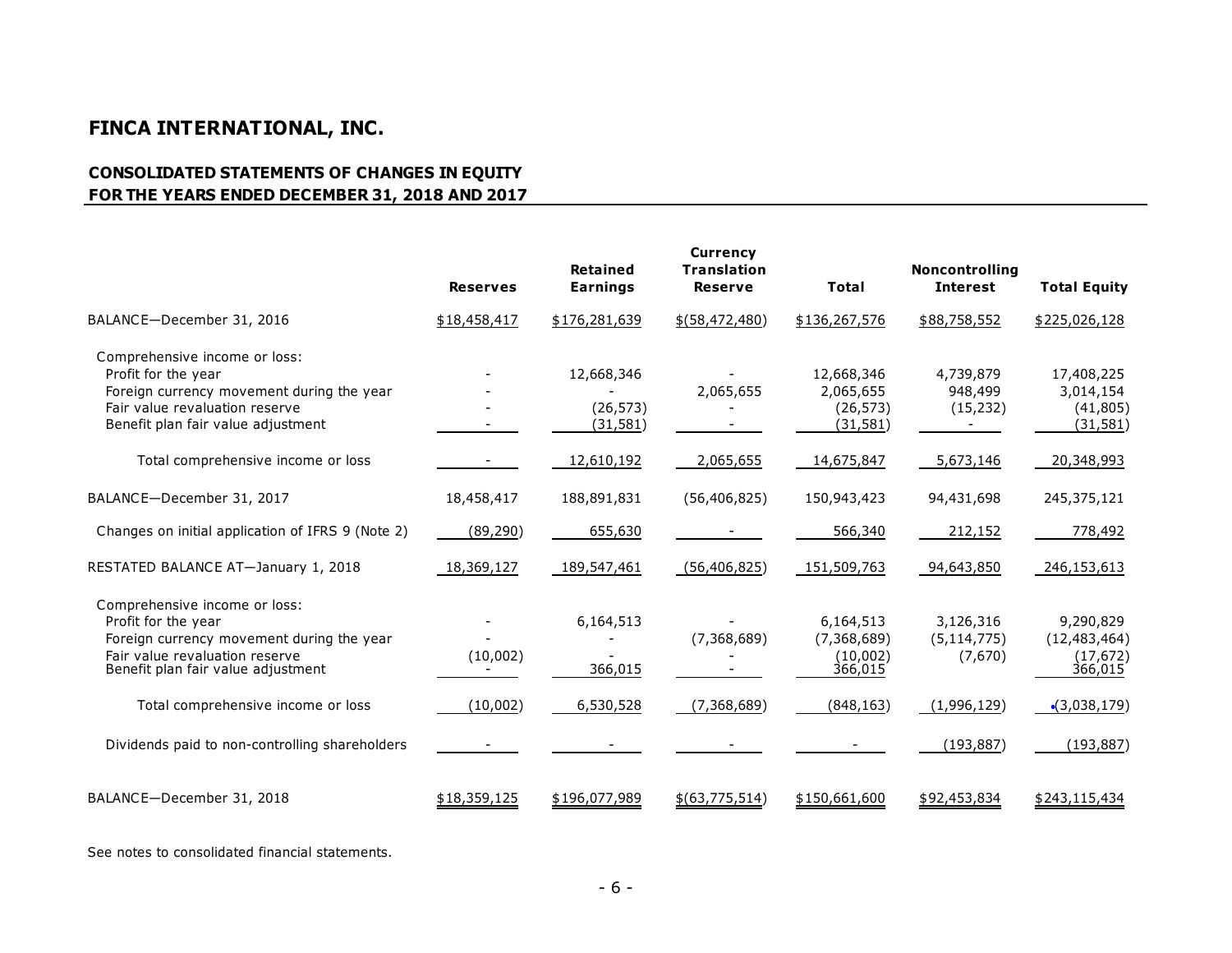# FINCA INTERNATIONAL, INC.

## CONSOLIDATED STATEMENTS OF CHANGES IN EQUITY
## FOR THE YEARS ENDED DECEMBER 31, 2018 AND 2017

| | Reserves | Retained Earnings | Currency Translation Reserve | Total | Noncontrolling Interest | Total Equity |
|---|---|---|---|---|---|---|
| BALANCE—December 31, 2016 | $18,458,417 | $176,281,639 | $(58,472,480) | $136,267,576 | $88,758,552 | $225,026,128 |
| Comprehensive income or loss: | | | | | | |
| Profit for the year | - | 12,668,346 | - | 12,668,346 | 4,739,879 | 17,408,225 |
| Foreign currency movement during the year | - | - | 2,065,655 | 2,065,655 | 948,499 | 3,014,154 |
| Fair value revaluation reserve | - | (26,573) | - | (26,573) | (15,232) | (41,805) |
| Benefit plan fair value adjustment | - | (31,581) | - | (31,581) | - | (31,581) |
| Total comprehensive income or loss | - | 12,610,192 | 2,065,655 | 14,675,847 | 5,673,146 | 20,348,993 |
| BALANCE—December 31, 2017 | 18,458,417 | 188,891,831 | (56,406,825) | 150,943,423 | 94,431,698 | 245,375,121 |
| Changes on initial application of IFRS 9 (Note 2) | (89,290) | 655,630 | - | 566,340 | 212,152 | 778,492 |
| RESTATED BALANCE AT—January 1, 2018 | 18,369,127 | 189,547,461 | (56,406,825) | 151,509,763 | 94,643,850 | 246,153,613 |
| Comprehensive income or loss: | | | | | | |
| Profit for the year | - | 6,164,513 | - | 6,164,513 | 3,126,316 | 9,290,829 |
| Foreign currency movement during the year | - | - | (7,368,689) | (7,368,689) | (5,114,775) | (12,483,464) |
| Fair value revaluation reserve | (10,002) | - | - | (10,002) | (7,670) | (17,672) |
| Benefit plan fair value adjustment | - | 366,015 | - | 366,015 | | 366,015 |
| Total comprehensive income or loss | (10,002) | 6,530,528 | (7,368,689) | (848,163) | (1,996,129) | (3,038,179) |
| Dividends paid to non-controlling shareholders | - | - | - | - | (193,887) | (193,887) |
| BALANCE—December 31, 2018 | $18,359,125 | $196,077,989 | $(63,775,514) | $150,661,600 | $92,453,834 | $243,115,434 |

See notes to consolidated financial statements.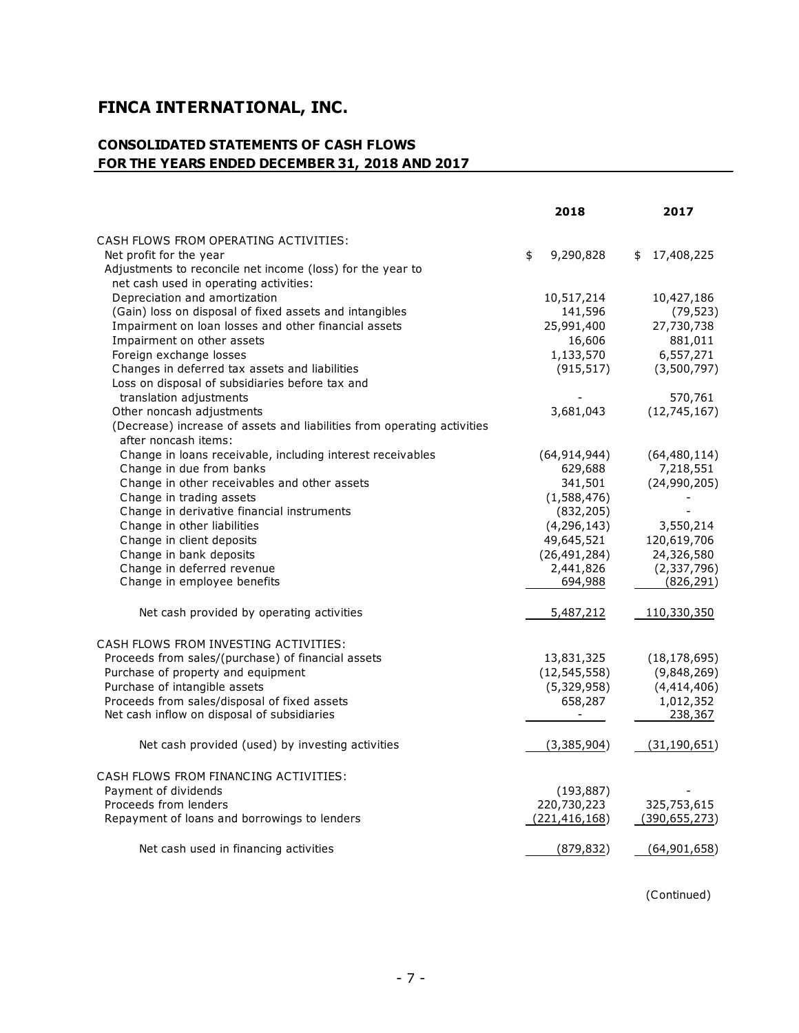# FINCA INTERNATIONAL, INC.

## CONSOLIDATED STATEMENTS OF CASH FLOWS
## FOR THE YEARS ENDED DECEMBER 31, 2018 AND 2017

| | 2018 | 2017 |
|---|---|---|
| CASH FLOWS FROM OPERATING ACTIVITIES: | | |
| Net profit for the year | $ 9,290,828 | $ 17,408,225 |
| Adjustments to reconcile net income (loss) for the year to net cash used in operating activities: | | |
| Depreciation and amortization | 10,517,214 | 10,427,186 |
| (Gain) loss on disposal of fixed assets and intangibles | 141,596 | (79,523) |
| Impairment on loan losses and other financial assets | 25,991,400 | 27,730,738 |
| Impairment on other assets | 16,606 | 881,011 |
| Foreign exchange losses | 1,133,570 | 6,557,271 |
| Changes in deferred tax assets and liabilities | (915,517) | (3,500,797) |
| Loss on disposal of subsidiaries before tax and translation adjustments | - | 570,761 |
| Other noncash adjustments | 3,681,043 | (12,745,167) |
| (Decrease) increase of assets and liabilities from operating activities after noncash items: | | |
| Change in loans receivable, including interest receivables | (64,914,944) | (64,480,114) |
| Change in due from banks | 629,688 | 7,218,551 |
| Change in other receivables and other assets | 341,501 | (24,990,205) |
| Change in trading assets | (1,588,476) | - |
| Change in derivative financial instruments | (832,205) | - |
| Change in other liabilities | (4,296,143) | 3,550,214 |
| Change in client deposits | 49,645,521 | 120,619,706 |
| Change in bank deposits | (26,491,284) | 24,326,580 |
| Change in deferred revenue | 2,441,826 | (2,337,796) |
| Change in employee benefits | 694,988 | (826,291) |
| Net cash provided by operating activities | 5,487,212 | 110,330,350 |
| CASH FLOWS FROM INVESTING ACTIVITIES: | | |
| Proceeds from sales/(purchase) of financial assets | 13,831,325 | (18,178,695) |
| Purchase of property and equipment | (12,545,558) | (9,848,269) |
| Purchase of intangible assets | (5,329,958) | (4,414,406) |
| Proceeds from sales/disposal of fixed assets | 658,287 | 1,012,352 |
| Net cash inflow on disposal of subsidiaries | - | 238,367 |
| Net cash provided (used) by investing activities | (3,385,904) | (31,190,651) |
| CASH FLOWS FROM FINANCING ACTIVITIES: | | |
| Payment of dividends | (193,887) | - |
| Proceeds from lenders | 220,730,223 | 325,753,615 |
| Repayment of loans and borrowings to lenders | (221,416,168) | (390,655,273) |
| Net cash used in financing activities | (879,832) | (64,901,658) |

(Continued)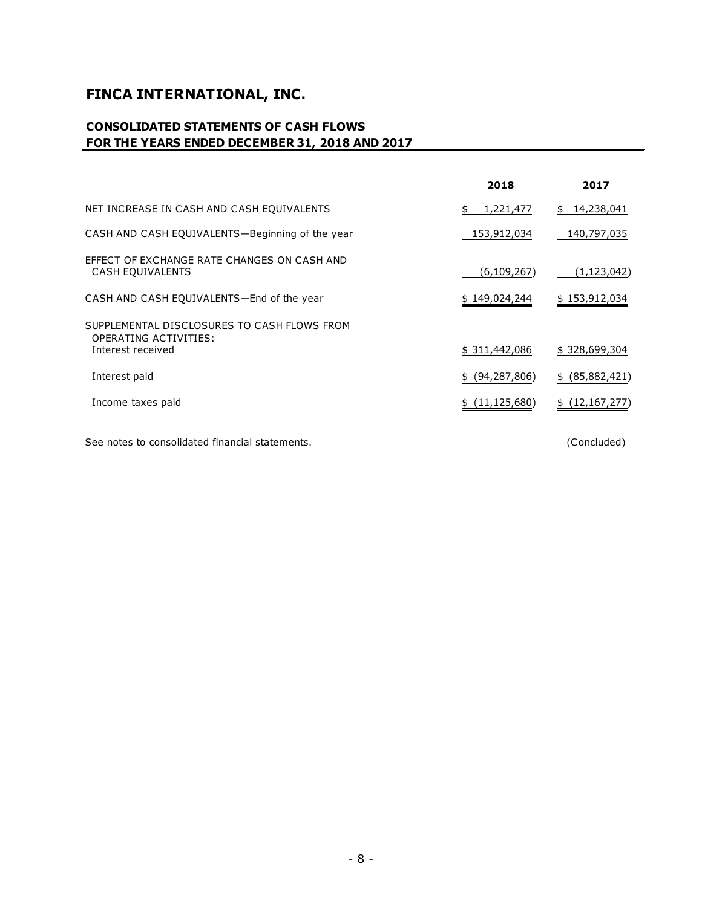# FINCA INTERNATIONAL, INC.

## CONSOLIDATED STATEMENTS OF CASH FLOWS
## FOR THE YEARS ENDED DECEMBER 31, 2018 AND 2017

| | 2018 | 2017 |
|---|---|---|
| NET INCREASE IN CASH AND CASH EQUIVALENTS | $ 1,221,477 | $ 14,238,041 |
| CASH AND CASH EQUIVALENTS—Beginning of the year | 153,912,034 | 140,797,035 |
| EFFECT OF EXCHANGE RATE CHANGES ON CASH AND CASH EQUIVALENTS | (6,109,267) | (1,123,042) |
| CASH AND CASH EQUIVALENTS—End of the year | $ 149,024,244 | $ 153,912,034 |
| SUPPLEMENTAL DISCLOSURES TO CASH FLOWS FROM OPERATING ACTIVITIES: | | |
| Interest received | $ 311,442,086 | $ 328,699,304 |
| Interest paid | $ (94,287,806) | $ (85,882,421) |
| Income taxes paid | $ (11,125,680) | $ (12,167,277) |

See notes to consolidated financial statements.

(Concluded)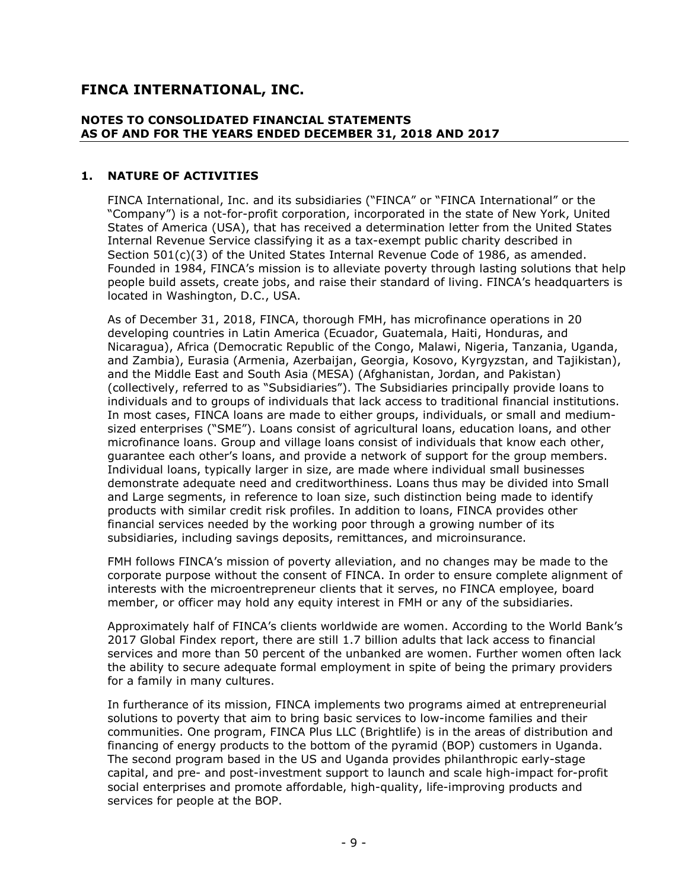# FINCA INTERNATIONAL, INC.

## NOTES TO CONSOLIDATED FINANCIAL STATEMENTS AS OF AND FOR THE YEARS ENDED DECEMBER 31, 2018 AND 2017

### 1. NATURE OF ACTIVITIES

FINCA International, Inc. and its subsidiaries ("FINCA" or "FINCA International" or the "Company") is a not-for-profit corporation, incorporated in the state of New York, United States of America (USA), that has received a determination letter from the United States Internal Revenue Service classifying it as a tax-exempt public charity described in Section 501(c)(3) of the United States Internal Revenue Code of 1986, as amended. Founded in 1984, FINCA's mission is to alleviate poverty through lasting solutions that help people build assets, create jobs, and raise their standard of living. FINCA's headquarters is located in Washington, D.C., USA.

As of December 31, 2018, FINCA, thorough FMH, has microfinance operations in 20 developing countries in Latin America (Ecuador, Guatemala, Haiti, Honduras, and Nicaragua), Africa (Democratic Republic of the Congo, Malawi, Nigeria, Tanzania, Uganda, and Zambia), Eurasia (Armenia, Azerbaijan, Georgia, Kosovo, Kyrgyzstan, and Tajikistan), and the Middle East and South Asia (MESA) (Afghanistan, Jordan, and Pakistan) (collectively, referred to as "Subsidiaries"). The Subsidiaries principally provide loans to individuals and to groups of individuals that lack access to traditional financial institutions. In most cases, FINCA loans are made to either groups, individuals, or small and medium-sized enterprises ("SME"). Loans consist of agricultural loans, education loans, and other microfinance loans. Group and village loans consist of individuals that know each other, guarantee each other's loans, and provide a network of support for the group members. Individual loans, typically larger in size, are made where individual small businesses demonstrate adequate need and creditworthiness. Loans thus may be divided into Small and Large segments, in reference to loan size, such distinction being made to identify products with similar credit risk profiles. In addition to loans, FINCA provides other financial services needed by the working poor through a growing number of its subsidiaries, including savings deposits, remittances, and microinsurance.

FMH follows FINCA's mission of poverty alleviation, and no changes may be made to the corporate purpose without the consent of FINCA. In order to ensure complete alignment of interests with the microentrepreneur clients that it serves, no FINCA employee, board member, or officer may hold any equity interest in FMH or any of the subsidiaries.

Approximately half of FINCA's clients worldwide are women. According to the World Bank's 2017 Global Findex report, there are still 1.7 billion adults that lack access to financial services and more than 50 percent of the unbanked are women. Further women often lack the ability to secure adequate formal employment in spite of being the primary providers for a family in many cultures.

In furtherance of its mission, FINCA implements two programs aimed at entrepreneurial solutions to poverty that aim to bring basic services to low-income families and their communities. One program, FINCA Plus LLC (Brightlife) is in the areas of distribution and financing of energy products to the bottom of the pyramid (BOP) customers in Uganda. The second program based in the US and Uganda provides philanthropic early-stage capital, and pre- and post-investment support to launch and scale high-impact for-profit social enterprises and promote affordable, high-quality, life-improving products and services for people at the BOP.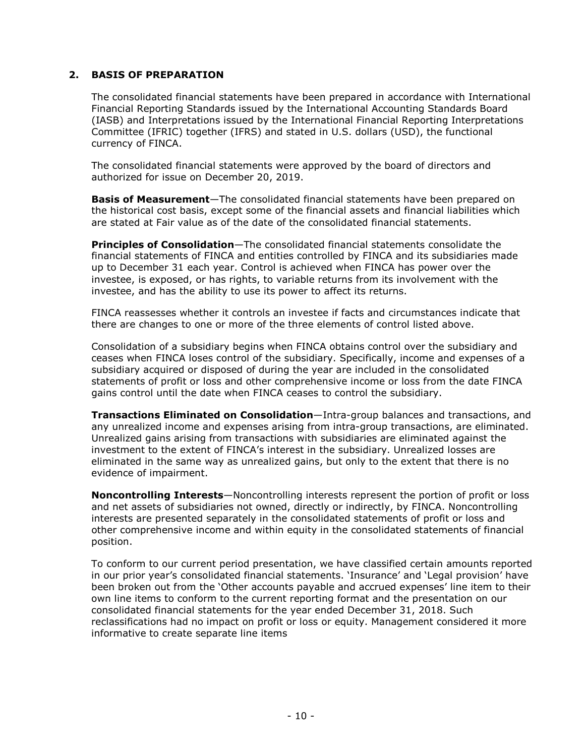## 2. BASIS OF PREPARATION

The consolidated financial statements have been prepared in accordance with International Financial Reporting Standards issued by the International Accounting Standards Board (IASB) and Interpretations issued by the International Financial Reporting Interpretations Committee (IFRIC) together (IFRS) and stated in U.S. dollars (USD), the functional currency of FINCA.

The consolidated financial statements were approved by the board of directors and authorized for issue on December 20, 2019.

**Basis of Measurement**—The consolidated financial statements have been prepared on the historical cost basis, except some of the financial assets and financial liabilities which are stated at Fair value as of the date of the consolidated financial statements.

**Principles of Consolidation**—The consolidated financial statements consolidate the financial statements of FINCA and entities controlled by FINCA and its subsidiaries made up to December 31 each year. Control is achieved when FINCA has power over the investee, is exposed, or has rights, to variable returns from its involvement with the investee, and has the ability to use its power to affect its returns.

FINCA reassesses whether it controls an investee if facts and circumstances indicate that there are changes to one or more of the three elements of control listed above.

Consolidation of a subsidiary begins when FINCA obtains control over the subsidiary and ceases when FINCA loses control of the subsidiary. Specifically, income and expenses of a subsidiary acquired or disposed of during the year are included in the consolidated statements of profit or loss and other comprehensive income or loss from the date FINCA gains control until the date when FINCA ceases to control the subsidiary.

**Transactions Eliminated on Consolidation**—Intra-group balances and transactions, and any unrealized income and expenses arising from intra-group transactions, are eliminated. Unrealized gains arising from transactions with subsidiaries are eliminated against the investment to the extent of FINCA's interest in the subsidiary. Unrealized losses are eliminated in the same way as unrealized gains, but only to the extent that there is no evidence of impairment.

**Noncontrolling Interests**—Noncontrolling interests represent the portion of profit or loss and net assets of subsidiaries not owned, directly or indirectly, by FINCA. Noncontrolling interests are presented separately in the consolidated statements of profit or loss and other comprehensive income and within equity in the consolidated statements of financial position.

To conform to our current period presentation, we have classified certain amounts reported in our prior year's consolidated financial statements. 'Insurance' and 'Legal provision' have been broken out from the 'Other accounts payable and accrued expenses' line item to their own line items to conform to the current reporting format and the presentation on our consolidated financial statements for the year ended December 31, 2018. Such reclassifications had no impact on profit or loss or equity. Management considered it more informative to create separate line items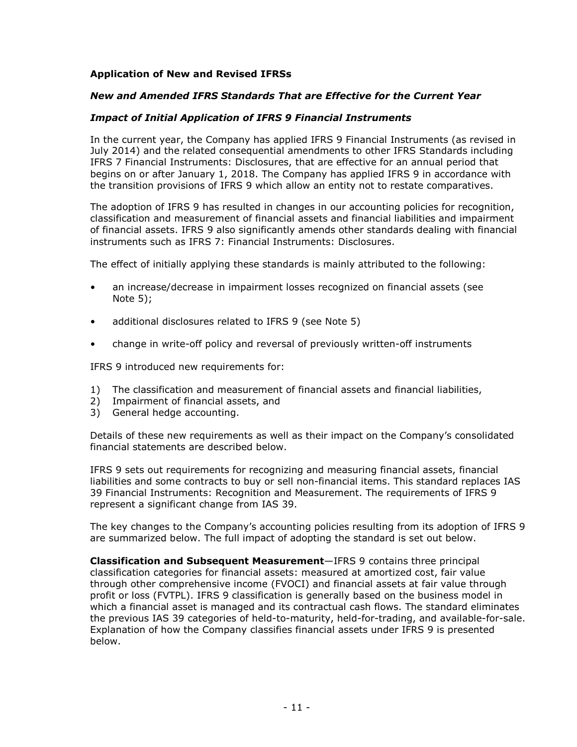## Application of New and Revised IFRSs

### *New and Amended IFRS Standards That are Effective for the Current Year*

### *Impact of Initial Application of IFRS 9 Financial Instruments*

In the current year, the Company has applied IFRS 9 Financial Instruments (as revised in July 2014) and the related consequential amendments to other IFRS Standards including IFRS 7 Financial Instruments: Disclosures, that are effective for an annual period that begins on or after January 1, 2018. The Company has applied IFRS 9 in accordance with the transition provisions of IFRS 9 which allow an entity not to restate comparatives.

The adoption of IFRS 9 has resulted in changes in our accounting policies for recognition, classification and measurement of financial assets and financial liabilities and impairment of financial assets. IFRS 9 also significantly amends other standards dealing with financial instruments such as IFRS 7: Financial Instruments: Disclosures.

The effect of initially applying these standards is mainly attributed to the following:

- an increase/decrease in impairment losses recognized on financial assets (see Note 5);
- additional disclosures related to IFRS 9 (see Note 5)
- change in write-off policy and reversal of previously written-off instruments

IFRS 9 introduced new requirements for:

1) The classification and measurement of financial assets and financial liabilities,
2) Impairment of financial assets, and
3) General hedge accounting.

Details of these new requirements as well as their impact on the Company's consolidated financial statements are described below.

IFRS 9 sets out requirements for recognizing and measuring financial assets, financial liabilities and some contracts to buy or sell non-financial items. This standard replaces IAS 39 Financial Instruments: Recognition and Measurement. The requirements of IFRS 9 represent a significant change from IAS 39.

The key changes to the Company's accounting policies resulting from its adoption of IFRS 9 are summarized below. The full impact of adopting the standard is set out below.

**Classification and Subsequent Measurement**—IFRS 9 contains three principal classification categories for financial assets: measured at amortized cost, fair value through other comprehensive income (FVOCI) and financial assets at fair value through profit or loss (FVTPL). IFRS 9 classification is generally based on the business model in which a financial asset is managed and its contractual cash flows. The standard eliminates the previous IAS 39 categories of held-to-maturity, held-for-trading, and available-for-sale. Explanation of how the Company classifies financial assets under IFRS 9 is presented below.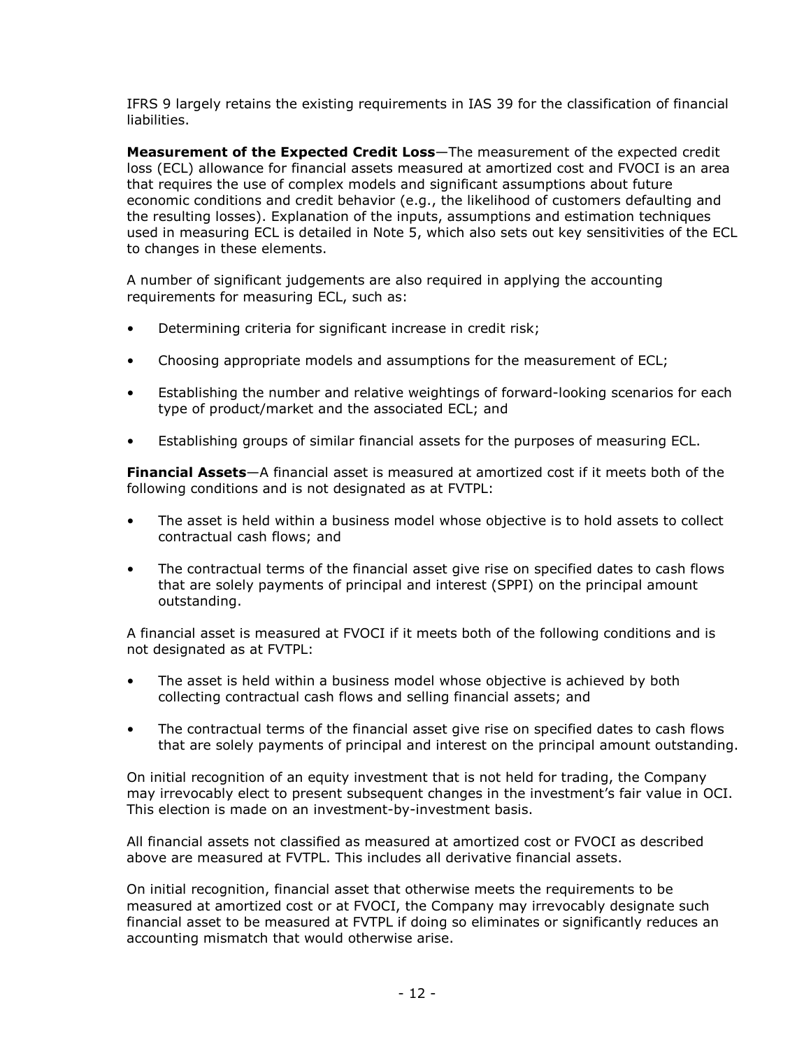IFRS 9 largely retains the existing requirements in IAS 39 for the classification of financial liabilities.

**Measurement of the Expected Credit Loss**—The measurement of the expected credit loss (ECL) allowance for financial assets measured at amortized cost and FVOCI is an area that requires the use of complex models and significant assumptions about future economic conditions and credit behavior (e.g., the likelihood of customers defaulting and the resulting losses). Explanation of the inputs, assumptions and estimation techniques used in measuring ECL is detailed in Note 5, which also sets out key sensitivities of the ECL to changes in these elements.

A number of significant judgements are also required in applying the accounting requirements for measuring ECL, such as:

- Determining criteria for significant increase in credit risk;
- Choosing appropriate models and assumptions for the measurement of ECL;
- Establishing the number and relative weightings of forward-looking scenarios for each type of product/market and the associated ECL; and
- Establishing groups of similar financial assets for the purposes of measuring ECL.

**Financial Assets**—A financial asset is measured at amortized cost if it meets both of the following conditions and is not designated as at FVTPL:

- The asset is held within a business model whose objective is to hold assets to collect contractual cash flows; and
- The contractual terms of the financial asset give rise on specified dates to cash flows that are solely payments of principal and interest (SPPI) on the principal amount outstanding.

A financial asset is measured at FVOCI if it meets both of the following conditions and is not designated as at FVTPL:

- The asset is held within a business model whose objective is achieved by both collecting contractual cash flows and selling financial assets; and
- The contractual terms of the financial asset give rise on specified dates to cash flows that are solely payments of principal and interest on the principal amount outstanding.

On initial recognition of an equity investment that is not held for trading, the Company may irrevocably elect to present subsequent changes in the investment's fair value in OCI. This election is made on an investment-by-investment basis.

All financial assets not classified as measured at amortized cost or FVOCI as described above are measured at FVTPL. This includes all derivative financial assets.

On initial recognition, financial asset that otherwise meets the requirements to be measured at amortized cost or at FVOCI, the Company may irrevocably designate such financial asset to be measured at FVTPL if doing so eliminates or significantly reduces an accounting mismatch that would otherwise arise.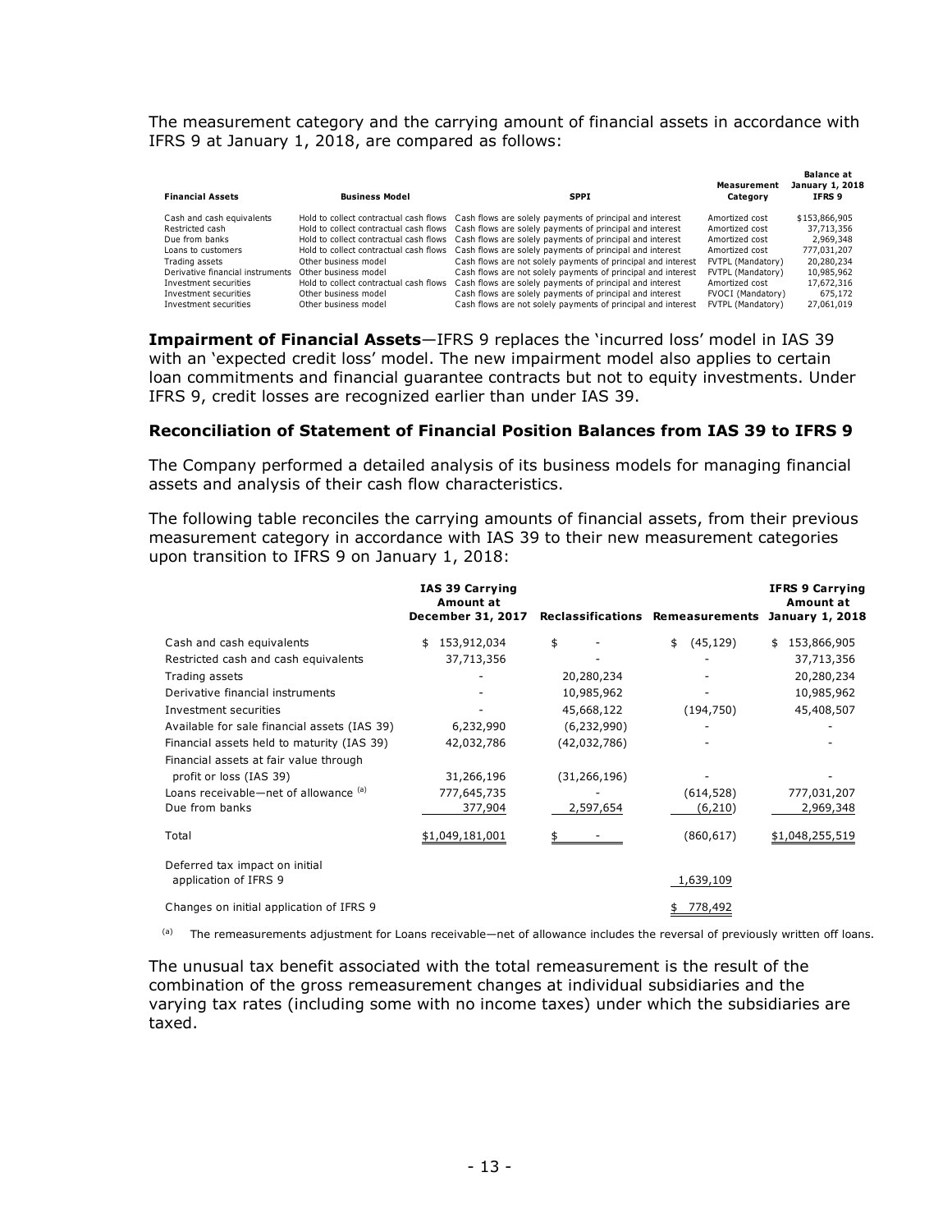The measurement category and the carrying amount of financial assets in accordance with IFRS 9 at January 1, 2018, are compared as follows:

| Financial Assets | Business Model | SPPI | Measurement Category | Balance at January 1, 2018 IFRS 9 |
|---|---|---|---|---|
| Cash and cash equivalents | Hold to collect contractual cash flows | Cash flows are solely payments of principal and interest | Amortized cost | $153,866,905 |
| Restricted cash | Hold to collect contractual cash flows | Cash flows are solely payments of principal and interest | Amortized cost | 37,713,356 |
| Due from banks | Hold to collect contractual cash flows | Cash flows are solely payments of principal and interest | Amortized cost | 2,969,348 |
| Loans to customers | Hold to collect contractual cash flows | Cash flows are solely payments of principal and interest | Amortized cost | 777,031,207 |
| Trading assets | Other business model | Cash flows are not solely payments of principal and interest | FVTPL (Mandatory) | 20,280,234 |
| Derivative financial instruments | Other business model | Cash flows are not solely payments of principal and interest | FVTPL (Mandatory) | 10,985,962 |
| Investment securities | Hold to collect contractual cash flows | Cash flows are solely payments of principal and interest | Amortized cost | 17,672,316 |
| Investment securities | Other business model | Cash flows are solely payments of principal and interest | FVOCI (Mandatory) | 675,172 |
| Investment securities | Other business model | Cash flows are not solely payments of principal and interest | FVTPL (Mandatory) | 27,061,019 |

**Impairment of Financial Assets**—IFRS 9 replaces the 'incurred loss' model in IAS 39 with an 'expected credit loss' model. The new impairment model also applies to certain loan commitments and financial guarantee contracts but not to equity investments. Under IFRS 9, credit losses are recognized earlier than under IAS 39.

**Reconciliation of Statement of Financial Position Balances from IAS 39 to IFRS 9**

The Company performed a detailed analysis of its business models for managing financial assets and analysis of their cash flow characteristics.

The following table reconciles the carrying amounts of financial assets, from their previous measurement category in accordance with IAS 39 to their new measurement categories upon transition to IFRS 9 on January 1, 2018:

| | IAS 39 Carrying Amount at December 31, 2017 | Reclassifications | Remeasurements | IFRS 9 Carrying Amount at January 1, 2018 |
|---|---|---|---|---|
| Cash and cash equivalents | $ 153,912,034 | $ - | $ (45,129) | $ 153,866,905 |
| Restricted cash and cash equivalents | 37,713,356 | - | - | 37,713,356 |
| Trading assets | - | 20,280,234 | - | 20,280,234 |
| Derivative financial instruments | - | 10,985,962 | - | 10,985,962 |
| Investment securities | - | 45,668,122 | (194,750) | 45,408,507 |
| Available for sale financial assets (IAS 39) | 6,232,990 | (6,232,990) | - | - |
| Financial assets held to maturity (IAS 39) | 42,032,786 | (42,032,786) | - | - |
| Financial assets at fair value through profit or loss (IAS 39) | 31,266,196 | (31,266,196) | - | - |
| Loans receivable—net of allowance [(a)] | 777,645,735 | - | (614,528) | 777,031,207 |
| Due from banks | 377,904 | 2,597,654 | (6,210) | 2,969,348 |
| Total | $1,049,181,001 | $ - | (860,617) | $1,048,255,519 |
| Deferred tax impact on initial application of IFRS 9 | | | 1,639,109 | |
| Changes on initial application of IFRS 9 | | | $ 778,492 | |

[(a)] The remeasurements adjustment for Loans receivable—net of allowance includes the reversal of previously written off loans.

The unusual tax benefit associated with the total remeasurement is the result of the combination of the gross remeasurement changes at individual subsidiaries and the varying tax rates (including some with no income taxes) under which the subsidiaries are taxed.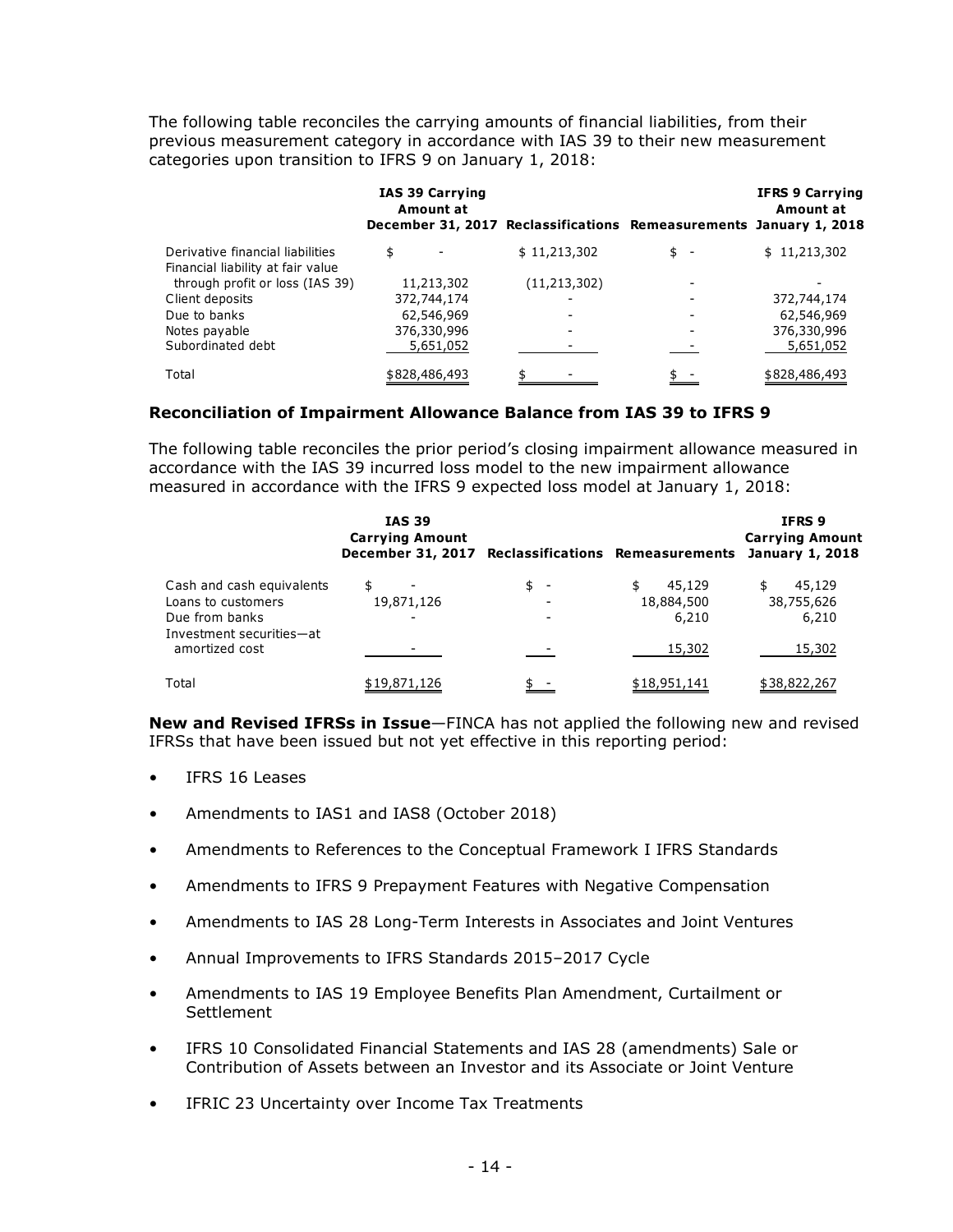The following table reconciles the carrying amounts of financial liabilities, from their previous measurement category in accordance with IAS 39 to their new measurement categories upon transition to IFRS 9 on January 1, 2018:

| | IAS 39 Carrying Amount at December 31, 2017 | Reclassifications | Remeasurements | IFRS 9 Carrying Amount at January 1, 2018 |
|---|---|---|---|---|
| Derivative financial liabilities | $ - | $ 11,213,302 | $ - | $ 11,213,302 |
| Financial liability at fair value through profit or loss (IAS 39) | 11,213,302 | (11,213,302) | - | - |
| Client deposits | 372,744,174 | - | - | 372,744,174 |
| Due to banks | 62,546,969 | - | - | 62,546,969 |
| Notes payable | 376,330,996 | - | - | 376,330,996 |
| Subordinated debt | 5,651,052 | - | - | 5,651,052 |
| Total | $828,486,493 | $ - | $ - | $828,486,493 |

### Reconciliation of Impairment Allowance Balance from IAS 39 to IFRS 9

The following table reconciles the prior period's closing impairment allowance measured in accordance with the IAS 39 incurred loss model to the new impairment allowance measured in accordance with the IFRS 9 expected loss model at January 1, 2018:

| | IAS 39 Carrying Amount December 31, 2017 | Reclassifications | Remeasurements | IFRS 9 Carrying Amount January 1, 2018 |
|---|---|---|---|---|
| Cash and cash equivalents | $ - | $ - | $ 45,129 | $ 45,129 |
| Loans to customers | 19,871,126 | - | 18,884,500 | 38,755,626 |
| Due from banks | - | - | 6,210 | 6,210 |
| Investment securities—at amortized cost | - | - | 15,302 | 15,302 |
| Total | $19,871,126 | $ - | $18,951,141 | $38,822,267 |

**New and Revised IFRSs in Issue**—FINCA has not applied the following new and revised IFRSs that have been issued but not yet effective in this reporting period:

- IFRS 16 Leases
- Amendments to IAS1 and IAS8 (October 2018)
- Amendments to References to the Conceptual Framework I IFRS Standards
- Amendments to IFRS 9 Prepayment Features with Negative Compensation
- Amendments to IAS 28 Long-Term Interests in Associates and Joint Ventures
- Annual Improvements to IFRS Standards 2015–2017 Cycle
- Amendments to IAS 19 Employee Benefits Plan Amendment, Curtailment or Settlement
- IFRS 10 Consolidated Financial Statements and IAS 28 (amendments) Sale or Contribution of Assets between an Investor and its Associate or Joint Venture
- IFRIC 23 Uncertainty over Income Tax Treatments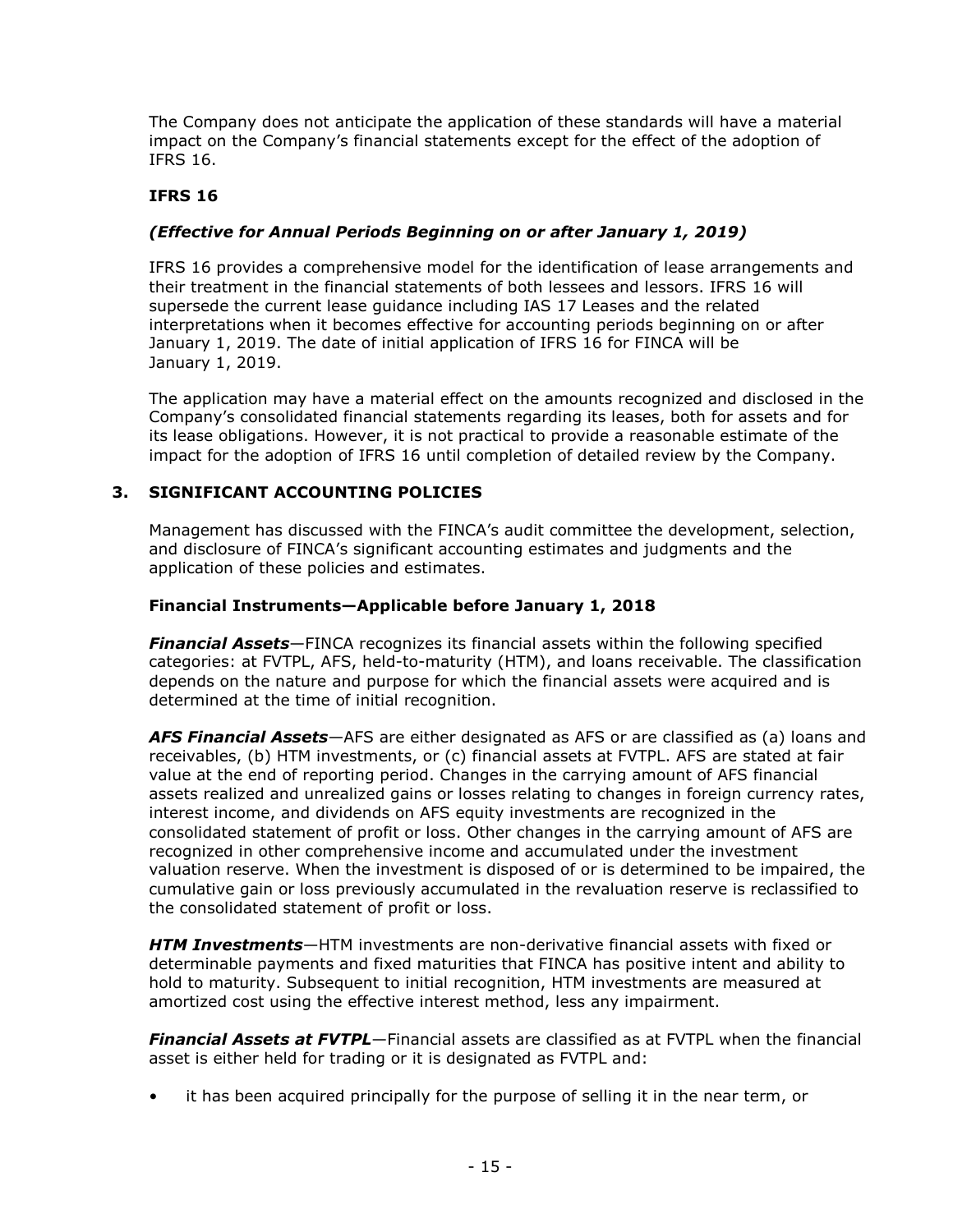The Company does not anticipate the application of these standards will have a material impact on the Company's financial statements except for the effect of the adoption of IFRS 16.

**IFRS 16**

***(Effective for Annual Periods Beginning on or after January 1, 2019)***

IFRS 16 provides a comprehensive model for the identification of lease arrangements and their treatment in the financial statements of both lessees and lessors. IFRS 16 will supersede the current lease guidance including IAS 17 Leases and the related interpretations when it becomes effective for accounting periods beginning on or after January 1, 2019. The date of initial application of IFRS 16 for FINCA will be January 1, 2019.

The application may have a material effect on the amounts recognized and disclosed in the Company's consolidated financial statements regarding its leases, both for assets and for its lease obligations. However, it is not practical to provide a reasonable estimate of the impact for the adoption of IFRS 16 until completion of detailed review by the Company.

## 3. SIGNIFICANT ACCOUNTING POLICIES

Management has discussed with the FINCA's audit committee the development, selection, and disclosure of FINCA's significant accounting estimates and judgments and the application of these policies and estimates.

**Financial Instruments—Applicable before January 1, 2018**

***Financial Assets***—FINCA recognizes its financial assets within the following specified categories: at FVTPL, AFS, held-to-maturity (HTM), and loans receivable. The classification depends on the nature and purpose for which the financial assets were acquired and is determined at the time of initial recognition.

***AFS Financial Assets***—AFS are either designated as AFS or are classified as (a) loans and receivables, (b) HTM investments, or (c) financial assets at FVTPL. AFS are stated at fair value at the end of reporting period. Changes in the carrying amount of AFS financial assets realized and unrealized gains or losses relating to changes in foreign currency rates, interest income, and dividends on AFS equity investments are recognized in the consolidated statement of profit or loss. Other changes in the carrying amount of AFS are recognized in other comprehensive income and accumulated under the investment valuation reserve. When the investment is disposed of or is determined to be impaired, the cumulative gain or loss previously accumulated in the revaluation reserve is reclassified to the consolidated statement of profit or loss.

***HTM Investments***—HTM investments are non-derivative financial assets with fixed or determinable payments and fixed maturities that FINCA has positive intent and ability to hold to maturity. Subsequent to initial recognition, HTM investments are measured at amortized cost using the effective interest method, less any impairment.

***Financial Assets at FVTPL***—Financial assets are classified as at FVTPL when the financial asset is either held for trading or it is designated as FVTPL and:

- it has been acquired principally for the purpose of selling it in the near term, or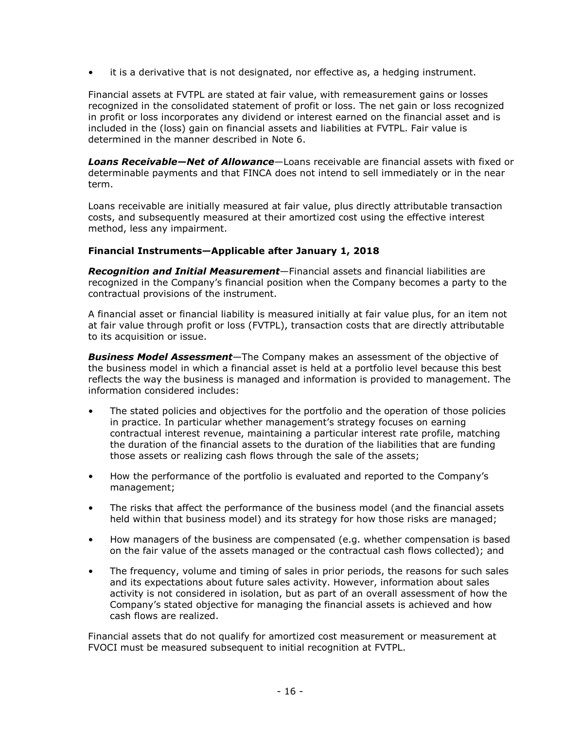- it is a derivative that is not designated, nor effective as, a hedging instrument.

Financial assets at FVTPL are stated at fair value, with remeasurement gains or losses recognized in the consolidated statement of profit or loss. The net gain or loss recognized in profit or loss incorporates any dividend or interest earned on the financial asset and is included in the (loss) gain on financial assets and liabilities at FVTPL. Fair value is determined in the manner described in Note 6.

***Loans Receivable—Net of Allowance***—Loans receivable are financial assets with fixed or determinable payments and that FINCA does not intend to sell immediately or in the near term.

Loans receivable are initially measured at fair value, plus directly attributable transaction costs, and subsequently measured at their amortized cost using the effective interest method, less any impairment.

**Financial Instruments—Applicable after January 1, 2018**

***Recognition and Initial Measurement***—Financial assets and financial liabilities are recognized in the Company's financial position when the Company becomes a party to the contractual provisions of the instrument.

A financial asset or financial liability is measured initially at fair value plus, for an item not at fair value through profit or loss (FVTPL), transaction costs that are directly attributable to its acquisition or issue.

***Business Model Assessment***—The Company makes an assessment of the objective of the business model in which a financial asset is held at a portfolio level because this best reflects the way the business is managed and information is provided to management. The information considered includes:

- The stated policies and objectives for the portfolio and the operation of those policies in practice. In particular whether management's strategy focuses on earning contractual interest revenue, maintaining a particular interest rate profile, matching the duration of the financial assets to the duration of the liabilities that are funding those assets or realizing cash flows through the sale of the assets;
- How the performance of the portfolio is evaluated and reported to the Company's management;
- The risks that affect the performance of the business model (and the financial assets held within that business model) and its strategy for how those risks are managed;
- How managers of the business are compensated (e.g. whether compensation is based on the fair value of the assets managed or the contractual cash flows collected); and
- The frequency, volume and timing of sales in prior periods, the reasons for such sales and its expectations about future sales activity. However, information about sales activity is not considered in isolation, but as part of an overall assessment of how the Company's stated objective for managing the financial assets is achieved and how cash flows are realized.

Financial assets that do not qualify for amortized cost measurement or measurement at FVOCI must be measured subsequent to initial recognition at FVTPL.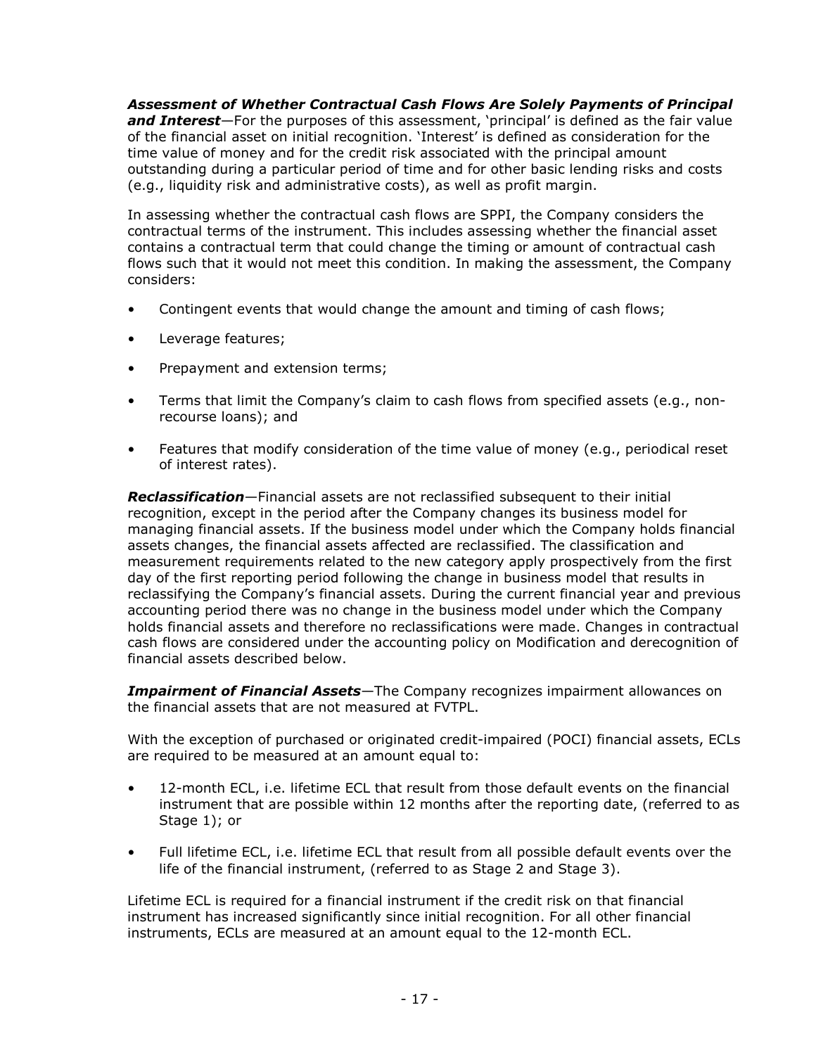***Assessment of Whether Contractual Cash Flows Are Solely Payments of Principal and Interest***—For the purposes of this assessment, 'principal' is defined as the fair value of the financial asset on initial recognition. 'Interest' is defined as consideration for the time value of money and for the credit risk associated with the principal amount outstanding during a particular period of time and for other basic lending risks and costs (e.g., liquidity risk and administrative costs), as well as profit margin.

In assessing whether the contractual cash flows are SPPI, the Company considers the contractual terms of the instrument. This includes assessing whether the financial asset contains a contractual term that could change the timing or amount of contractual cash flows such that it would not meet this condition. In making the assessment, the Company considers:

- Contingent events that would change the amount and timing of cash flows;
- Leverage features;
- Prepayment and extension terms;
- Terms that limit the Company's claim to cash flows from specified assets (e.g., non-recourse loans); and
- Features that modify consideration of the time value of money (e.g., periodical reset of interest rates).

***Reclassification***—Financial assets are not reclassified subsequent to their initial recognition, except in the period after the Company changes its business model for managing financial assets. If the business model under which the Company holds financial assets changes, the financial assets affected are reclassified. The classification and measurement requirements related to the new category apply prospectively from the first day of the first reporting period following the change in business model that results in reclassifying the Company's financial assets. During the current financial year and previous accounting period there was no change in the business model under which the Company holds financial assets and therefore no reclassifications were made. Changes in contractual cash flows are considered under the accounting policy on Modification and derecognition of financial assets described below.

***Impairment of Financial Assets***—The Company recognizes impairment allowances on the financial assets that are not measured at FVTPL.

With the exception of purchased or originated credit-impaired (POCI) financial assets, ECLs are required to be measured at an amount equal to:

- 12-month ECL, i.e. lifetime ECL that result from those default events on the financial instrument that are possible within 12 months after the reporting date, (referred to as Stage 1); or
- Full lifetime ECL, i.e. lifetime ECL that result from all possible default events over the life of the financial instrument, (referred to as Stage 2 and Stage 3).

Lifetime ECL is required for a financial instrument if the credit risk on that financial instrument has increased significantly since initial recognition. For all other financial instruments, ECLs are measured at an amount equal to the 12-month ECL.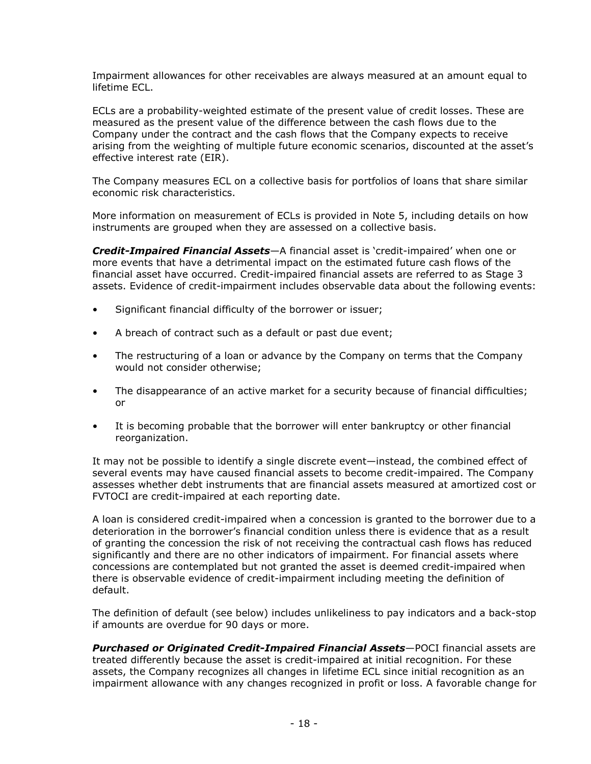Impairment allowances for other receivables are always measured at an amount equal to lifetime ECL.

ECLs are a probability-weighted estimate of the present value of credit losses. These are measured as the present value of the difference between the cash flows due to the Company under the contract and the cash flows that the Company expects to receive arising from the weighting of multiple future economic scenarios, discounted at the asset's effective interest rate (EIR).

The Company measures ECL on a collective basis for portfolios of loans that share similar economic risk characteristics.

More information on measurement of ECLs is provided in Note 5, including details on how instruments are grouped when they are assessed on a collective basis.

***Credit-Impaired Financial Assets***—A financial asset is 'credit-impaired' when one or more events that have a detrimental impact on the estimated future cash flows of the financial asset have occurred. Credit-impaired financial assets are referred to as Stage 3 assets. Evidence of credit-impairment includes observable data about the following events:

- Significant financial difficulty of the borrower or issuer;
- A breach of contract such as a default or past due event;
- The restructuring of a loan or advance by the Company on terms that the Company would not consider otherwise;
- The disappearance of an active market for a security because of financial difficulties; or
- It is becoming probable that the borrower will enter bankruptcy or other financial reorganization.

It may not be possible to identify a single discrete event—instead, the combined effect of several events may have caused financial assets to become credit-impaired. The Company assesses whether debt instruments that are financial assets measured at amortized cost or FVTOCI are credit-impaired at each reporting date.

A loan is considered credit-impaired when a concession is granted to the borrower due to a deterioration in the borrower's financial condition unless there is evidence that as a result of granting the concession the risk of not receiving the contractual cash flows has reduced significantly and there are no other indicators of impairment. For financial assets where concessions are contemplated but not granted the asset is deemed credit-impaired when there is observable evidence of credit-impairment including meeting the definition of default.

The definition of default (see below) includes unlikeliness to pay indicators and a back-stop if amounts are overdue for 90 days or more.

***Purchased or Originated Credit-Impaired Financial Assets***—POCI financial assets are treated differently because the asset is credit-impaired at initial recognition. For these assets, the Company recognizes all changes in lifetime ECL since initial recognition as an impairment allowance with any changes recognized in profit or loss. A favorable change for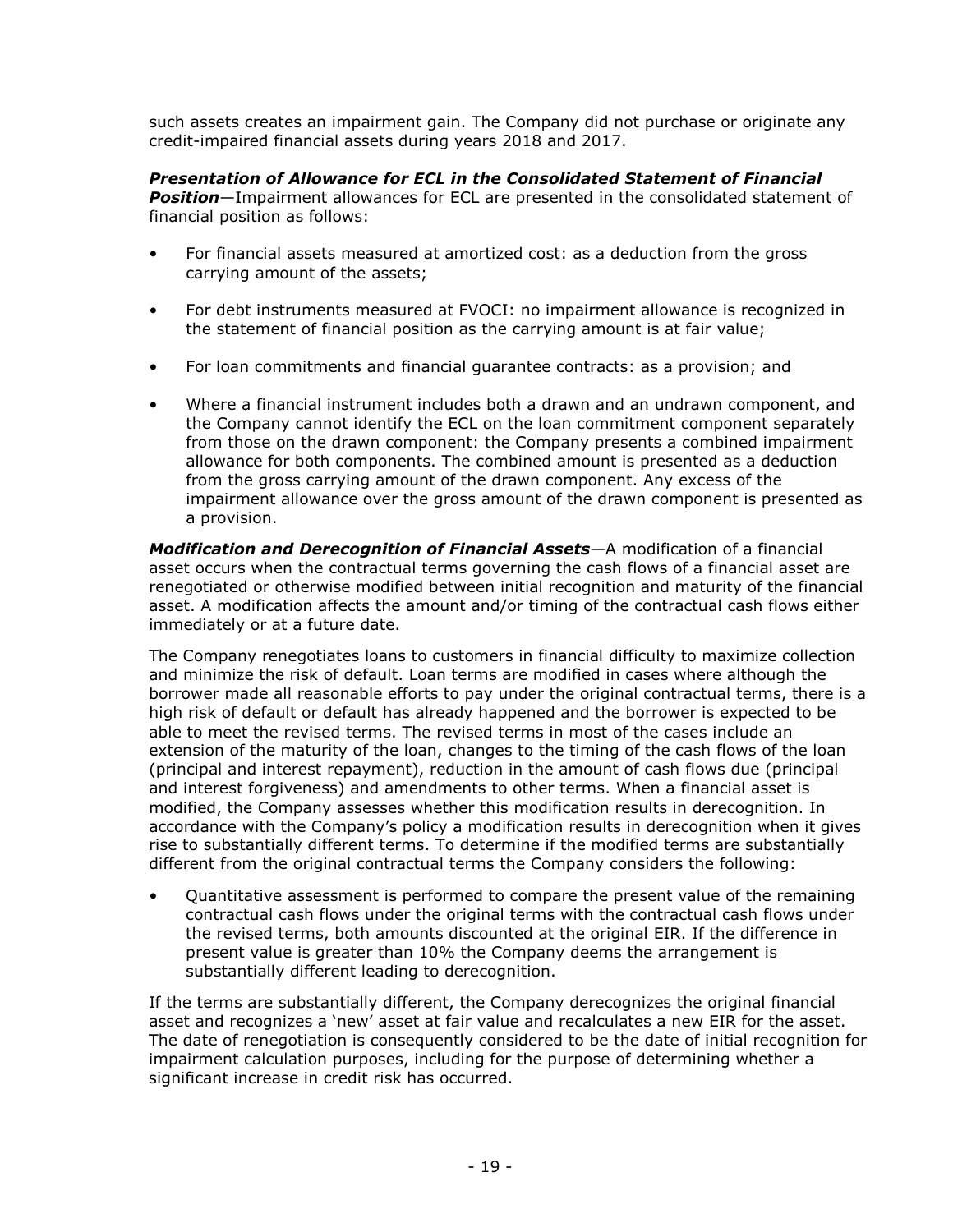such assets creates an impairment gain. The Company did not purchase or originate any credit-impaired financial assets during years 2018 and 2017.

***Presentation of Allowance for ECL in the Consolidated Statement of Financial Position***—Impairment allowances for ECL are presented in the consolidated statement of financial position as follows:

- For financial assets measured at amortized cost: as a deduction from the gross carrying amount of the assets;
- For debt instruments measured at FVOCI: no impairment allowance is recognized in the statement of financial position as the carrying amount is at fair value;
- For loan commitments and financial guarantee contracts: as a provision; and
- Where a financial instrument includes both a drawn and an undrawn component, and the Company cannot identify the ECL on the loan commitment component separately from those on the drawn component: the Company presents a combined impairment allowance for both components. The combined amount is presented as a deduction from the gross carrying amount of the drawn component. Any excess of the impairment allowance over the gross amount of the drawn component is presented as a provision.

***Modification and Derecognition of Financial Assets***—A modification of a financial asset occurs when the contractual terms governing the cash flows of a financial asset are renegotiated or otherwise modified between initial recognition and maturity of the financial asset. A modification affects the amount and/or timing of the contractual cash flows either immediately or at a future date.

The Company renegotiates loans to customers in financial difficulty to maximize collection and minimize the risk of default. Loan terms are modified in cases where although the borrower made all reasonable efforts to pay under the original contractual terms, there is a high risk of default or default has already happened and the borrower is expected to be able to meet the revised terms. The revised terms in most of the cases include an extension of the maturity of the loan, changes to the timing of the cash flows of the loan (principal and interest repayment), reduction in the amount of cash flows due (principal and interest forgiveness) and amendments to other terms. When a financial asset is modified, the Company assesses whether this modification results in derecognition. In accordance with the Company's policy a modification results in derecognition when it gives rise to substantially different terms. To determine if the modified terms are substantially different from the original contractual terms the Company considers the following:

- Quantitative assessment is performed to compare the present value of the remaining contractual cash flows under the original terms with the contractual cash flows under the revised terms, both amounts discounted at the original EIR. If the difference in present value is greater than 10% the Company deems the arrangement is substantially different leading to derecognition.

If the terms are substantially different, the Company derecognizes the original financial asset and recognizes a 'new' asset at fair value and recalculates a new EIR for the asset. The date of renegotiation is consequently considered to be the date of initial recognition for impairment calculation purposes, including for the purpose of determining whether a significant increase in credit risk has occurred.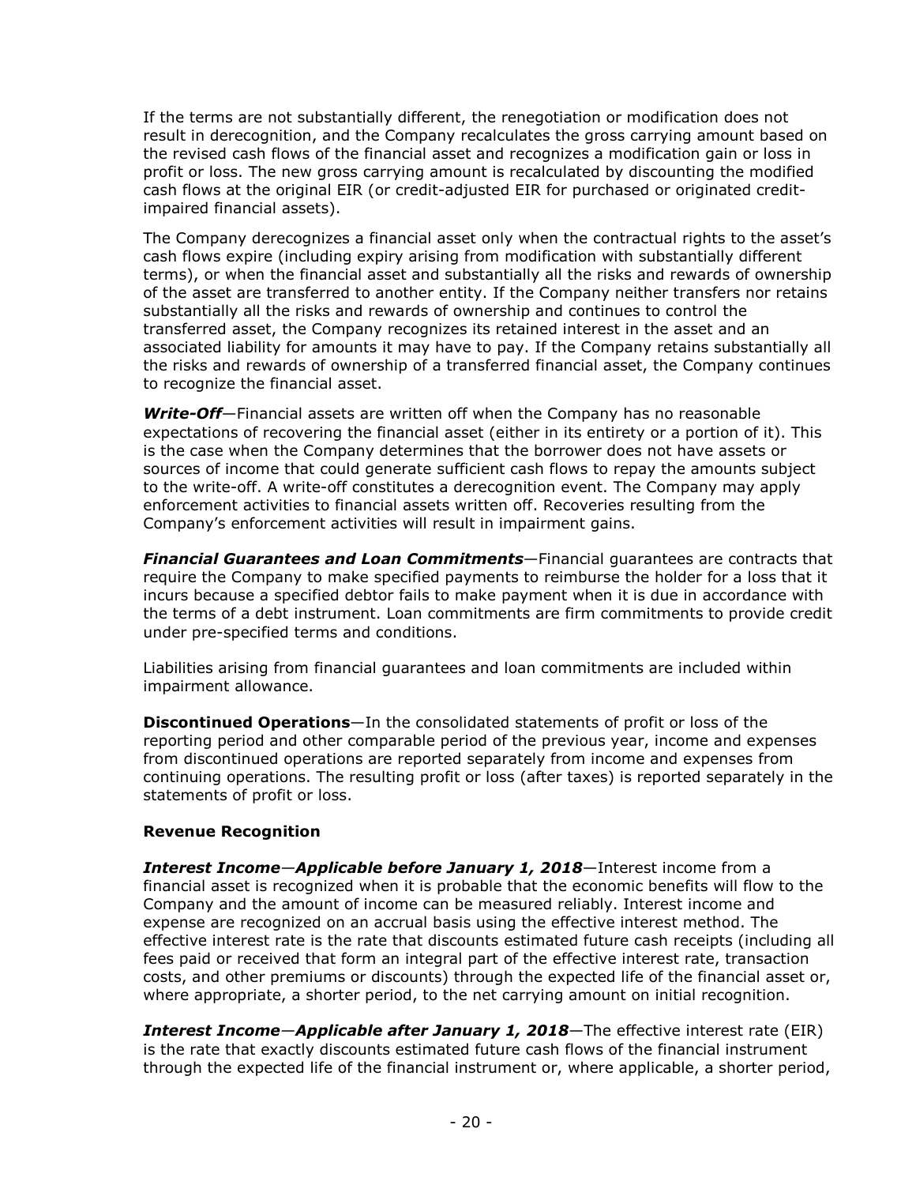If the terms are not substantially different, the renegotiation or modification does not result in derecognition, and the Company recalculates the gross carrying amount based on the revised cash flows of the financial asset and recognizes a modification gain or loss in profit or loss. The new gross carrying amount is recalculated by discounting the modified cash flows at the original EIR (or credit-adjusted EIR for purchased or originated credit-impaired financial assets).

The Company derecognizes a financial asset only when the contractual rights to the asset's cash flows expire (including expiry arising from modification with substantially different terms), or when the financial asset and substantially all the risks and rewards of ownership of the asset are transferred to another entity. If the Company neither transfers nor retains substantially all the risks and rewards of ownership and continues to control the transferred asset, the Company recognizes its retained interest in the asset and an associated liability for amounts it may have to pay. If the Company retains substantially all the risks and rewards of ownership of a transferred financial asset, the Company continues to recognize the financial asset.

***Write-Off***—Financial assets are written off when the Company has no reasonable expectations of recovering the financial asset (either in its entirety or a portion of it). This is the case when the Company determines that the borrower does not have assets or sources of income that could generate sufficient cash flows to repay the amounts subject to the write-off. A write-off constitutes a derecognition event. The Company may apply enforcement activities to financial assets written off. Recoveries resulting from the Company's enforcement activities will result in impairment gains.

***Financial Guarantees and Loan Commitments***—Financial guarantees are contracts that require the Company to make specified payments to reimburse the holder for a loss that it incurs because a specified debtor fails to make payment when it is due in accordance with the terms of a debt instrument. Loan commitments are firm commitments to provide credit under pre-specified terms and conditions.

Liabilities arising from financial guarantees and loan commitments are included within impairment allowance.

**Discontinued Operations**—In the consolidated statements of profit or loss of the reporting period and other comparable period of the previous year, income and expenses from discontinued operations are reported separately from income and expenses from continuing operations. The resulting profit or loss (after taxes) is reported separately in the statements of profit or loss.

**Revenue Recognition**

***Interest Income***—***Applicable before January 1, 2018***—Interest income from a financial asset is recognized when it is probable that the economic benefits will flow to the Company and the amount of income can be measured reliably. Interest income and expense are recognized on an accrual basis using the effective interest method. The effective interest rate is the rate that discounts estimated future cash receipts (including all fees paid or received that form an integral part of the effective interest rate, transaction costs, and other premiums or discounts) through the expected life of the financial asset or, where appropriate, a shorter period, to the net carrying amount on initial recognition.

***Interest Income***—***Applicable after January 1, 2018***—The effective interest rate (EIR) is the rate that exactly discounts estimated future cash flows of the financial instrument through the expected life of the financial instrument or, where applicable, a shorter period,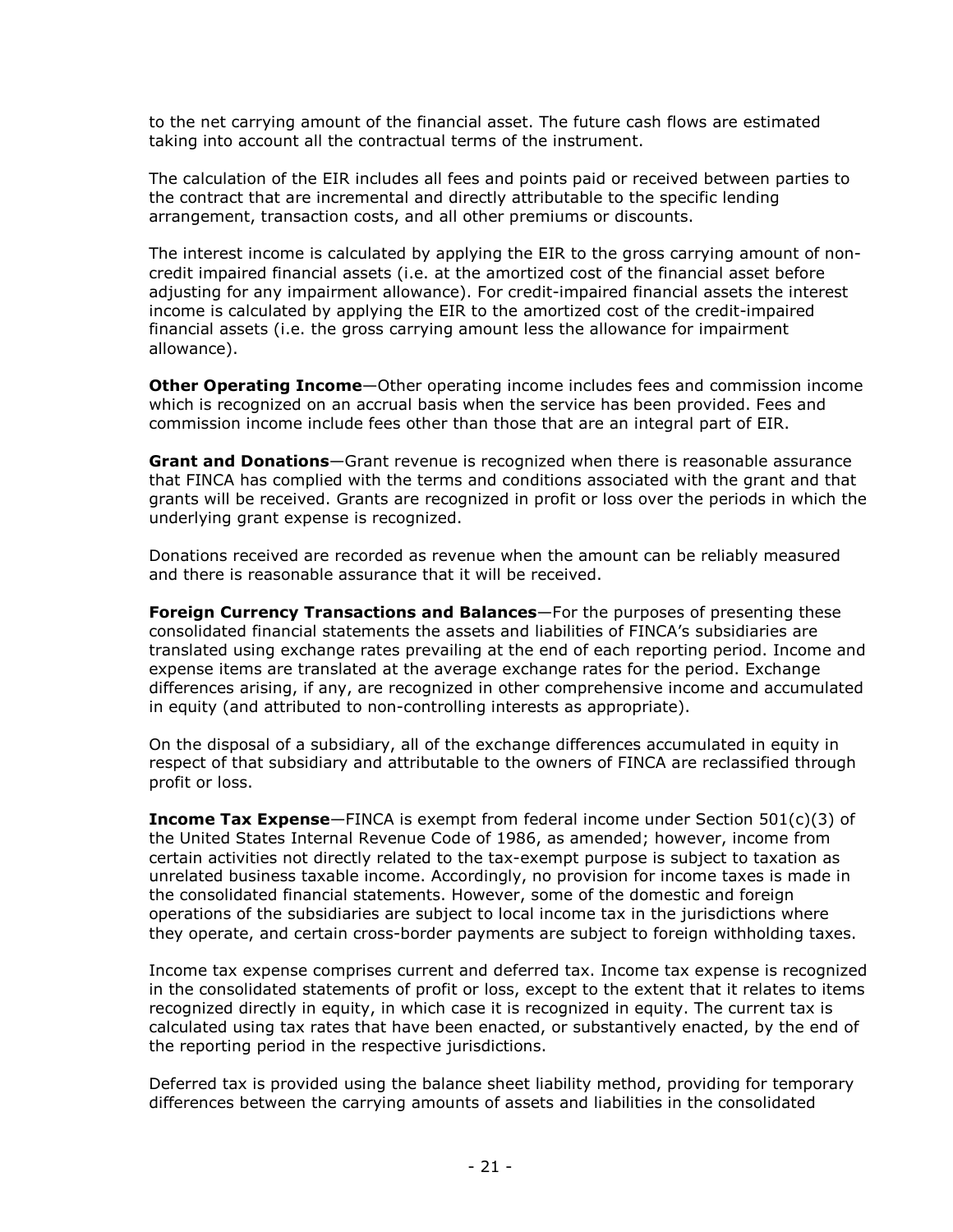to the net carrying amount of the financial asset. The future cash flows are estimated taking into account all the contractual terms of the instrument.

The calculation of the EIR includes all fees and points paid or received between parties to the contract that are incremental and directly attributable to the specific lending arrangement, transaction costs, and all other premiums or discounts.

The interest income is calculated by applying the EIR to the gross carrying amount of non-credit impaired financial assets (i.e. at the amortized cost of the financial asset before adjusting for any impairment allowance). For credit-impaired financial assets the interest income is calculated by applying the EIR to the amortized cost of the credit-impaired financial assets (i.e. the gross carrying amount less the allowance for impairment allowance).

**Other Operating Income**—Other operating income includes fees and commission income which is recognized on an accrual basis when the service has been provided. Fees and commission income include fees other than those that are an integral part of EIR.

**Grant and Donations**—Grant revenue is recognized when there is reasonable assurance that FINCA has complied with the terms and conditions associated with the grant and that grants will be received. Grants are recognized in profit or loss over the periods in which the underlying grant expense is recognized.

Donations received are recorded as revenue when the amount can be reliably measured and there is reasonable assurance that it will be received.

**Foreign Currency Transactions and Balances**—For the purposes of presenting these consolidated financial statements the assets and liabilities of FINCA's subsidiaries are translated using exchange rates prevailing at the end of each reporting period. Income and expense items are translated at the average exchange rates for the period. Exchange differences arising, if any, are recognized in other comprehensive income and accumulated in equity (and attributed to non-controlling interests as appropriate).

On the disposal of a subsidiary, all of the exchange differences accumulated in equity in respect of that subsidiary and attributable to the owners of FINCA are reclassified through profit or loss.

**Income Tax Expense**—FINCA is exempt from federal income under Section 501(c)(3) of the United States Internal Revenue Code of 1986, as amended; however, income from certain activities not directly related to the tax-exempt purpose is subject to taxation as unrelated business taxable income. Accordingly, no provision for income taxes is made in the consolidated financial statements. However, some of the domestic and foreign operations of the subsidiaries are subject to local income tax in the jurisdictions where they operate, and certain cross-border payments are subject to foreign withholding taxes.

Income tax expense comprises current and deferred tax. Income tax expense is recognized in the consolidated statements of profit or loss, except to the extent that it relates to items recognized directly in equity, in which case it is recognized in equity. The current tax is calculated using tax rates that have been enacted, or substantively enacted, by the end of the reporting period in the respective jurisdictions.

Deferred tax is provided using the balance sheet liability method, providing for temporary differences between the carrying amounts of assets and liabilities in the consolidated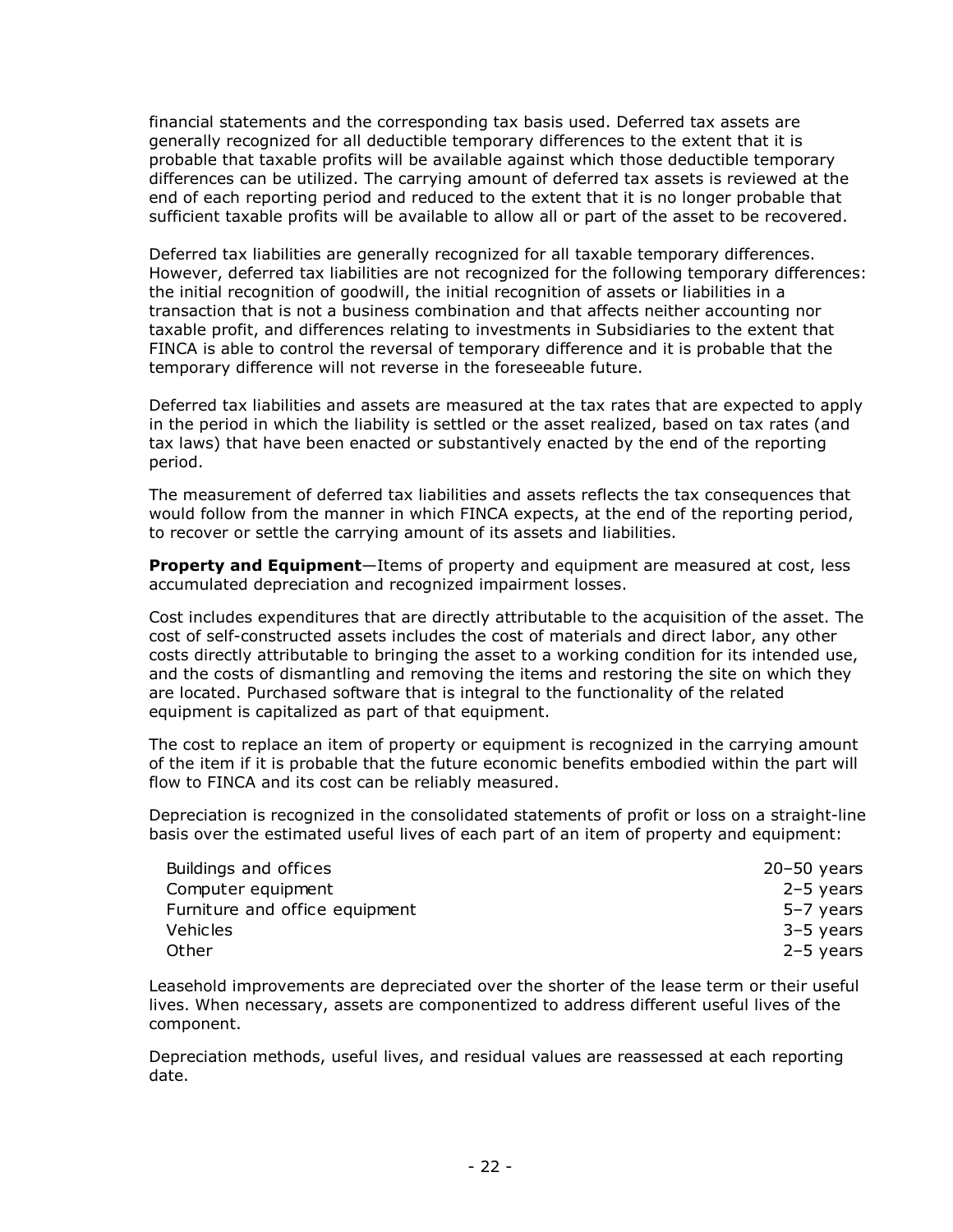financial statements and the corresponding tax basis used. Deferred tax assets are generally recognized for all deductible temporary differences to the extent that it is probable that taxable profits will be available against which those deductible temporary differences can be utilized. The carrying amount of deferred tax assets is reviewed at the end of each reporting period and reduced to the extent that it is no longer probable that sufficient taxable profits will be available to allow all or part of the asset to be recovered.

Deferred tax liabilities are generally recognized for all taxable temporary differences. However, deferred tax liabilities are not recognized for the following temporary differences: the initial recognition of goodwill, the initial recognition of assets or liabilities in a transaction that is not a business combination and that affects neither accounting nor taxable profit, and differences relating to investments in Subsidiaries to the extent that FINCA is able to control the reversal of temporary difference and it is probable that the temporary difference will not reverse in the foreseeable future.

Deferred tax liabilities and assets are measured at the tax rates that are expected to apply in the period in which the liability is settled or the asset realized, based on tax rates (and tax laws) that have been enacted or substantively enacted by the end of the reporting period.

The measurement of deferred tax liabilities and assets reflects the tax consequences that would follow from the manner in which FINCA expects, at the end of the reporting period, to recover or settle the carrying amount of its assets and liabilities.

**Property and Equipment**—Items of property and equipment are measured at cost, less accumulated depreciation and recognized impairment losses.

Cost includes expenditures that are directly attributable to the acquisition of the asset. The cost of self-constructed assets includes the cost of materials and direct labor, any other costs directly attributable to bringing the asset to a working condition for its intended use, and the costs of dismantling and removing the items and restoring the site on which they are located. Purchased software that is integral to the functionality of the related equipment is capitalized as part of that equipment.

The cost to replace an item of property or equipment is recognized in the carrying amount of the item if it is probable that the future economic benefits embodied within the part will flow to FINCA and its cost can be reliably measured.

Depreciation is recognized in the consolidated statements of profit or loss on a straight-line basis over the estimated useful lives of each part of an item of property and equipment:

| | |
|---|---|
| Buildings and offices | 20–50 years |
| Computer equipment | 2–5 years |
| Furniture and office equipment | 5–7 years |
| Vehicles | 3–5 years |
| Other | 2–5 years |

Leasehold improvements are depreciated over the shorter of the lease term or their useful lives. When necessary, assets are componentized to address different useful lives of the component.

Depreciation methods, useful lives, and residual values are reassessed at each reporting date.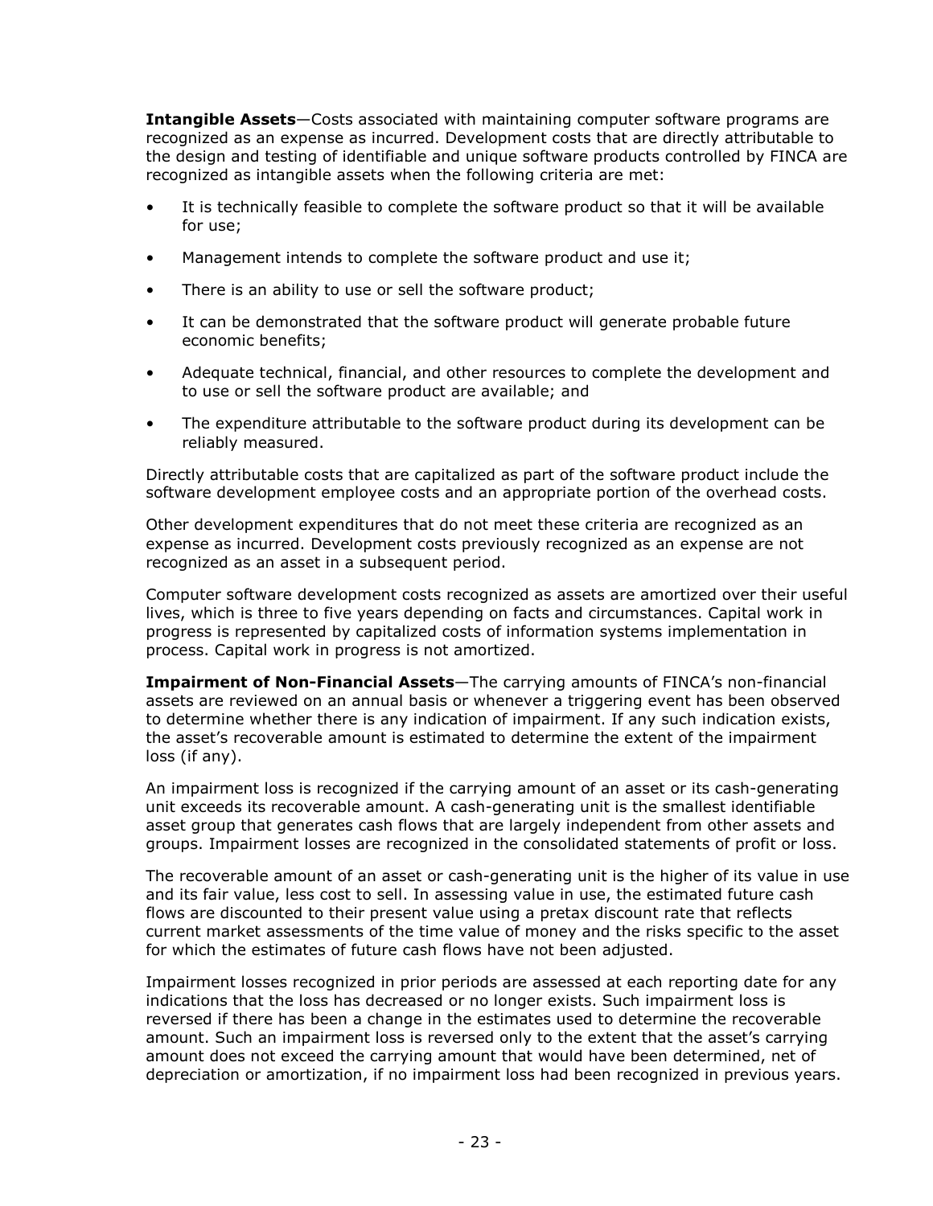**Intangible Assets**—Costs associated with maintaining computer software programs are recognized as an expense as incurred. Development costs that are directly attributable to the design and testing of identifiable and unique software products controlled by FINCA are recognized as intangible assets when the following criteria are met:

- It is technically feasible to complete the software product so that it will be available for use;
- Management intends to complete the software product and use it;
- There is an ability to use or sell the software product;
- It can be demonstrated that the software product will generate probable future economic benefits;
- Adequate technical, financial, and other resources to complete the development and to use or sell the software product are available; and
- The expenditure attributable to the software product during its development can be reliably measured.

Directly attributable costs that are capitalized as part of the software product include the software development employee costs and an appropriate portion of the overhead costs.

Other development expenditures that do not meet these criteria are recognized as an expense as incurred. Development costs previously recognized as an expense are not recognized as an asset in a subsequent period.

Computer software development costs recognized as assets are amortized over their useful lives, which is three to five years depending on facts and circumstances. Capital work in progress is represented by capitalized costs of information systems implementation in process. Capital work in progress is not amortized.

**Impairment of Non-Financial Assets**—The carrying amounts of FINCA's non-financial assets are reviewed on an annual basis or whenever a triggering event has been observed to determine whether there is any indication of impairment. If any such indication exists, the asset's recoverable amount is estimated to determine the extent of the impairment loss (if any).

An impairment loss is recognized if the carrying amount of an asset or its cash-generating unit exceeds its recoverable amount. A cash-generating unit is the smallest identifiable asset group that generates cash flows that are largely independent from other assets and groups. Impairment losses are recognized in the consolidated statements of profit or loss.

The recoverable amount of an asset or cash-generating unit is the higher of its value in use and its fair value, less cost to sell. In assessing value in use, the estimated future cash flows are discounted to their present value using a pretax discount rate that reflects current market assessments of the time value of money and the risks specific to the asset for which the estimates of future cash flows have not been adjusted.

Impairment losses recognized in prior periods are assessed at each reporting date for any indications that the loss has decreased or no longer exists. Such impairment loss is reversed if there has been a change in the estimates used to determine the recoverable amount. Such an impairment loss is reversed only to the extent that the asset's carrying amount does not exceed the carrying amount that would have been determined, net of depreciation or amortization, if no impairment loss had been recognized in previous years.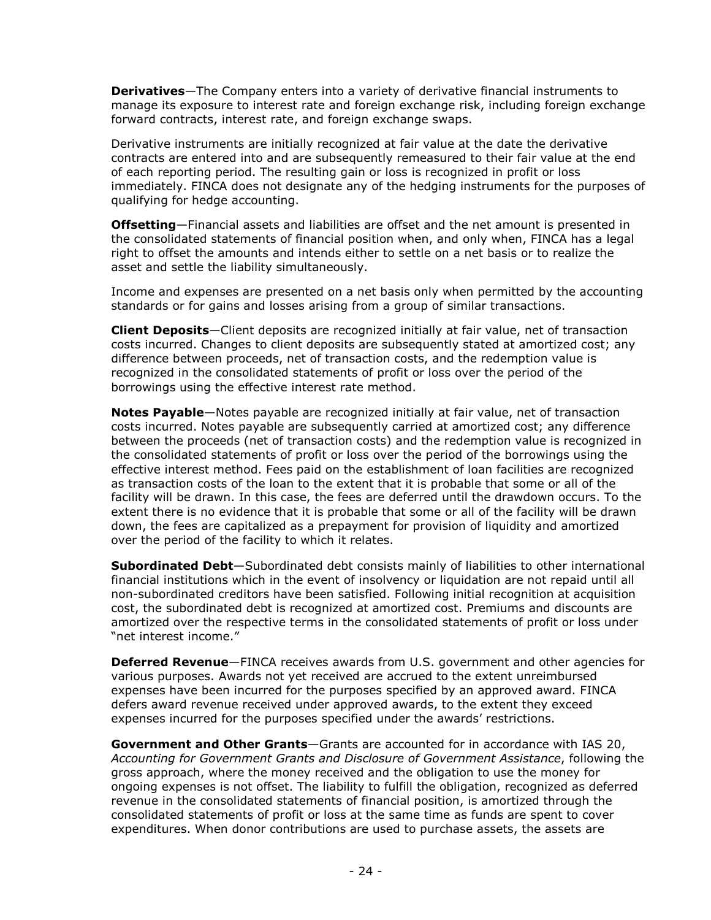**Derivatives**—The Company enters into a variety of derivative financial instruments to manage its exposure to interest rate and foreign exchange risk, including foreign exchange forward contracts, interest rate, and foreign exchange swaps.

Derivative instruments are initially recognized at fair value at the date the derivative contracts are entered into and are subsequently remeasured to their fair value at the end of each reporting period. The resulting gain or loss is recognized in profit or loss immediately. FINCA does not designate any of the hedging instruments for the purposes of qualifying for hedge accounting.

**Offsetting**—Financial assets and liabilities are offset and the net amount is presented in the consolidated statements of financial position when, and only when, FINCA has a legal right to offset the amounts and intends either to settle on a net basis or to realize the asset and settle the liability simultaneously.

Income and expenses are presented on a net basis only when permitted by the accounting standards or for gains and losses arising from a group of similar transactions.

**Client Deposits**—Client deposits are recognized initially at fair value, net of transaction costs incurred. Changes to client deposits are subsequently stated at amortized cost; any difference between proceeds, net of transaction costs, and the redemption value is recognized in the consolidated statements of profit or loss over the period of the borrowings using the effective interest rate method.

**Notes Payable**—Notes payable are recognized initially at fair value, net of transaction costs incurred. Notes payable are subsequently carried at amortized cost; any difference between the proceeds (net of transaction costs) and the redemption value is recognized in the consolidated statements of profit or loss over the period of the borrowings using the effective interest method. Fees paid on the establishment of loan facilities are recognized as transaction costs of the loan to the extent that it is probable that some or all of the facility will be drawn. In this case, the fees are deferred until the drawdown occurs. To the extent there is no evidence that it is probable that some or all of the facility will be drawn down, the fees are capitalized as a prepayment for provision of liquidity and amortized over the period of the facility to which it relates.

**Subordinated Debt**—Subordinated debt consists mainly of liabilities to other international financial institutions which in the event of insolvency or liquidation are not repaid until all non-subordinated creditors have been satisfied. Following initial recognition at acquisition cost, the subordinated debt is recognized at amortized cost. Premiums and discounts are amortized over the respective terms in the consolidated statements of profit or loss under "net interest income."

**Deferred Revenue**—FINCA receives awards from U.S. government and other agencies for various purposes. Awards not yet received are accrued to the extent unreimbursed expenses have been incurred for the purposes specified by an approved award. FINCA defers award revenue received under approved awards, to the extent they exceed expenses incurred for the purposes specified under the awards' restrictions.

**Government and Other Grants**—Grants are accounted for in accordance with IAS 20, *Accounting for Government Grants and Disclosure of Government Assistance*, following the gross approach, where the money received and the obligation to use the money for ongoing expenses is not offset. The liability to fulfill the obligation, recognized as deferred revenue in the consolidated statements of financial position, is amortized through the consolidated statements of profit or loss at the same time as funds are spent to cover expenditures. When donor contributions are used to purchase assets, the assets are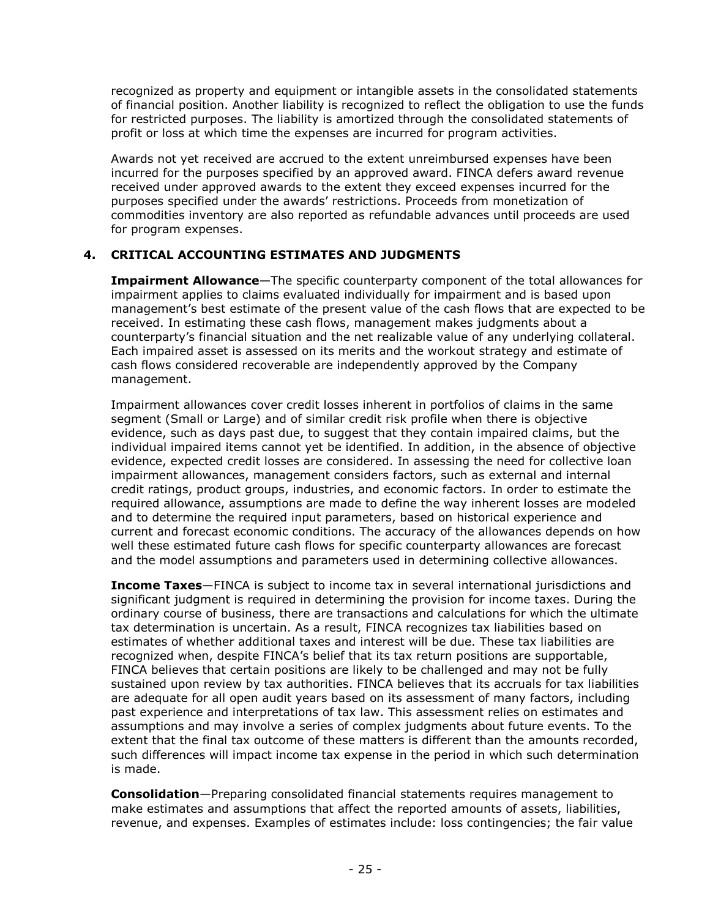recognized as property and equipment or intangible assets in the consolidated statements of financial position. Another liability is recognized to reflect the obligation to use the funds for restricted purposes. The liability is amortized through the consolidated statements of profit or loss at which time the expenses are incurred for program activities.

Awards not yet received are accrued to the extent unreimbursed expenses have been incurred for the purposes specified by an approved award. FINCA defers award revenue received under approved awards to the extent they exceed expenses incurred for the purposes specified under the awards' restrictions. Proceeds from monetization of commodities inventory are also reported as refundable advances until proceeds are used for program expenses.

## 4. CRITICAL ACCOUNTING ESTIMATES AND JUDGMENTS

**Impairment Allowance**—The specific counterparty component of the total allowances for impairment applies to claims evaluated individually for impairment and is based upon management's best estimate of the present value of the cash flows that are expected to be received. In estimating these cash flows, management makes judgments about a counterparty's financial situation and the net realizable value of any underlying collateral. Each impaired asset is assessed on its merits and the workout strategy and estimate of cash flows considered recoverable are independently approved by the Company management.

Impairment allowances cover credit losses inherent in portfolios of claims in the same segment (Small or Large) and of similar credit risk profile when there is objective evidence, such as days past due, to suggest that they contain impaired claims, but the individual impaired items cannot yet be identified. In addition, in the absence of objective evidence, expected credit losses are considered. In assessing the need for collective loan impairment allowances, management considers factors, such as external and internal credit ratings, product groups, industries, and economic factors. In order to estimate the required allowance, assumptions are made to define the way inherent losses are modeled and to determine the required input parameters, based on historical experience and current and forecast economic conditions. The accuracy of the allowances depends on how well these estimated future cash flows for specific counterparty allowances are forecast and the model assumptions and parameters used in determining collective allowances.

**Income Taxes**—FINCA is subject to income tax in several international jurisdictions and significant judgment is required in determining the provision for income taxes. During the ordinary course of business, there are transactions and calculations for which the ultimate tax determination is uncertain. As a result, FINCA recognizes tax liabilities based on estimates of whether additional taxes and interest will be due. These tax liabilities are recognized when, despite FINCA's belief that its tax return positions are supportable, FINCA believes that certain positions are likely to be challenged and may not be fully sustained upon review by tax authorities. FINCA believes that its accruals for tax liabilities are adequate for all open audit years based on its assessment of many factors, including past experience and interpretations of tax law. This assessment relies on estimates and assumptions and may involve a series of complex judgments about future events. To the extent that the final tax outcome of these matters is different than the amounts recorded, such differences will impact income tax expense in the period in which such determination is made.

**Consolidation**—Preparing consolidated financial statements requires management to make estimates and assumptions that affect the reported amounts of assets, liabilities, revenue, and expenses. Examples of estimates include: loss contingencies; the fair value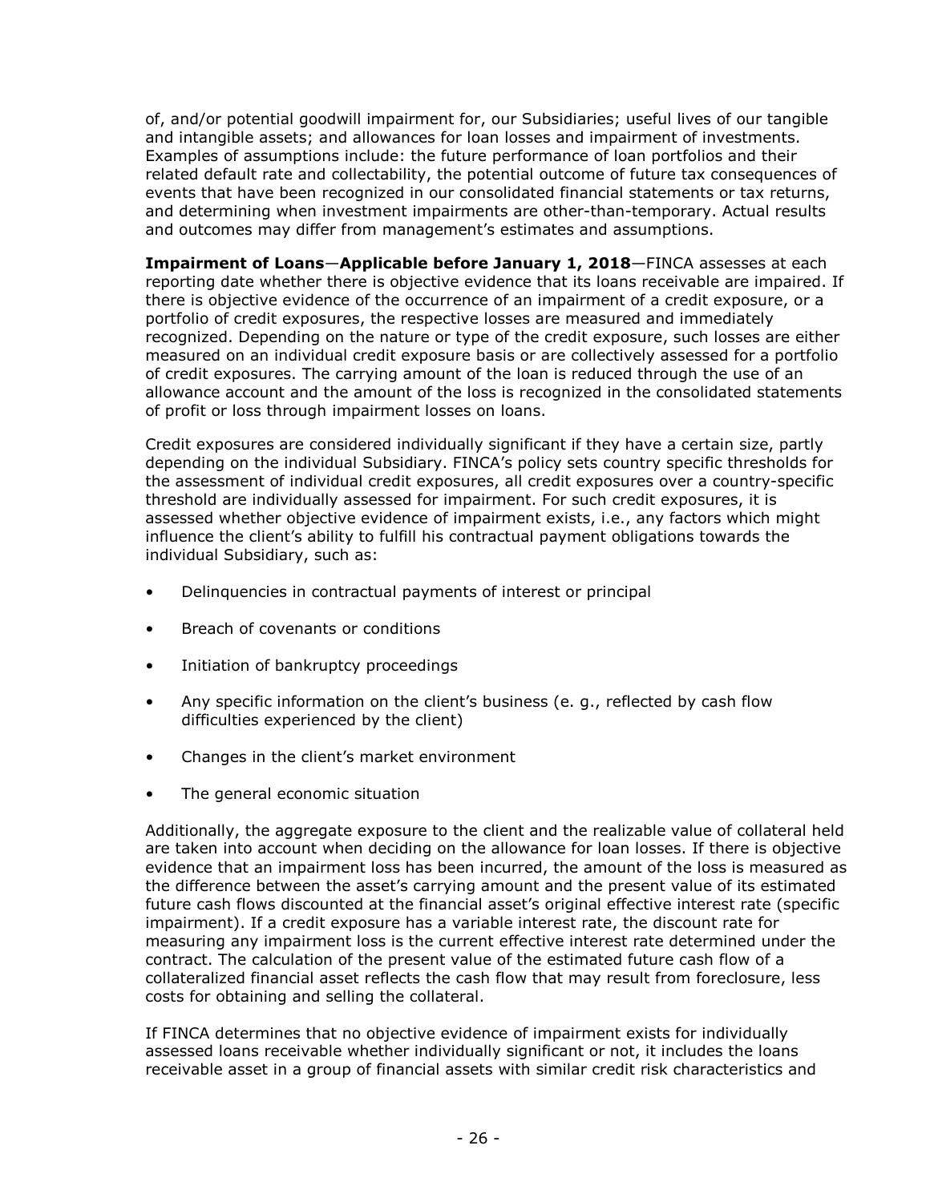of, and/or potential goodwill impairment for, our Subsidiaries; useful lives of our tangible and intangible assets; and allowances for loan losses and impairment of investments. Examples of assumptions include: the future performance of loan portfolios and their related default rate and collectability, the potential outcome of future tax consequences of events that have been recognized in our consolidated financial statements or tax returns, and determining when investment impairments are other-than-temporary. Actual results and outcomes may differ from management's estimates and assumptions.

**Impairment of Loans—Applicable before January 1, 2018**—FINCA assesses at each reporting date whether there is objective evidence that its loans receivable are impaired. If there is objective evidence of the occurrence of an impairment of a credit exposure, or a portfolio of credit exposures, the respective losses are measured and immediately recognized. Depending on the nature or type of the credit exposure, such losses are either measured on an individual credit exposure basis or are collectively assessed for a portfolio of credit exposures. The carrying amount of the loan is reduced through the use of an allowance account and the amount of the loss is recognized in the consolidated statements of profit or loss through impairment losses on loans.

Credit exposures are considered individually significant if they have a certain size, partly depending on the individual Subsidiary. FINCA's policy sets country specific thresholds for the assessment of individual credit exposures, all credit exposures over a country-specific threshold are individually assessed for impairment. For such credit exposures, it is assessed whether objective evidence of impairment exists, i.e., any factors which might influence the client's ability to fulfill his contractual payment obligations towards the individual Subsidiary, such as:

- Delinquencies in contractual payments of interest or principal
- Breach of covenants or conditions
- Initiation of bankruptcy proceedings
- Any specific information on the client's business (e. g., reflected by cash flow difficulties experienced by the client)
- Changes in the client's market environment
- The general economic situation

Additionally, the aggregate exposure to the client and the realizable value of collateral held are taken into account when deciding on the allowance for loan losses. If there is objective evidence that an impairment loss has been incurred, the amount of the loss is measured as the difference between the asset's carrying amount and the present value of its estimated future cash flows discounted at the financial asset's original effective interest rate (specific impairment). If a credit exposure has a variable interest rate, the discount rate for measuring any impairment loss is the current effective interest rate determined under the contract. The calculation of the present value of the estimated future cash flow of a collateralized financial asset reflects the cash flow that may result from foreclosure, less costs for obtaining and selling the collateral.

If FINCA determines that no objective evidence of impairment exists for individually assessed loans receivable whether individually significant or not, it includes the loans receivable asset in a group of financial assets with similar credit risk characteristics and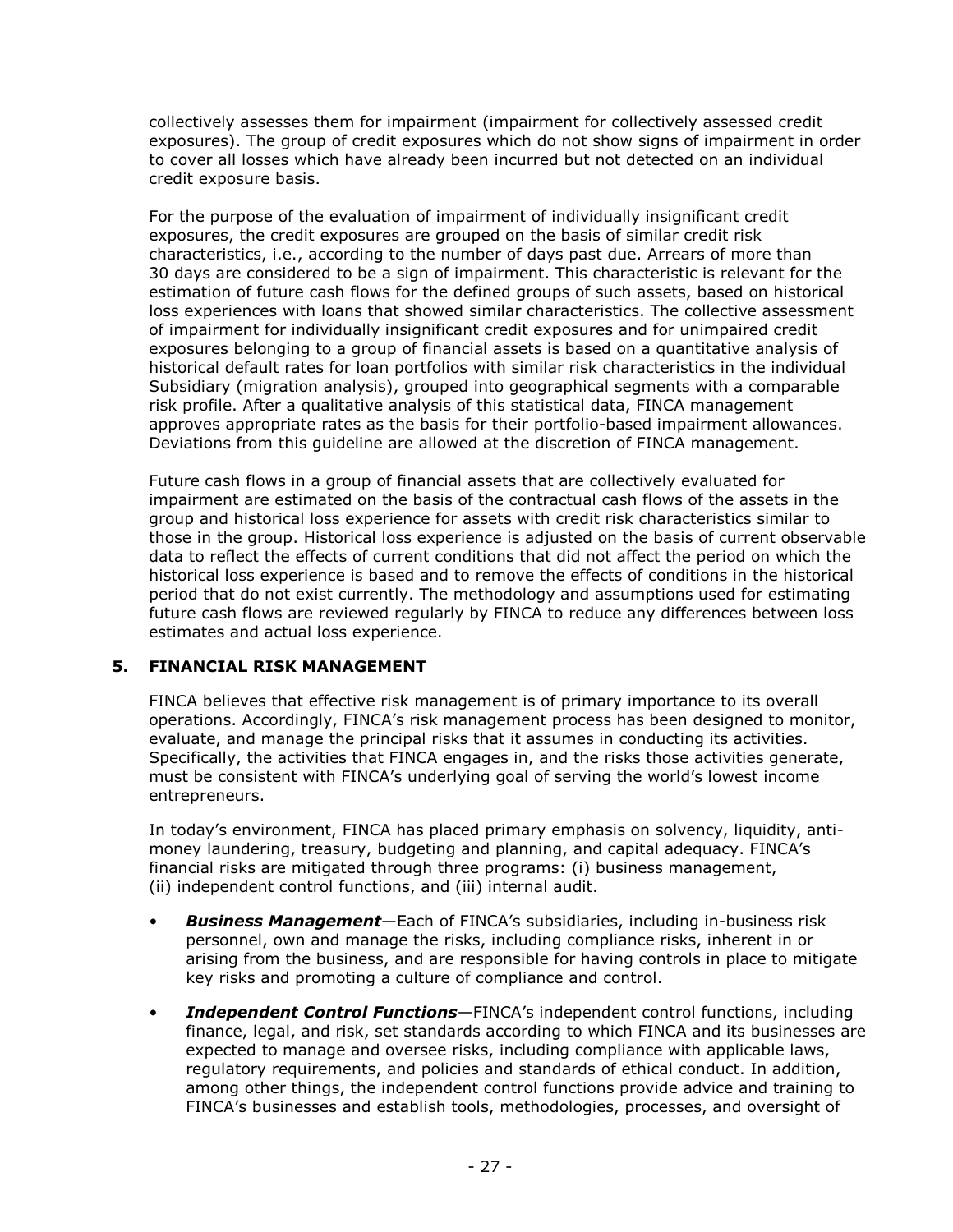collectively assesses them for impairment (impairment for collectively assessed credit exposures). The group of credit exposures which do not show signs of impairment in order to cover all losses which have already been incurred but not detected on an individual credit exposure basis.

For the purpose of the evaluation of impairment of individually insignificant credit exposures, the credit exposures are grouped on the basis of similar credit risk characteristics, i.e., according to the number of days past due. Arrears of more than 30 days are considered to be a sign of impairment. This characteristic is relevant for the estimation of future cash flows for the defined groups of such assets, based on historical loss experiences with loans that showed similar characteristics. The collective assessment of impairment for individually insignificant credit exposures and for unimpaired credit exposures belonging to a group of financial assets is based on a quantitative analysis of historical default rates for loan portfolios with similar risk characteristics in the individual Subsidiary (migration analysis), grouped into geographical segments with a comparable risk profile. After a qualitative analysis of this statistical data, FINCA management approves appropriate rates as the basis for their portfolio-based impairment allowances. Deviations from this guideline are allowed at the discretion of FINCA management.

Future cash flows in a group of financial assets that are collectively evaluated for impairment are estimated on the basis of the contractual cash flows of the assets in the group and historical loss experience for assets with credit risk characteristics similar to those in the group. Historical loss experience is adjusted on the basis of current observable data to reflect the effects of current conditions that did not affect the period on which the historical loss experience is based and to remove the effects of conditions in the historical period that do not exist currently. The methodology and assumptions used for estimating future cash flows are reviewed regularly by FINCA to reduce any differences between loss estimates and actual loss experience.

## 5. FINANCIAL RISK MANAGEMENT

FINCA believes that effective risk management is of primary importance to its overall operations. Accordingly, FINCA's risk management process has been designed to monitor, evaluate, and manage the principal risks that it assumes in conducting its activities. Specifically, the activities that FINCA engages in, and the risks those activities generate, must be consistent with FINCA's underlying goal of serving the world's lowest income entrepreneurs.

In today's environment, FINCA has placed primary emphasis on solvency, liquidity, anti-money laundering, treasury, budgeting and planning, and capital adequacy. FINCA's financial risks are mitigated through three programs: (i) business management, (ii) independent control functions, and (iii) internal audit.

- ***Business Management***—Each of FINCA's subsidiaries, including in-business risk personnel, own and manage the risks, including compliance risks, inherent in or arising from the business, and are responsible for having controls in place to mitigate key risks and promoting a culture of compliance and control.
- ***Independent Control Functions***—FINCA's independent control functions, including finance, legal, and risk, set standards according to which FINCA and its businesses are expected to manage and oversee risks, including compliance with applicable laws, regulatory requirements, and policies and standards of ethical conduct. In addition, among other things, the independent control functions provide advice and training to FINCA's businesses and establish tools, methodologies, processes, and oversight of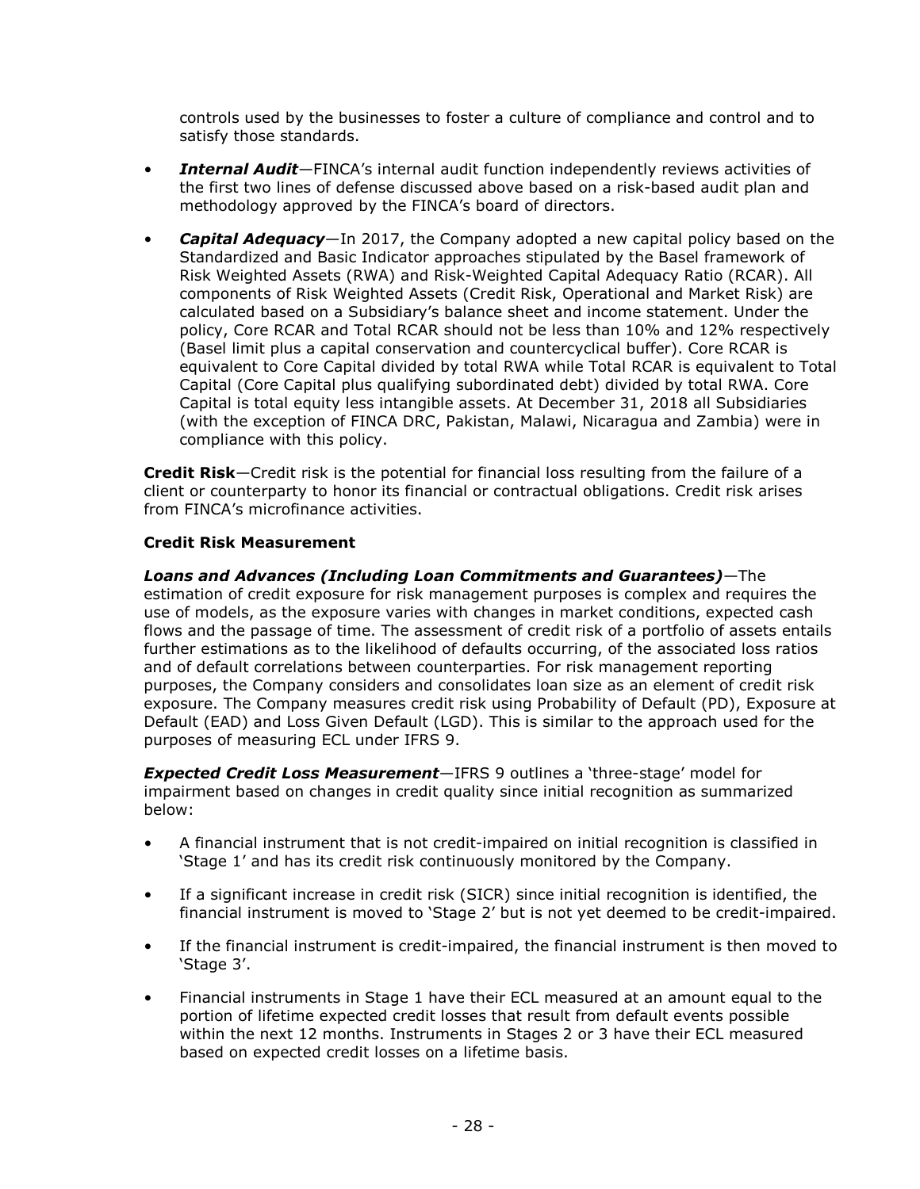controls used by the businesses to foster a culture of compliance and control and to satisfy those standards.

- ***Internal Audit***—FINCA's internal audit function independently reviews activities of the first two lines of defense discussed above based on a risk-based audit plan and methodology approved by the FINCA's board of directors.

- ***Capital Adequacy***—In 2017, the Company adopted a new capital policy based on the Standardized and Basic Indicator approaches stipulated by the Basel framework of Risk Weighted Assets (RWA) and Risk-Weighted Capital Adequacy Ratio (RCAR). All components of Risk Weighted Assets (Credit Risk, Operational and Market Risk) are calculated based on a Subsidiary's balance sheet and income statement. Under the policy, Core RCAR and Total RCAR should not be less than 10% and 12% respectively (Basel limit plus a capital conservation and countercyclical buffer). Core RCAR is equivalent to Core Capital divided by total RWA while Total RCAR is equivalent to Total Capital (Core Capital plus qualifying subordinated debt) divided by total RWA. Core Capital is total equity less intangible assets. At December 31, 2018 all Subsidiaries (with the exception of FINCA DRC, Pakistan, Malawi, Nicaragua and Zambia) were in compliance with this policy.

**Credit Risk**—Credit risk is the potential for financial loss resulting from the failure of a client or counterparty to honor its financial or contractual obligations. Credit risk arises from FINCA's microfinance activities.

**Credit Risk Measurement**

***Loans and Advances (Including Loan Commitments and Guarantees)***—The estimation of credit exposure for risk management purposes is complex and requires the use of models, as the exposure varies with changes in market conditions, expected cash flows and the passage of time. The assessment of credit risk of a portfolio of assets entails further estimations as to the likelihood of defaults occurring, of the associated loss ratios and of default correlations between counterparties. For risk management reporting purposes, the Company considers and consolidates loan size as an element of credit risk exposure. The Company measures credit risk using Probability of Default (PD), Exposure at Default (EAD) and Loss Given Default (LGD). This is similar to the approach used for the purposes of measuring ECL under IFRS 9.

***Expected Credit Loss Measurement***—IFRS 9 outlines a 'three-stage' model for impairment based on changes in credit quality since initial recognition as summarized below:

- A financial instrument that is not credit-impaired on initial recognition is classified in 'Stage 1' and has its credit risk continuously monitored by the Company.

- If a significant increase in credit risk (SICR) since initial recognition is identified, the financial instrument is moved to 'Stage 2' but is not yet deemed to be credit-impaired.

- If the financial instrument is credit-impaired, the financial instrument is then moved to 'Stage 3'.

- Financial instruments in Stage 1 have their ECL measured at an amount equal to the portion of lifetime expected credit losses that result from default events possible within the next 12 months. Instruments in Stages 2 or 3 have their ECL measured based on expected credit losses on a lifetime basis.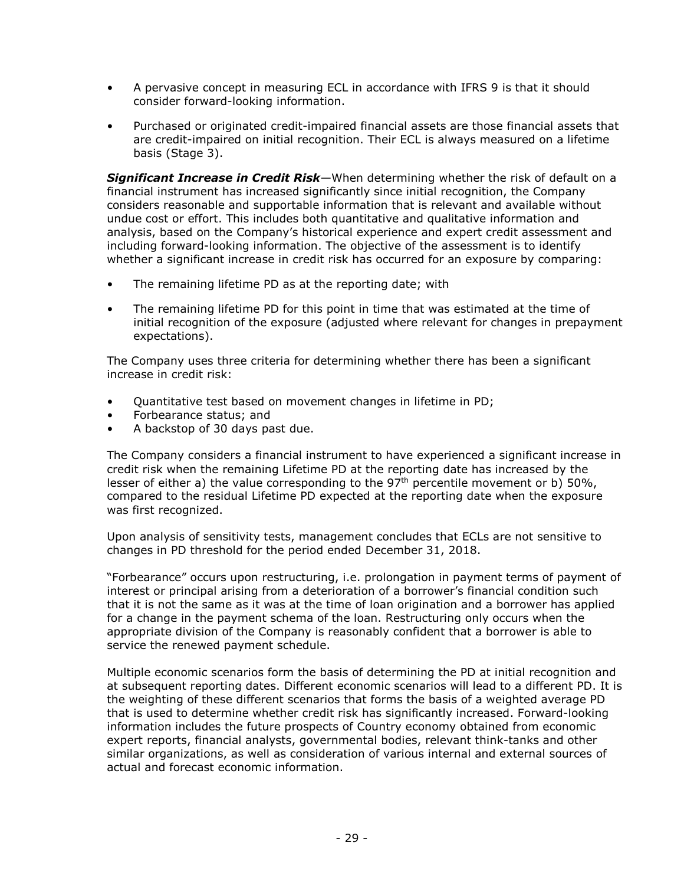- A pervasive concept in measuring ECL in accordance with IFRS 9 is that it should consider forward-looking information.

- Purchased or originated credit-impaired financial assets are those financial assets that are credit-impaired on initial recognition. Their ECL is always measured on a lifetime basis (Stage 3).

***Significant Increase in Credit Risk***—When determining whether the risk of default on a financial instrument has increased significantly since initial recognition, the Company considers reasonable and supportable information that is relevant and available without undue cost or effort. This includes both quantitative and qualitative information and analysis, based on the Company's historical experience and expert credit assessment and including forward-looking information. The objective of the assessment is to identify whether a significant increase in credit risk has occurred for an exposure by comparing:

- The remaining lifetime PD as at the reporting date; with

- The remaining lifetime PD for this point in time that was estimated at the time of initial recognition of the exposure (adjusted where relevant for changes in prepayment expectations).

The Company uses three criteria for determining whether there has been a significant increase in credit risk:

- Quantitative test based on movement changes in lifetime in PD;
- Forbearance status; and
- A backstop of 30 days past due.

The Company considers a financial instrument to have experienced a significant increase in credit risk when the remaining Lifetime PD at the reporting date has increased by the lesser of either a) the value corresponding to the 97th percentile movement or b) 50%, compared to the residual Lifetime PD expected at the reporting date when the exposure was first recognized.

Upon analysis of sensitivity tests, management concludes that ECLs are not sensitive to changes in PD threshold for the period ended December 31, 2018.

"Forbearance" occurs upon restructuring, i.e. prolongation in payment terms of payment of interest or principal arising from a deterioration of a borrower's financial condition such that it is not the same as it was at the time of loan origination and a borrower has applied for a change in the payment schema of the loan. Restructuring only occurs when the appropriate division of the Company is reasonably confident that a borrower is able to service the renewed payment schedule.

Multiple economic scenarios form the basis of determining the PD at initial recognition and at subsequent reporting dates. Different economic scenarios will lead to a different PD. It is the weighting of these different scenarios that forms the basis of a weighted average PD that is used to determine whether credit risk has significantly increased. Forward-looking information includes the future prospects of Country economy obtained from economic expert reports, financial analysts, governmental bodies, relevant think-tanks and other similar organizations, as well as consideration of various internal and external sources of actual and forecast economic information.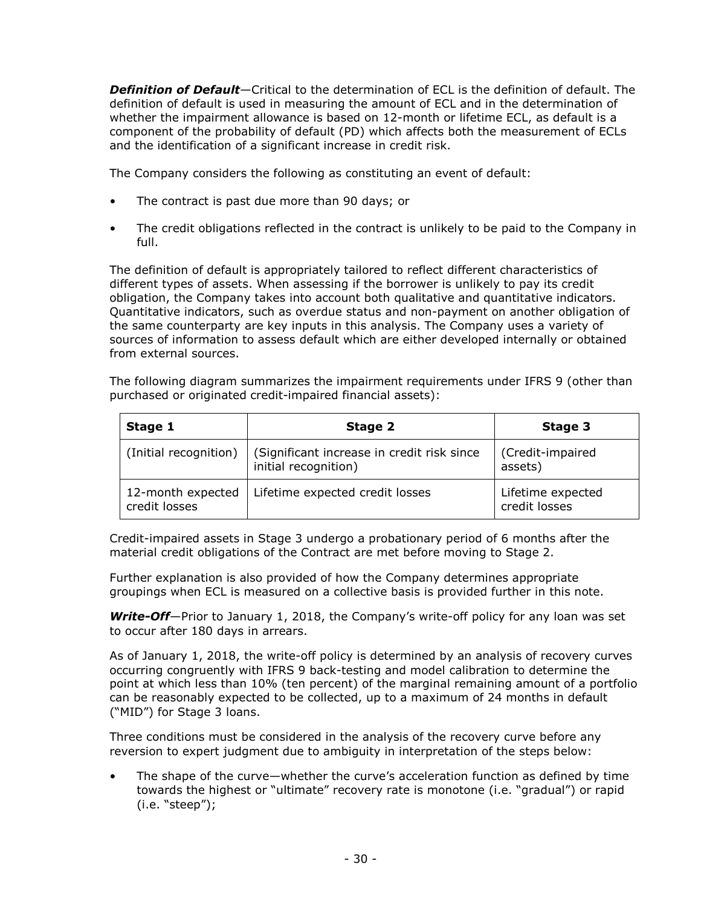***Definition of Default***—Critical to the determination of ECL is the definition of default. The definition of default is used in measuring the amount of ECL and in the determination of whether the impairment allowance is based on 12-month or lifetime ECL, as default is a component of the probability of default (PD) which affects both the measurement of ECLs and the identification of a significant increase in credit risk.

The Company considers the following as constituting an event of default:

- The contract is past due more than 90 days; or
- The credit obligations reflected in the contract is unlikely to be paid to the Company in full.

The definition of default is appropriately tailored to reflect different characteristics of different types of assets. When assessing if the borrower is unlikely to pay its credit obligation, the Company takes into account both qualitative and quantitative indicators. Quantitative indicators, such as overdue status and non-payment on another obligation of the same counterparty are key inputs in this analysis. The Company uses a variety of sources of information to assess default which are either developed internally or obtained from external sources.

The following diagram summarizes the impairment requirements under IFRS 9 (other than purchased or originated credit-impaired financial assets):

| Stage 1 | Stage 2 | Stage 3 |
|---|---|---|
| (Initial recognition) | (Significant increase in credit risk since initial recognition) | (Credit-impaired assets) |
| 12-month expected credit losses | Lifetime expected credit losses | Lifetime expected credit losses |

Credit-impaired assets in Stage 3 undergo a probationary period of 6 months after the material credit obligations of the Contract are met before moving to Stage 2.

Further explanation is also provided of how the Company determines appropriate groupings when ECL is measured on a collective basis is provided further in this note.

***Write-Off***—Prior to January 1, 2018, the Company's write-off policy for any loan was set to occur after 180 days in arrears.

As of January 1, 2018, the write-off policy is determined by an analysis of recovery curves occurring congruently with IFRS 9 back-testing and model calibration to determine the point at which less than 10% (ten percent) of the marginal remaining amount of a portfolio can be reasonably expected to be collected, up to a maximum of 24 months in default ("MID") for Stage 3 loans.

Three conditions must be considered in the analysis of the recovery curve before any reversion to expert judgment due to ambiguity in interpretation of the steps below:

- The shape of the curve—whether the curve's acceleration function as defined by time towards the highest or "ultimate" recovery rate is monotone (i.e. "gradual") or rapid (i.e. "steep");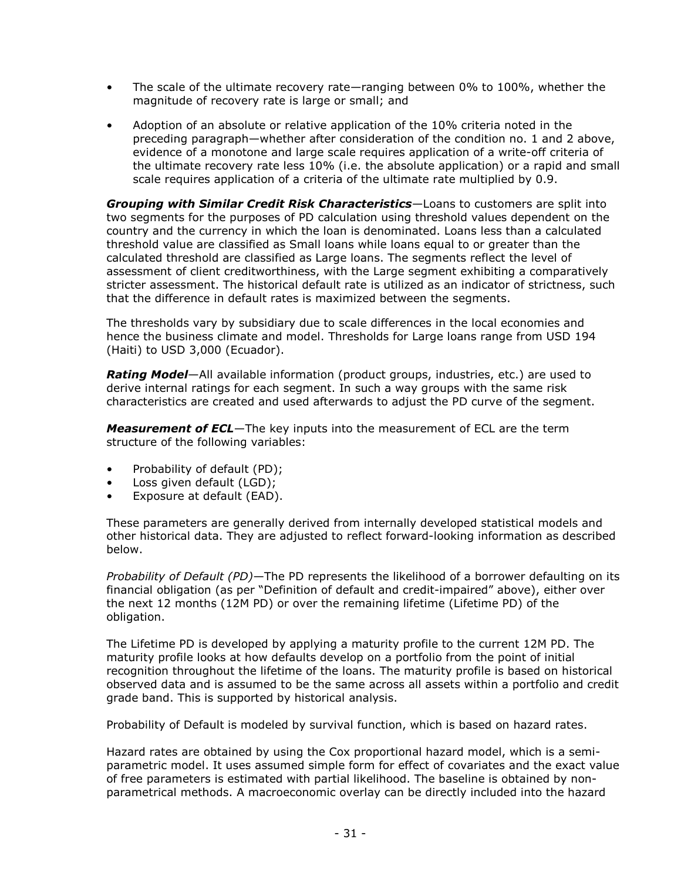- The scale of the ultimate recovery rate—ranging between 0% to 100%, whether the magnitude of recovery rate is large or small; and
- Adoption of an absolute or relative application of the 10% criteria noted in the preceding paragraph—whether after consideration of the condition no. 1 and 2 above, evidence of a monotone and large scale requires application of a write-off criteria of the ultimate recovery rate less 10% (i.e. the absolute application) or a rapid and small scale requires application of a criteria of the ultimate rate multiplied by 0.9.

***Grouping with Similar Credit Risk Characteristics***—Loans to customers are split into two segments for the purposes of PD calculation using threshold values dependent on the country and the currency in which the loan is denominated. Loans less than a calculated threshold value are classified as Small loans while loans equal to or greater than the calculated threshold are classified as Large loans. The segments reflect the level of assessment of client creditworthiness, with the Large segment exhibiting a comparatively stricter assessment. The historical default rate is utilized as an indicator of strictness, such that the difference in default rates is maximized between the segments.

The thresholds vary by subsidiary due to scale differences in the local economies and hence the business climate and model. Thresholds for Large loans range from USD 194 (Haiti) to USD 3,000 (Ecuador).

***Rating Model***—All available information (product groups, industries, etc.) are used to derive internal ratings for each segment. In such a way groups with the same risk characteristics are created and used afterwards to adjust the PD curve of the segment.

***Measurement of ECL***—The key inputs into the measurement of ECL are the term structure of the following variables:

- Probability of default (PD);
- Loss given default (LGD);
- Exposure at default (EAD).

These parameters are generally derived from internally developed statistical models and other historical data. They are adjusted to reflect forward-looking information as described below.

*Probability of Default (PD)*—The PD represents the likelihood of a borrower defaulting on its financial obligation (as per "Definition of default and credit-impaired" above), either over the next 12 months (12M PD) or over the remaining lifetime (Lifetime PD) of the obligation.

The Lifetime PD is developed by applying a maturity profile to the current 12M PD. The maturity profile looks at how defaults develop on a portfolio from the point of initial recognition throughout the lifetime of the loans. The maturity profile is based on historical observed data and is assumed to be the same across all assets within a portfolio and credit grade band. This is supported by historical analysis.

Probability of Default is modeled by survival function, which is based on hazard rates.

Hazard rates are obtained by using the Cox proportional hazard model, which is a semi-parametric model. It uses assumed simple form for effect of covariates and the exact value of free parameters is estimated with partial likelihood. The baseline is obtained by non-parametrical methods. A macroeconomic overlay can be directly included into the hazard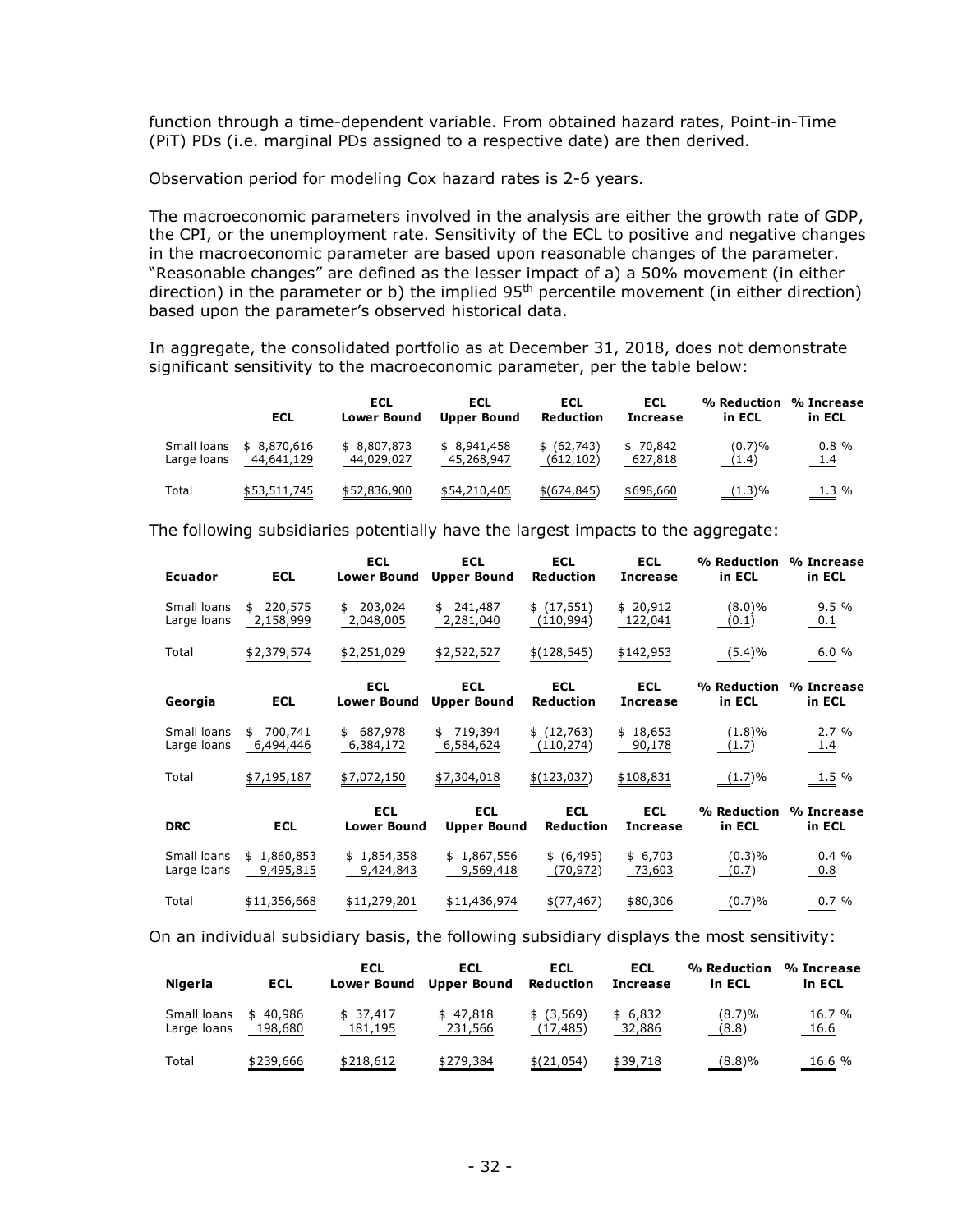function through a time-dependent variable. From obtained hazard rates, Point-in-Time (PiT) PDs (i.e. marginal PDs assigned to a respective date) are then derived.

Observation period for modeling Cox hazard rates is 2-6 years.

The macroeconomic parameters involved in the analysis are either the growth rate of GDP, the CPI, or the unemployment rate. Sensitivity of the ECL to positive and negative changes in the macroeconomic parameter are based upon reasonable changes of the parameter. "Reasonable changes" are defined as the lesser impact of a) a 50% movement (in either direction) in the parameter or b) the implied 95th percentile movement (in either direction) based upon the parameter's observed historical data.

In aggregate, the consolidated portfolio as at December 31, 2018, does not demonstrate significant sensitivity to the macroeconomic parameter, per the table below:

| | ECL | ECL Lower Bound | ECL Upper Bound | ECL Reduction | ECL Increase | % Reduction in ECL | % Increase in ECL |
|---|---|---|---|---|---|---|---|
| Small loans | $ 8,870,616 | $ 8,807,873 | $ 8,941,458 | $ (62,743) | $ 70,842 | (0.7)% | 0.8 % |
| Large loans | 44,641,129 | 44,029,027 | 45,268,947 | (612,102) | 627,818 | (1.4) | 1.4 |
| Total | $53,511,745 | $52,836,900 | $54,210,405 | $(674,845) | $698,660 | (1.3)% | 1.3 % |

The following subsidiaries potentially have the largest impacts to the aggregate:

| Ecuador | ECL | ECL Lower Bound | ECL Upper Bound | ECL Reduction | ECL Increase | % Reduction in ECL | % Increase in ECL |
|---|---|---|---|---|---|---|---|
| Small loans | $ 220,575 | $ 203,024 | $ 241,487 | $ (17,551) | $ 20,912 | (8.0)% | 9.5 % |
| Large loans | 2,158,999 | 2,048,005 | 2,281,040 | (110,994) | 122,041 | (0.1) | 0.1 |
| Total | $2,379,574 | $2,251,029 | $2,522,527 | $(128,545) | $142,953 | (5.4)% | 6.0 % |

| Georgia | ECL | ECL Lower Bound | ECL Upper Bound | ECL Reduction | ECL Increase | % Reduction in ECL | % Increase in ECL |
|---|---|---|---|---|---|---|---|
| Small loans | $ 700,741 | $ 687,978 | $ 719,394 | $ (12,763) | $ 18,653 | (1.8)% | 2.7 % |
| Large loans | 6,494,446 | 6,384,172 | 6,584,624 | (110,274) | 90,178 | (1.7) | 1.4 |
| Total | $7,195,187 | $7,072,150 | $7,304,018 | $(123,037) | $108,831 | (1.7)% | 1.5 % |

| DRC | ECL | ECL Lower Bound | ECL Upper Bound | ECL Reduction | ECL Increase | % Reduction in ECL | % Increase in ECL |
|---|---|---|---|---|---|---|---|
| Small loans | $ 1,860,853 | $ 1,854,358 | $ 1,867,556 | $ (6,495) | $ 6,703 | (0.3)% | 0.4 % |
| Large loans | 9,495,815 | 9,424,843 | 9,569,418 | (70,972) | 73,603 | (0.7) | 0.8 |
| Total | $11,356,668 | $11,279,201 | $11,436,974 | $(77,467) | $80,306 | (0.7)% | 0.7 % |

On an individual subsidiary basis, the following subsidiary displays the most sensitivity:

| Nigeria | ECL | ECL Lower Bound | ECL Upper Bound | ECL Reduction | ECL Increase | % Reduction in ECL | % Increase in ECL |
|---|---|---|---|---|---|---|---|
| Small loans | $ 40,986 | $ 37,417 | $ 47,818 | $ (3,569) | $ 6,832 | (8.7)% | 16.7 % |
| Large loans | 198,680 | 181,195 | 231,566 | (17,485) | 32,886 | (8.8) | 16.6 |
| Total | $239,666 | $218,612 | $279,384 | $(21,054) | $39,718 | (8.8)% | 16.6 % |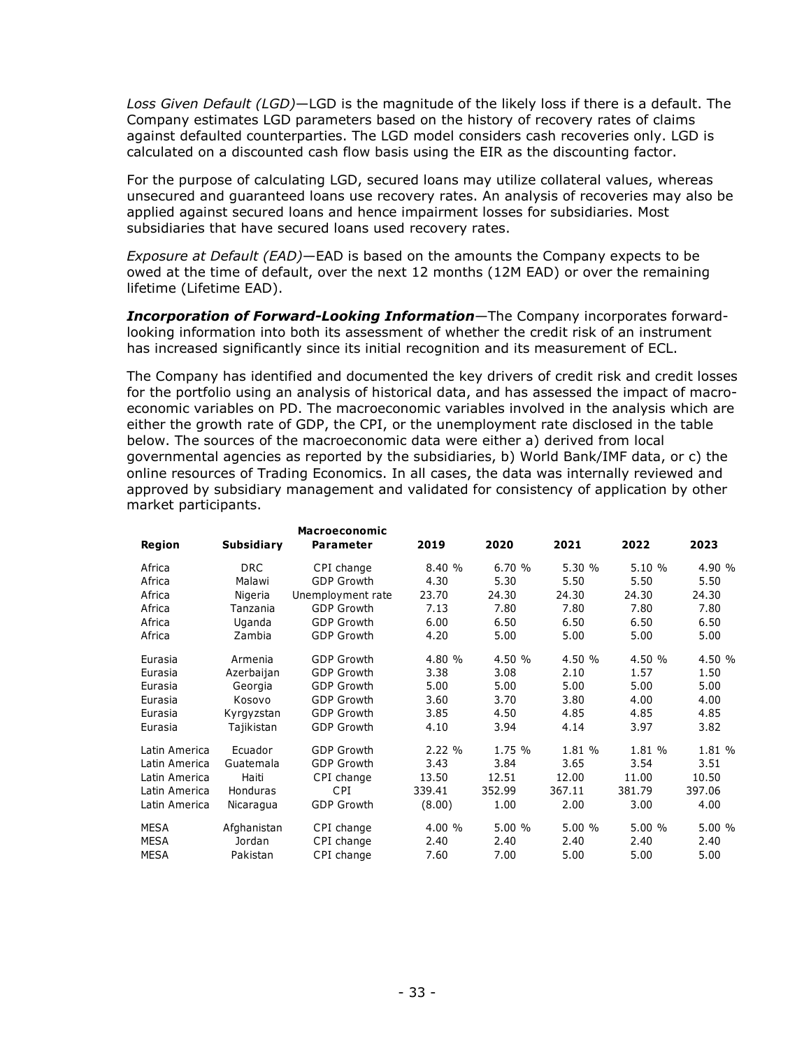*Loss Given Default (LGD)*—LGD is the magnitude of the likely loss if there is a default. The Company estimates LGD parameters based on the history of recovery rates of claims against defaulted counterparties. The LGD model considers cash recoveries only. LGD is calculated on a discounted cash flow basis using the EIR as the discounting factor.

For the purpose of calculating LGD, secured loans may utilize collateral values, whereas unsecured and guaranteed loans use recovery rates. An analysis of recoveries may also be applied against secured loans and hence impairment losses for subsidiaries. Most subsidiaries that have secured loans used recovery rates.

*Exposure at Default (EAD)*—EAD is based on the amounts the Company expects to be owed at the time of default, over the next 12 months (12M EAD) or over the remaining lifetime (Lifetime EAD).

***Incorporation of Forward-Looking Information***—The Company incorporates forward-looking information into both its assessment of whether the credit risk of an instrument has increased significantly since its initial recognition and its measurement of ECL.

The Company has identified and documented the key drivers of credit risk and credit losses for the portfolio using an analysis of historical data, and has assessed the impact of macro-economic variables on PD. The macroeconomic variables involved in the analysis which are either the growth rate of GDP, the CPI, or the unemployment rate disclosed in the table below. The sources of the macroeconomic data were either a) derived from local governmental agencies as reported by the subsidiaries, b) World Bank/IMF data, or c) the online resources of Trading Economics. In all cases, the data was internally reviewed and approved by subsidiary management and validated for consistency of application by other market participants.

| Region | Subsidiary | Macroeconomic Parameter | 2019 | 2020 | 2021 | 2022 | 2023 |
|---|---|---|---|---|---|---|---|
| Africa | DRC | CPI change | 8.40 % | 6.70 % | 5.30 % | 5.10 % | 4.90 % |
| Africa | Malawi | GDP Growth | 4.30 | 5.30 | 5.50 | 5.50 | 5.50 |
| Africa | Nigeria | Unemployment rate | 23.70 | 24.30 | 24.30 | 24.30 | 24.30 |
| Africa | Tanzania | GDP Growth | 7.13 | 7.80 | 7.80 | 7.80 | 7.80 |
| Africa | Uganda | GDP Growth | 6.00 | 6.50 | 6.50 | 6.50 | 6.50 |
| Africa | Zambia | GDP Growth | 4.20 | 5.00 | 5.00 | 5.00 | 5.00 |
| Eurasia | Armenia | GDP Growth | 4.80 % | 4.50 % | 4.50 % | 4.50 % | 4.50 % |
| Eurasia | Azerbaijan | GDP Growth | 3.38 | 3.08 | 2.10 | 1.57 | 1.50 |
| Eurasia | Georgia | GDP Growth | 5.00 | 5.00 | 5.00 | 5.00 | 5.00 |
| Eurasia | Kosovo | GDP Growth | 3.60 | 3.70 | 3.80 | 4.00 | 4.00 |
| Eurasia | Kyrgyzstan | GDP Growth | 3.85 | 4.50 | 4.85 | 4.85 | 4.85 |
| Eurasia | Tajikistan | GDP Growth | 4.10 | 3.94 | 4.14 | 3.97 | 3.82 |
| Latin America | Ecuador | GDP Growth | 2.22 % | 1.75 % | 1.81 % | 1.81 % | 1.81 % |
| Latin America | Guatemala | GDP Growth | 3.43 | 3.84 | 3.65 | 3.54 | 3.51 |
| Latin America | Haiti | CPI change | 13.50 | 12.51 | 12.00 | 11.00 | 10.50 |
| Latin America | Honduras | CPI | 339.41 | 352.99 | 367.11 | 381.79 | 397.06 |
| Latin America | Nicaragua | GDP Growth | (8.00) | 1.00 | 2.00 | 3.00 | 4.00 |
| MESA | Afghanistan | CPI change | 4.00 % | 5.00 % | 5.00 % | 5.00 % | 5.00 % |
| MESA | Jordan | CPI change | 2.40 | 2.40 | 2.40 | 2.40 | 2.40 |
| MESA | Pakistan | CPI change | 7.60 | 7.00 | 5.00 | 5.00 | 5.00 |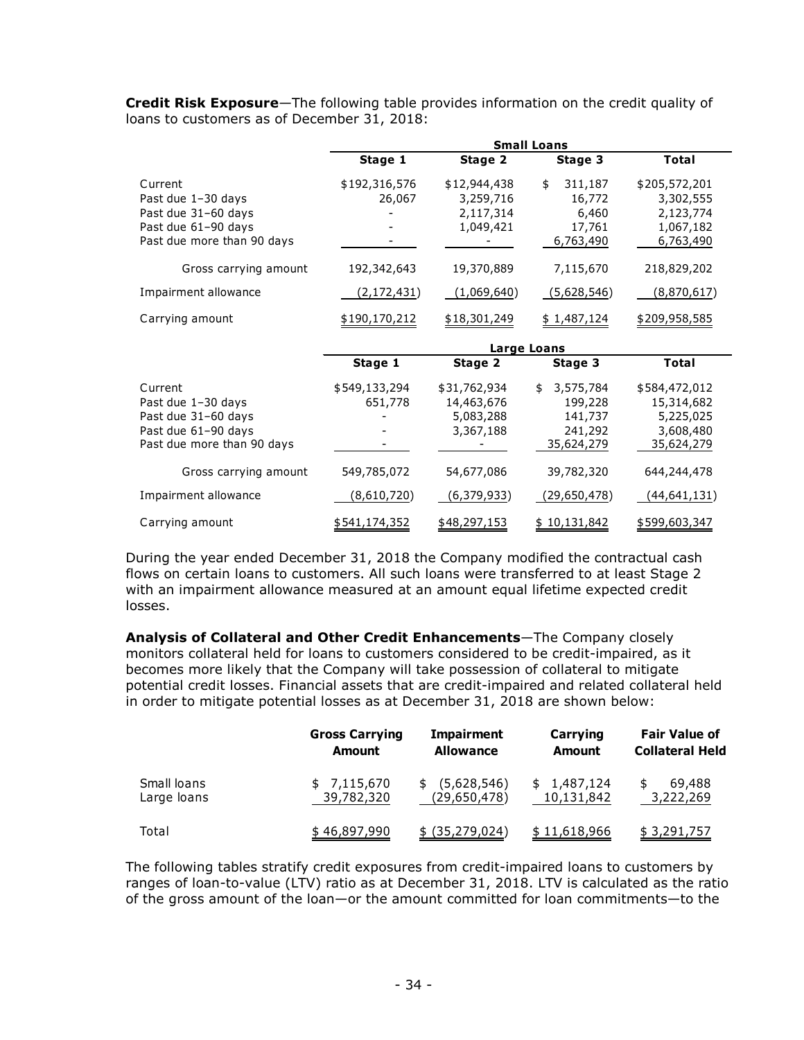**Credit Risk Exposure**—The following table provides information on the credit quality of loans to customers as of December 31, 2018:

| | Small Loans | | | |
|---|---|---|---|---|
| | **Stage 1** | **Stage 2** | **Stage 3** | **Total** |
| Current | $192,316,576 | $12,944,438 | $ 311,187 | $205,572,201 |
| Past due 1–30 days | 26,067 | 3,259,716 | 16,772 | 3,302,555 |
| Past due 31–60 days | - | 2,117,314 | 6,460 | 2,123,774 |
| Past due 61–90 days | - | 1,049,421 | 17,761 | 1,067,182 |
| Past due more than 90 days | - | - | 6,763,490 | 6,763,490 |
| Gross carrying amount | 192,342,643 | 19,370,889 | 7,115,670 | 218,829,202 |
| Impairment allowance | (2,172,431) | (1,069,640) | (5,628,546) | (8,870,617) |
| Carrying amount | $190,170,212 | $18,301,249 | $ 1,487,124 | $209,958,585 |

| | Large Loans | | | |
|---|---|---|---|---|
| | **Stage 1** | **Stage 2** | **Stage 3** | **Total** |
| Current | $549,133,294 | $31,762,934 | $ 3,575,784 | $584,472,012 |
| Past due 1–30 days | 651,778 | 14,463,676 | 199,228 | 15,314,682 |
| Past due 31–60 days | - | 5,083,288 | 141,737 | 5,225,025 |
| Past due 61–90 days | - | 3,367,188 | 241,292 | 3,608,480 |
| Past due more than 90 days | - | - | 35,624,279 | 35,624,279 |
| Gross carrying amount | 549,785,072 | 54,677,086 | 39,782,320 | 644,244,478 |
| Impairment allowance | (8,610,720) | (6,379,933) | (29,650,478) | (44,641,131) |
| Carrying amount | $541,174,352 | $48,297,153 | $ 10,131,842 | $599,603,347 |

During the year ended December 31, 2018 the Company modified the contractual cash flows on certain loans to customers. All such loans were transferred to at least Stage 2 with an impairment allowance measured at an amount equal lifetime expected credit losses.

**Analysis of Collateral and Other Credit Enhancements**—The Company closely monitors collateral held for loans to customers considered to be credit-impaired, as it becomes more likely that the Company will take possession of collateral to mitigate potential credit losses. Financial assets that are credit-impaired and related collateral held in order to mitigate potential losses as at December 31, 2018 are shown below:

| | **Gross Carrying Amount** | **Impairment Allowance** | **Carrying Amount** | **Fair Value of Collateral Held** |
|---|---|---|---|---|
| Small loans | $ 7,115,670 | $ (5,628,546) | $ 1,487,124 | $ 69,488 |
| Large loans | 39,782,320 | (29,650,478) | 10,131,842 | 3,222,269 |
| Total | $ 46,897,990 | $ (35,279,024) | $ 11,618,966 | $ 3,291,757 |

The following tables stratify credit exposures from credit-impaired loans to customers by ranges of loan-to-value (LTV) ratio as at December 31, 2018. LTV is calculated as the ratio of the gross amount of the loan—or the amount committed for loan commitments—to the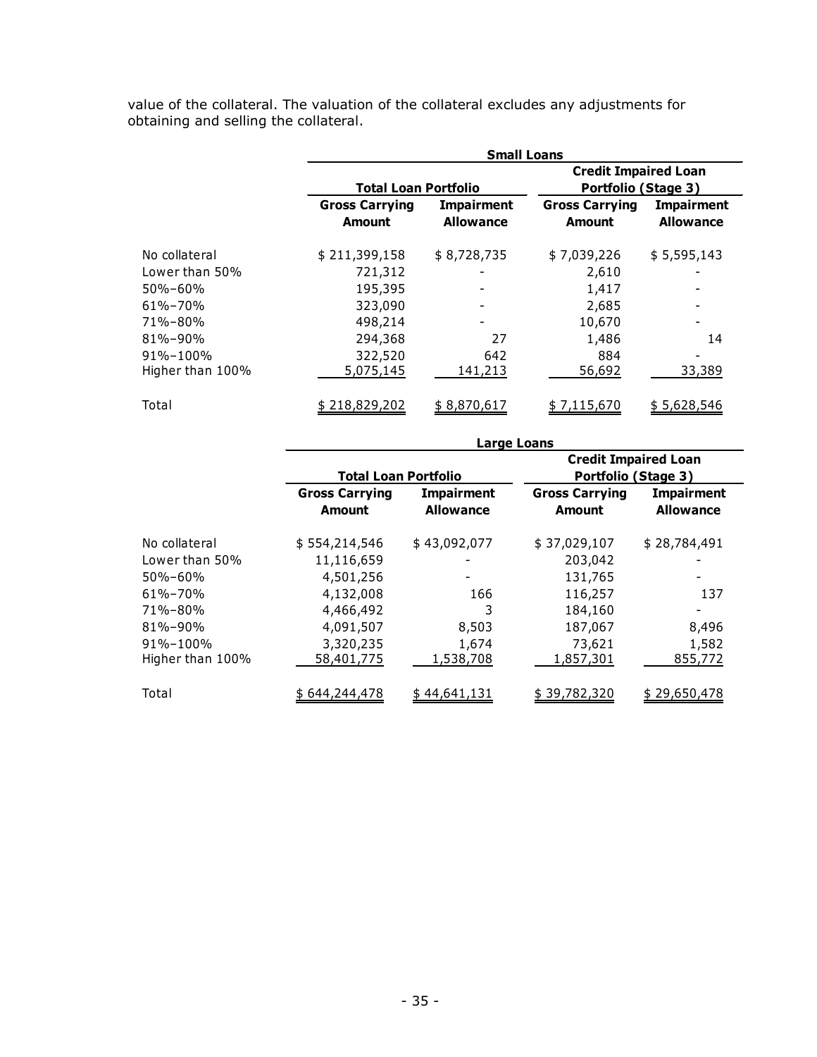value of the collateral. The valuation of the collateral excludes any adjustments for obtaining and selling the collateral.

| | **Small Loans** | | | |
|---|---|---|---|---|
| | **Total Loan Portfolio** | | **Credit Impaired Loan Portfolio (Stage 3)** | |
| | **Gross Carrying Amount** | **Impairment Allowance** | **Gross Carrying Amount** | **Impairment Allowance** |
| No collateral | $ 211,399,158 | $ 8,728,735 | $ 7,039,226 | $ 5,595,143 |
| Lower than 50% | 721,312 | - | 2,610 | - |
| 50%–60% | 195,395 | - | 1,417 | - |
| 61%–70% | 323,090 | - | 2,685 | - |
| 71%–80% | 498,214 | - | 10,670 | - |
| 81%–90% | 294,368 | 27 | 1,486 | 14 |
| 91%–100% | 322,520 | 642 | 884 | - |
| Higher than 100% | 5,075,145 | 141,213 | 56,692 | 33,389 |
| Total | $ 218,829,202 | $ 8,870,617 | $ 7,115,670 | $ 5,628,546 |

| | **Large Loans** | | | |
|---|---|---|---|---|
| | **Total Loan Portfolio** | | **Credit Impaired Loan Portfolio (Stage 3)** | |
| | **Gross Carrying Amount** | **Impairment Allowance** | **Gross Carrying Amount** | **Impairment Allowance** |
| No collateral | $ 554,214,546 | $ 43,092,077 | $ 37,029,107 | $ 28,784,491 |
| Lower than 50% | 11,116,659 | - | 203,042 | - |
| 50%–60% | 4,501,256 | - | 131,765 | - |
| 61%–70% | 4,132,008 | 166 | 116,257 | 137 |
| 71%–80% | 4,466,492 | 3 | 184,160 | - |
| 81%–90% | 4,091,507 | 8,503 | 187,067 | 8,496 |
| 91%–100% | 3,320,235 | 1,674 | 73,621 | 1,582 |
| Higher than 100% | 58,401,775 | 1,538,708 | 1,857,301 | 855,772 |
| Total | $ 644,244,478 | $ 44,641,131 | $ 39,782,320 | $ 29,650,478 |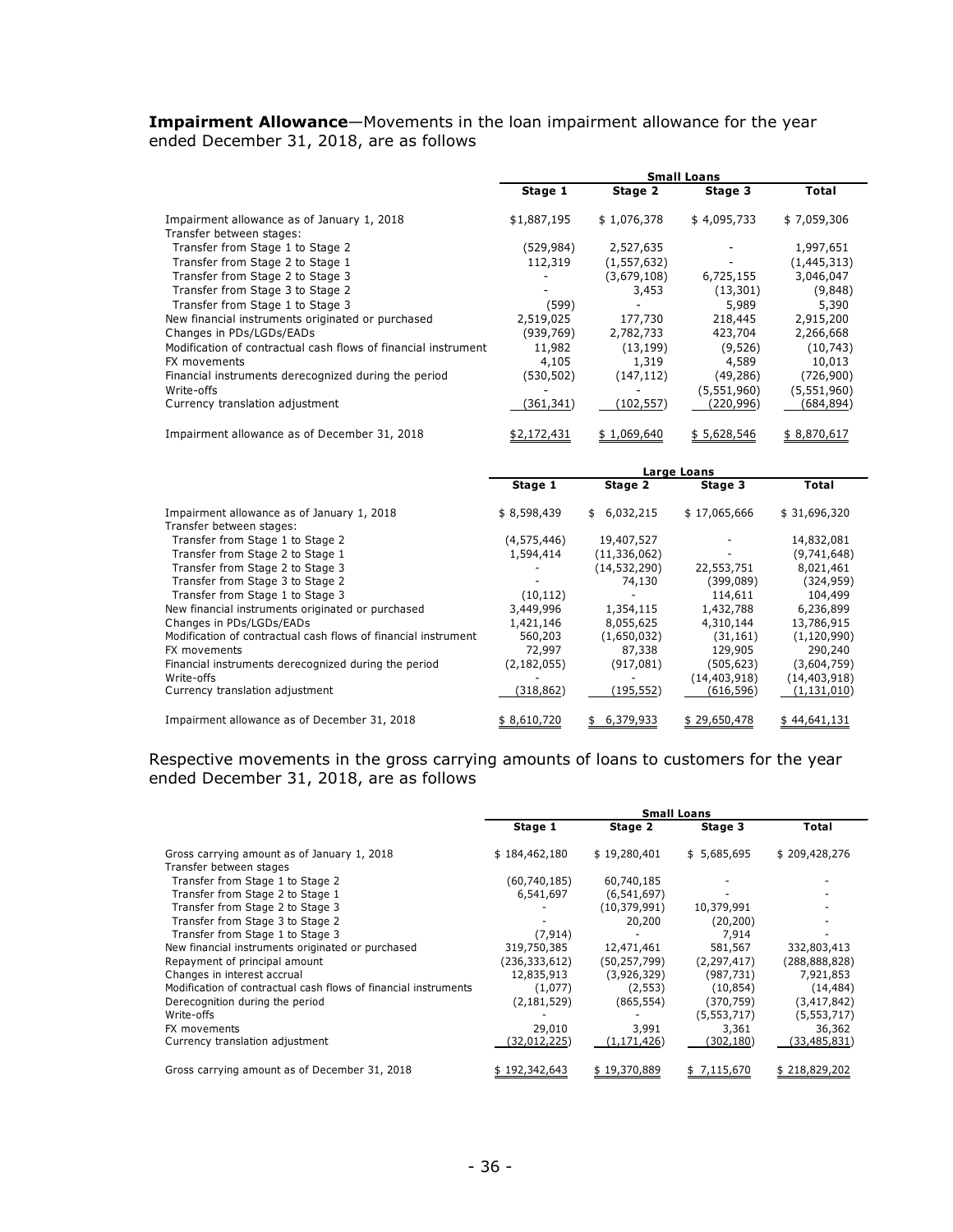**Impairment Allowance**—Movements in the loan impairment allowance for the year ended December 31, 2018, are as follows

| | Small Loans | | | |
|---|---|---|---|---|
| | Stage 1 | Stage 2 | Stage 3 | Total |
| Impairment allowance as of January 1, 2018 | $1,887,195 | $ 1,076,378 | $ 4,095,733 | $ 7,059,306 |
| Transfer between stages: | | | | |
| Transfer from Stage 1 to Stage 2 | (529,984) | 2,527,635 | - | 1,997,651 |
| Transfer from Stage 2 to Stage 1 | 112,319 | (1,557,632) | - | (1,445,313) |
| Transfer from Stage 2 to Stage 3 | - | (3,679,108) | 6,725,155 | 3,046,047 |
| Transfer from Stage 3 to Stage 2 | - | 3,453 | (13,301) | (9,848) |
| Transfer from Stage 1 to Stage 3 | (599) | - | 5,989 | 5,390 |
| New financial instruments originated or purchased | 2,519,025 | 177,730 | 218,445 | 2,915,200 |
| Changes in PDs/LGDs/EADs | (939,769) | 2,782,733 | 423,704 | 2,266,668 |
| Modification of contractual cash flows of financial instrument | 11,982 | (13,199) | (9,526) | (10,743) |
| FX movements | 4,105 | 1,319 | 4,589 | 10,013 |
| Financial instruments derecognized during the period | (530,502) | (147,112) | (49,286) | (726,900) |
| Write-offs | - | - | (5,551,960) | (5,551,960) |
| Currency translation adjustment | (361,341) | (102,557) | (220,996) | (684,894) |
| Impairment allowance as of December 31, 2018 | $2,172,431 | $ 1,069,640 | $ 5,628,546 | $ 8,870,617 |

| | Large Loans | | | |
|---|---|---|---|---|
| | Stage 1 | Stage 2 | Stage 3 | Total |
| Impairment allowance as of January 1, 2018 | $ 8,598,439 | $ 6,032,215 | $ 17,065,666 | $ 31,696,320 |
| Transfer between stages: | | | | |
| Transfer from Stage 1 to Stage 2 | (4,575,446) | 19,407,527 | - | 14,832,081 |
| Transfer from Stage 2 to Stage 1 | 1,594,414 | (11,336,062) | - | (9,741,648) |
| Transfer from Stage 2 to Stage 3 | - | (14,532,290) | 22,553,751 | 8,021,461 |
| Transfer from Stage 3 to Stage 2 | - | 74,130 | (399,089) | (324,959) |
| Transfer from Stage 1 to Stage 3 | (10,112) | - | 114,611 | 104,499 |
| New financial instruments originated or purchased | 3,449,996 | 1,354,115 | 1,432,788 | 6,236,899 |
| Changes in PDs/LGDs/EADs | 1,421,146 | 8,055,625 | 4,310,144 | 13,786,915 |
| Modification of contractual cash flows of financial instrument | 560,203 | (1,650,032) | (31,161) | (1,120,990) |
| FX movements | 72,997 | 87,338 | 129,905 | 290,240 |
| Financial instruments derecognized during the period | (2,182,055) | (917,081) | (505,623) | (3,604,759) |
| Write-offs | - | - | (14,403,918) | (14,403,918) |
| Currency translation adjustment | (318,862) | (195,552) | (616,596) | (1,131,010) |
| Impairment allowance as of December 31, 2018 | $ 8,610,720 | $ 6,379,933 | $ 29,650,478 | $ 44,641,131 |

Respective movements in the gross carrying amounts of loans to customers for the year ended December 31, 2018, are as follows

| | Small Loans | | | |
|---|---|---|---|---|
| | Stage 1 | Stage 2 | Stage 3 | Total |
| Gross carrying amount as of January 1, 2018 | $ 184,462,180 | $ 19,280,401 | $ 5,685,695 | $ 209,428,276 |
| Transfer between stages | | | | |
| Transfer from Stage 1 to Stage 2 | (60,740,185) | 60,740,185 | - | - |
| Transfer from Stage 2 to Stage 1 | 6,541,697 | (6,541,697) | - | - |
| Transfer from Stage 2 to Stage 3 | - | (10,379,991) | 10,379,991 | - |
| Transfer from Stage 3 to Stage 2 | - | 20,200 | (20,200) | - |
| Transfer from Stage 1 to Stage 3 | (7,914) | - | 7,914 | - |
| New financial instruments originated or purchased | 319,750,385 | 12,471,461 | 581,567 | 332,803,413 |
| Repayment of principal amount | (236,333,612) | (50,257,799) | (2,297,417) | (288,888,828) |
| Changes in interest accrual | 12,835,913 | (3,926,329) | (987,731) | 7,921,853 |
| Modification of contractual cash flows of financial instruments | (1,077) | (2,553) | (10,854) | (14,484) |
| Derecognition during the period | (2,181,529) | (865,554) | (370,759) | (3,417,842) |
| Write-offs | - | - | (5,553,717) | (5,553,717) |
| FX movements | 29,010 | 3,991 | 3,361 | 36,362 |
| Currency translation adjustment | (32,012,225) | (1,171,426) | (302,180) | (33,485,831) |
| Gross carrying amount as of December 31, 2018 | $ 192,342,643 | $ 19,370,889 | $ 7,115,670 | $ 218,829,202 |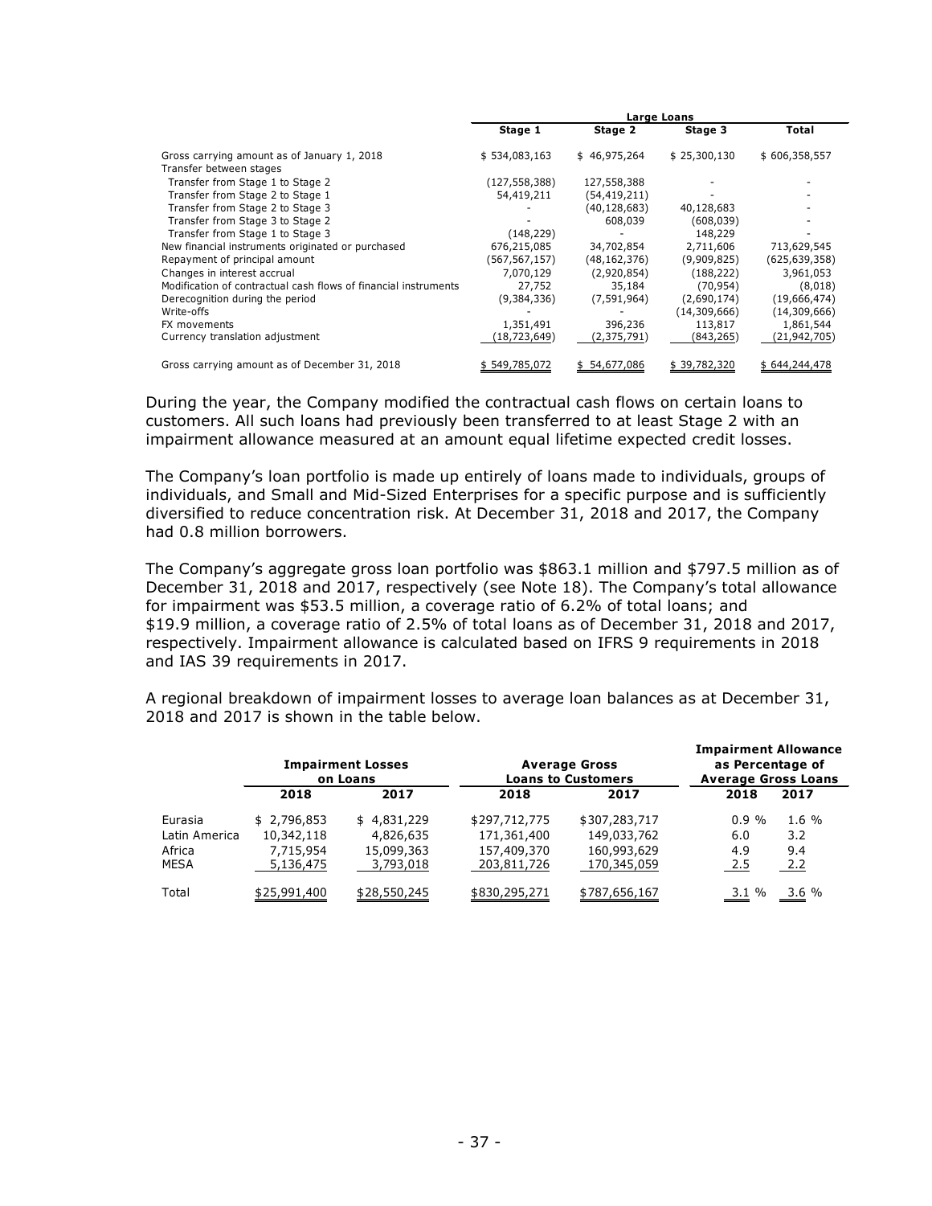| | Large Loans | | | |
|---|---|---|---|---|
| | Stage 1 | Stage 2 | Stage 3 | Total |
| Gross carrying amount as of January 1, 2018 | $ 534,083,163 | $ 46,975,264 | $ 25,300,130 | $ 606,358,557 |
| Transfer between stages | | | | |
| Transfer from Stage 1 to Stage 2 | (127,558,388) | 127,558,388 | - | - |
| Transfer from Stage 2 to Stage 1 | 54,419,211 | (54,419,211) | - | - |
| Transfer from Stage 2 to Stage 3 | - | (40,128,683) | 40,128,683 | - |
| Transfer from Stage 3 to Stage 2 | - | 608,039 | (608,039) | - |
| Transfer from Stage 1 to Stage 3 | (148,229) | - | 148,229 | - |
| New financial instruments originated or purchased | 676,215,085 | 34,702,854 | 2,711,606 | 713,629,545 |
| Repayment of principal amount | (567,567,157) | (48,162,376) | (9,909,825) | (625,639,358) |
| Changes in interest accrual | 7,070,129 | (2,920,854) | (188,222) | 3,961,053 |
| Modification of contractual cash flows of financial instruments | 27,752 | 35,184 | (70,954) | (8,018) |
| Derecognition during the period | (9,384,336) | (7,591,964) | (2,690,174) | (19,666,474) |
| Write-offs | - | - | (14,309,666) | (14,309,666) |
| FX movements | 1,351,491 | 396,236 | 113,817 | 1,861,544 |
| Currency translation adjustment | (18,723,649) | (2,375,791) | (843,265) | (21,942,705) |
| Gross carrying amount as of December 31, 2018 | $ 549,785,072 | $ 54,677,086 | $ 39,782,320 | $ 644,244,478 |

During the year, the Company modified the contractual cash flows on certain loans to customers. All such loans had previously been transferred to at least Stage 2 with an impairment allowance measured at an amount equal lifetime expected credit losses.

The Company's loan portfolio is made up entirely of loans made to individuals, groups of individuals, and Small and Mid-Sized Enterprises for a specific purpose and is sufficiently diversified to reduce concentration risk. At December 31, 2018 and 2017, the Company had 0.8 million borrowers.

The Company's aggregate gross loan portfolio was $863.1 million and $797.5 million as of December 31, 2018 and 2017, respectively (see Note 18). The Company's total allowance for impairment was $53.5 million, a coverage ratio of 6.2% of total loans; and $19.9 million, a coverage ratio of 2.5% of total loans as of December 31, 2018 and 2017, respectively. Impairment allowance is calculated based on IFRS 9 requirements in 2018 and IAS 39 requirements in 2017.

A regional breakdown of impairment losses to average loan balances as at December 31, 2018 and 2017 is shown in the table below.

| | Impairment Losses on Loans | | Average Gross Loans to Customers | | Impairment Allowance as Percentage of Average Gross Loans | |
|---|---|---|---|---|---|---|
| | 2018 | 2017 | 2018 | 2017 | 2018 | 2017 |
| Eurasia | $ 2,796,853 | $ 4,831,229 | $297,712,775 | $307,283,717 | 0.9 % | 1.6 % |
| Latin America | 10,342,118 | 4,826,635 | 171,361,400 | 149,033,762 | 6.0 | 3.2 |
| Africa | 7,715,954 | 15,099,363 | 157,409,370 | 160,993,629 | 4.9 | 9.4 |
| MESA | 5,136,475 | 3,793,018 | 203,811,726 | 170,345,059 | 2.5 | 2.2 |
| Total | $25,991,400 | $28,550,245 | $830,295,271 | $787,656,167 | 3.1 % | 3.6 % |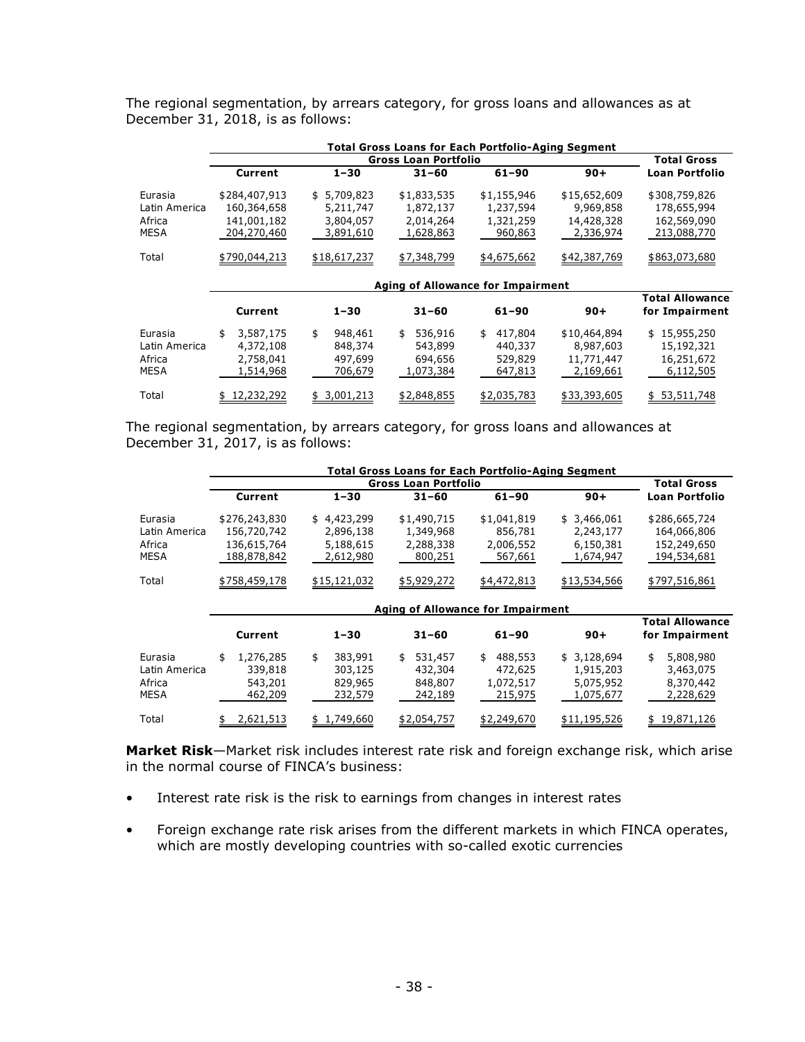The regional segmentation, by arrears category, for gross loans and allowances as at December 31, 2018, is as follows:

| | Total Gross Loans for Each Portfolio-Aging Segment | | | | | |
|---|---|---|---|---|---|---|
| | Gross Loan Portfolio | | | | | Total Gross |
| | Current | 1–30 | 31–60 | 61–90 | 90+ | Loan Portfolio |
| Eurasia | $284,407,913 | $ 5,709,823 | $1,833,535 | $1,155,946 | $15,652,609 | $308,759,826 |
| Latin America | 160,364,658 | 5,211,747 | 1,872,137 | 1,237,594 | 9,969,858 | 178,655,994 |
| Africa | 141,001,182 | 3,804,057 | 2,014,264 | 1,321,259 | 14,428,328 | 162,569,090 |
| MESA | 204,270,460 | 3,891,610 | 1,628,863 | 960,863 | 2,336,974 | 213,088,770 |
| Total | $790,044,213 | $18,617,237 | $7,348,799 | $4,675,662 | $42,387,769 | $863,073,680 |

| | Aging of Allowance for Impairment | | | | | Total Allowance |
|---|---|---|---|---|---|---|
| | Current | 1–30 | 31–60 | 61–90 | 90+ | for Impairment |
| Eurasia | $ 3,587,175 | $ 948,461 | $ 536,916 | $ 417,804 | $10,464,894 | $ 15,955,250 |
| Latin America | 4,372,108 | 848,374 | 543,899 | 440,337 | 8,987,603 | 15,192,321 |
| Africa | 2,758,041 | 497,699 | 694,656 | 529,829 | 11,771,447 | 16,251,672 |
| MESA | 1,514,968 | 706,679 | 1,073,384 | 647,813 | 2,169,661 | 6,112,505 |
| Total | $ 12,232,292 | $ 3,001,213 | $2,848,855 | $2,035,783 | $33,393,605 | $ 53,511,748 |

The regional segmentation, by arrears category, for gross loans and allowances at December 31, 2017, is as follows:

| | Total Gross Loans for Each Portfolio-Aging Segment | | | | | |
|---|---|---|---|---|---|---|
| | Gross Loan Portfolio | | | | | Total Gross |
| | Current | 1–30 | 31–60 | 61–90 | 90+ | Loan Portfolio |
| Eurasia | $276,243,830 | $ 4,423,299 | $1,490,715 | $1,041,819 | $ 3,466,061 | $286,665,724 |
| Latin America | 156,720,742 | 2,896,138 | 1,349,968 | 856,781 | 2,243,177 | 164,066,806 |
| Africa | 136,615,764 | 5,188,615 | 2,288,338 | 2,006,552 | 6,150,381 | 152,249,650 |
| MESA | 188,878,842 | 2,612,980 | 800,251 | 567,661 | 1,674,947 | 194,534,681 |
| Total | $758,459,178 | $15,121,032 | $5,929,272 | $4,472,813 | $13,534,566 | $797,516,861 |

| | Aging of Allowance for Impairment | | | | | Total Allowance |
|---|---|---|---|---|---|---|
| | Current | 1–30 | 31–60 | 61–90 | 90+ | for Impairment |
| Eurasia | $ 1,276,285 | $ 383,991 | $ 531,457 | $ 488,553 | $ 3,128,694 | $ 5,808,980 |
| Latin America | 339,818 | 303,125 | 432,304 | 472,625 | 1,915,203 | 3,463,075 |
| Africa | 543,201 | 829,965 | 848,807 | 1,072,517 | 5,075,952 | 8,370,442 |
| MESA | 462,209 | 232,579 | 242,189 | 215,975 | 1,075,677 | 2,228,629 |
| Total | $ 2,621,513 | $ 1,749,660 | $2,054,757 | $2,249,670 | $11,195,526 | $ 19,871,126 |

**Market Risk**—Market risk includes interest rate risk and foreign exchange risk, which arise in the normal course of FINCA's business:

- Interest rate risk is the risk to earnings from changes in interest rates
- Foreign exchange rate risk arises from the different markets in which FINCA operates, which are mostly developing countries with so-called exotic currencies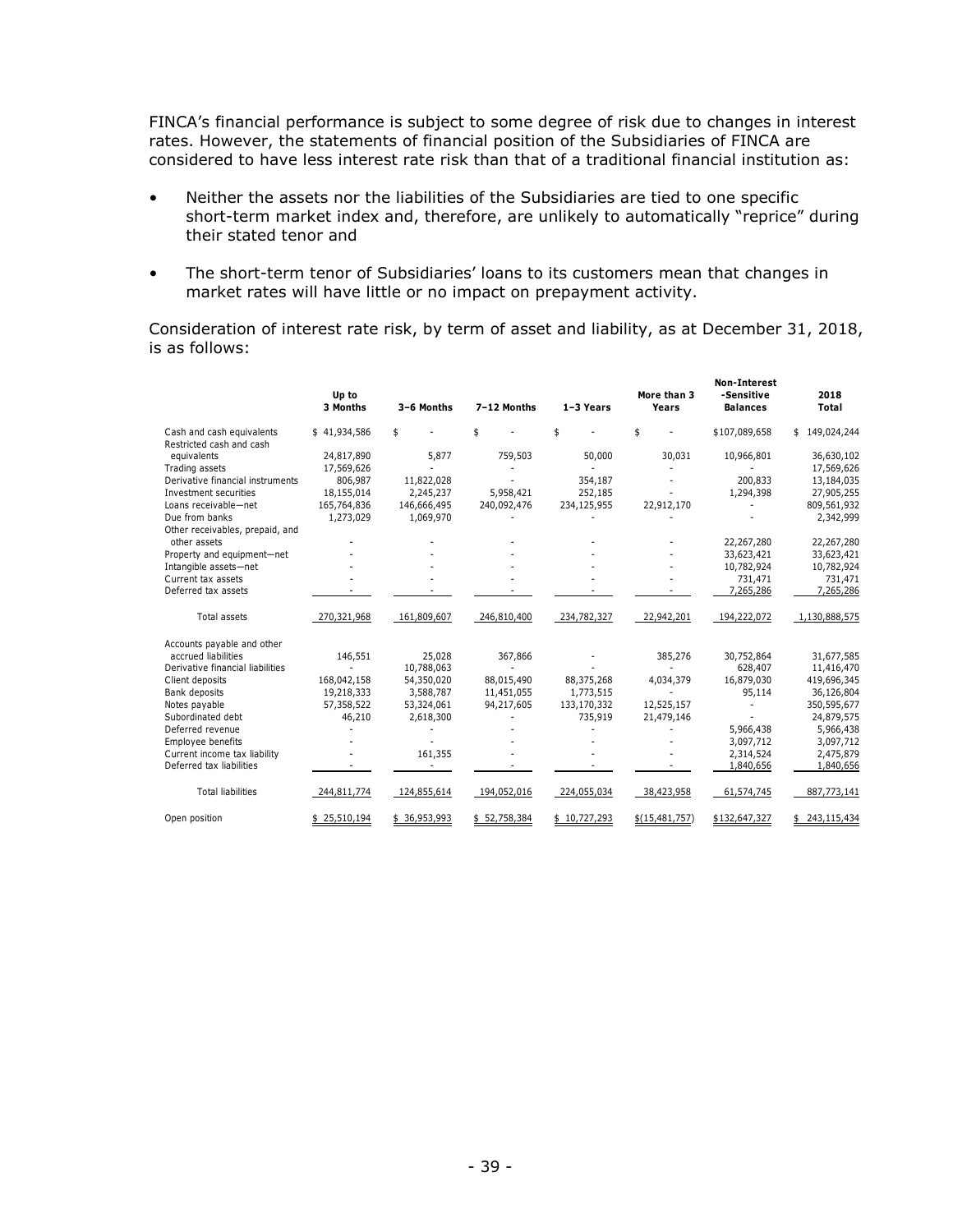FINCA's financial performance is subject to some degree of risk due to changes in interest rates. However, the statements of financial position of the Subsidiaries of FINCA are considered to have less interest rate risk than that of a traditional financial institution as:

- Neither the assets nor the liabilities of the Subsidiaries are tied to one specific short-term market index and, therefore, are unlikely to automatically "reprice" during their stated tenor and
- The short-term tenor of Subsidiaries' loans to its customers mean that changes in market rates will have little or no impact on prepayment activity.

Consideration of interest rate risk, by term of asset and liability, as at December 31, 2018, is as follows:

| | Up to 3 Months | 3–6 Months | 7–12 Months | 1–3 Years | More than 3 Years | Non-Interest -Sensitive Balances | 2018 Total |
|---|---|---|---|---|---|---|---|
| Cash and cash equivalents | $ 41,934,586 | $ - | $ - | $ - | $ - | $107,089,658 | $ 149,024,244 |
| Restricted cash and cash equivalents | 24,817,890 | 5,877 | 759,503 | 50,000 | 30,031 | 10,966,801 | 36,630,102 |
| Trading assets | 17,569,626 | - | - | - | - | - | 17,569,626 |
| Derivative financial instruments | 806,987 | 11,822,028 | - | 354,187 | - | 200,833 | 13,184,035 |
| Investment securities | 18,155,014 | 2,245,237 | 5,958,421 | 252,185 | - | 1,294,398 | 27,905,255 |
| Loans receivable—net | 165,764,836 | 146,666,495 | 240,092,476 | 234,125,955 | 22,912,170 | - | 809,561,932 |
| Due from banks | 1,273,029 | 1,069,970 | - | - | - | - | 2,342,999 |
| Other receivables, prepaid, and other assets | - | - | - | - | - | 22,267,280 | 22,267,280 |
| Property and equipment—net | - | - | - | - | - | 33,623,421 | 33,623,421 |
| Intangible assets—net | - | - | - | - | - | 10,782,924 | 10,782,924 |
| Current tax assets | - | - | - | - | - | 731,471 | 731,471 |
| Deferred tax assets | - | - | - | - | - | 7,265,286 | 7,265,286 |
| Total assets | 270,321,968 | 161,809,607 | 246,810,400 | 234,782,327 | 22,942,201 | 194,222,072 | 1,130,888,575 |
| Accounts payable and other accrued liabilities | 146,551 | 25,028 | 367,866 | - | 385,276 | 30,752,864 | 31,677,585 |
| Derivative financial liabilities | - | 10,788,063 | - | - | - | 628,407 | 11,416,470 |
| Client deposits | 168,042,158 | 54,350,020 | 88,015,490 | 88,375,268 | 4,034,379 | 16,879,030 | 419,696,345 |
| Bank deposits | 19,218,333 | 3,588,787 | 11,451,055 | 1,773,515 | - | 95,114 | 36,126,804 |
| Notes payable | 57,358,522 | 53,324,061 | 94,217,605 | 133,170,332 | 12,525,157 | - | 350,595,677 |
| Subordinated debt | 46,210 | 2,618,300 | - | 735,919 | 21,479,146 | - | 24,879,575 |
| Deferred revenue | - | - | - | - | - | 5,966,438 | 5,966,438 |
| Employee benefits | - | - | - | - | - | 3,097,712 | 3,097,712 |
| Current income tax liability | - | 161,355 | - | - | - | 2,314,524 | 2,475,879 |
| Deferred tax liabilities | - | - | - | - | - | 1,840,656 | 1,840,656 |
| Total liabilities | 244,811,774 | 124,855,614 | 194,052,016 | 224,055,034 | 38,423,958 | 61,574,745 | 887,773,141 |
| Open position | $ 25,510,194 | $ 36,953,993 | $ 52,758,384 | $ 10,727,293 | $(15,481,757) | $132,647,327 | $ 243,115,434 |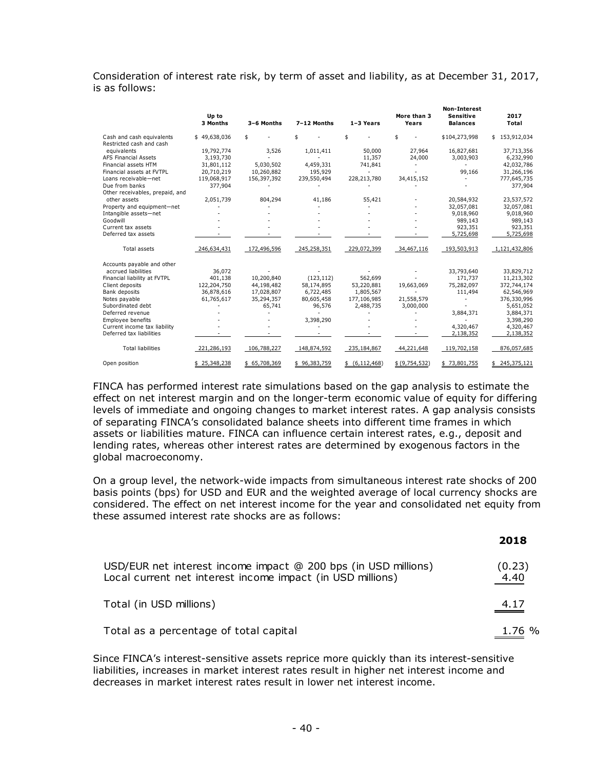Consideration of interest rate risk, by term of asset and liability, as at December 31, 2017, is as follows:

| | Up to 3 Months | 3–6 Months | 7–12 Months | 1–3 Years | More than 3 Years | Non-Interest Sensitive Balances | 2017 Total |
|---|---|---|---|---|---|---|---|
| Cash and cash equivalents | $ 49,638,036 | $ - | $ - | $ - | $ - | $104,273,998 | $ 153,912,034 |
| Restricted cash and cash equivalents | 19,792,774 | 3,526 | 1,011,411 | 50,000 | 27,964 | 16,827,681 | 37,713,356 |
| AFS Financial Assets | 3,193,730 | - | - | 11,357 | 24,000 | 3,003,903 | 6,232,990 |
| Financial assets HTM | 31,801,112 | 5,030,502 | 4,459,331 | 741,841 | - | - | 42,032,786 |
| Financial assets at FVTPL | 20,710,219 | 10,260,882 | 195,929 | - | - | 99,166 | 31,266,196 |
| Loans receivable—net | 119,068,917 | 156,397,392 | 239,550,494 | 228,213,780 | 34,415,152 | - | 777,645,735 |
| Due from banks | 377,904 | - | - | - | - | - | 377,904 |
| Other receivables, prepaid, and other assets | 2,051,739 | 804,294 | 41,186 | 55,421 | - | 20,584,932 | 23,537,572 |
| Property and equipment—net | - | - | - | - | - | 32,057,081 | 32,057,081 |
| Intangible assets—net | - | - | - | - | - | 9,018,960 | 9,018,960 |
| Goodwill | - | - | - | - | - | 989,143 | 989,143 |
| Current tax assets | - | - | - | - | - | 923,351 | 923,351 |
| Deferred tax assets | - | - | - | - | - | 5,725,698 | 5,725,698 |
| Total assets | 246,634,431 | 172,496,596 | 245,258,351 | 229,072,399 | 34,467,116 | 193,503,913 | 1,121,432,806 |
| Accounts payable and other accrued liabilities | 36,072 | - | - | - | - | 33,793,640 | 33,829,712 |
| Financial liability at FVTPL | 401,138 | 10,200,840 | (123,112) | 562,699 | - | 171,737 | 11,213,302 |
| Client deposits | 122,204,750 | 44,198,482 | 58,174,895 | 53,220,881 | 19,663,069 | 75,282,097 | 372,744,174 |
| Bank deposits | 36,878,616 | 17,028,807 | 6,722,485 | 1,805,567 | - | 111,494 | 62,546,969 |
| Notes payable | 61,765,617 | 35,294,357 | 80,605,458 | 177,106,985 | 21,558,579 | - | 376,330,996 |
| Subordinated debt | - | 65,741 | 96,576 | 2,488,735 | 3,000,000 | - | 5,651,052 |
| Deferred revenue | - | - | - | - | - | 3,884,371 | 3,884,371 |
| Employee benefits | - | - | 3,398,290 | - | - | - | 3,398,290 |
| Current income tax liability | - | - | - | - | - | 4,320,467 | 4,320,467 |
| Deferred tax liabilities | - | - | - | - | - | 2,138,352 | 2,138,352 |
| Total liabilities | 221,286,193 | 106,788,227 | 148,874,592 | 235,184,867 | 44,221,648 | 119,702,158 | 876,057,685 |
| Open position | $ 25,348,238 | $ 65,708,369 | $ 96,383,759 | $ (6,112,468) | $ (9,754,532) | $ 73,801,755 | $ 245,375,121 |

FINCA has performed interest rate simulations based on the gap analysis to estimate the effect on net interest margin and on the longer-term economic value of equity for differing levels of immediate and ongoing changes to market interest rates. A gap analysis consists of separating FINCA's consolidated balance sheets into different time frames in which assets or liabilities mature. FINCA can influence certain interest rates, e.g., deposit and lending rates, whereas other interest rates are determined by exogenous factors in the global macroeconomy.

On a group level, the network-wide impacts from simultaneous interest rate shocks of 200 basis points (bps) for USD and EUR and the weighted average of local currency shocks are considered. The effect on net interest income for the year and consolidated net equity from these assumed interest rate shocks are as follows:

| | 2018 |
|---|---|
| USD/EUR net interest income impact @ 200 bps (in USD millions) | (0.23) |
| Local current net interest income impact (in USD millions) | 4.40 |
| Total (in USD millions) | 4.17 |
| Total as a percentage of total capital | 1.76 % |

Since FINCA's interest-sensitive assets reprice more quickly than its interest-sensitive liabilities, increases in market interest rates result in higher net interest income and decreases in market interest rates result in lower net interest income.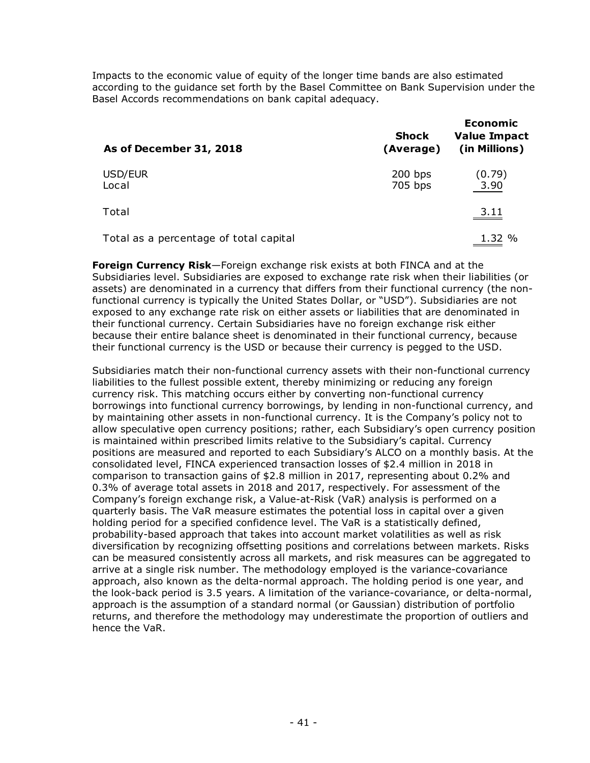Impacts to the economic value of equity of the longer time bands are also estimated according to the guidance set forth by the Basel Committee on Bank Supervision under the Basel Accords recommendations on bank capital adequacy.

| As of December 31, 2018 | Shock (Average) | Economic Value Impact (in Millions) |
|---|---|---|
| USD/EUR | 200 bps | (0.79) |
| Local | 705 bps | 3.90 |
| Total | | 3.11 |
| Total as a percentage of total capital | | 1.32 % |

**Foreign Currency Risk**—Foreign exchange risk exists at both FINCA and at the Subsidiaries level. Subsidiaries are exposed to exchange rate risk when their liabilities (or assets) are denominated in a currency that differs from their functional currency (the non-functional currency is typically the United States Dollar, or "USD"). Subsidiaries are not exposed to any exchange rate risk on either assets or liabilities that are denominated in their functional currency. Certain Subsidiaries have no foreign exchange risk either because their entire balance sheet is denominated in their functional currency, because their functional currency is the USD or because their currency is pegged to the USD.

Subsidiaries match their non-functional currency assets with their non-functional currency liabilities to the fullest possible extent, thereby minimizing or reducing any foreign currency risk. This matching occurs either by converting non-functional currency borrowings into functional currency borrowings, by lending in non-functional currency, and by maintaining other assets in non-functional currency. It is the Company's policy not to allow speculative open currency positions; rather, each Subsidiary's open currency position is maintained within prescribed limits relative to the Subsidiary's capital. Currency positions are measured and reported to each Subsidiary's ALCO on a monthly basis. At the consolidated level, FINCA experienced transaction losses of $2.4 million in 2018 in comparison to transaction gains of $2.8 million in 2017, representing about 0.2% and 0.3% of average total assets in 2018 and 2017, respectively. For assessment of the Company's foreign exchange risk, a Value-at-Risk (VaR) analysis is performed on a quarterly basis. The VaR measure estimates the potential loss in capital over a given holding period for a specified confidence level. The VaR is a statistically defined, probability-based approach that takes into account market volatilities as well as risk diversification by recognizing offsetting positions and correlations between markets. Risks can be measured consistently across all markets, and risk measures can be aggregated to arrive at a single risk number. The methodology employed is the variance-covariance approach, also known as the delta-normal approach. The holding period is one year, and the look-back period is 3.5 years. A limitation of the variance-covariance, or delta-normal, approach is the assumption of a standard normal (or Gaussian) distribution of portfolio returns, and therefore the methodology may underestimate the proportion of outliers and hence the VaR.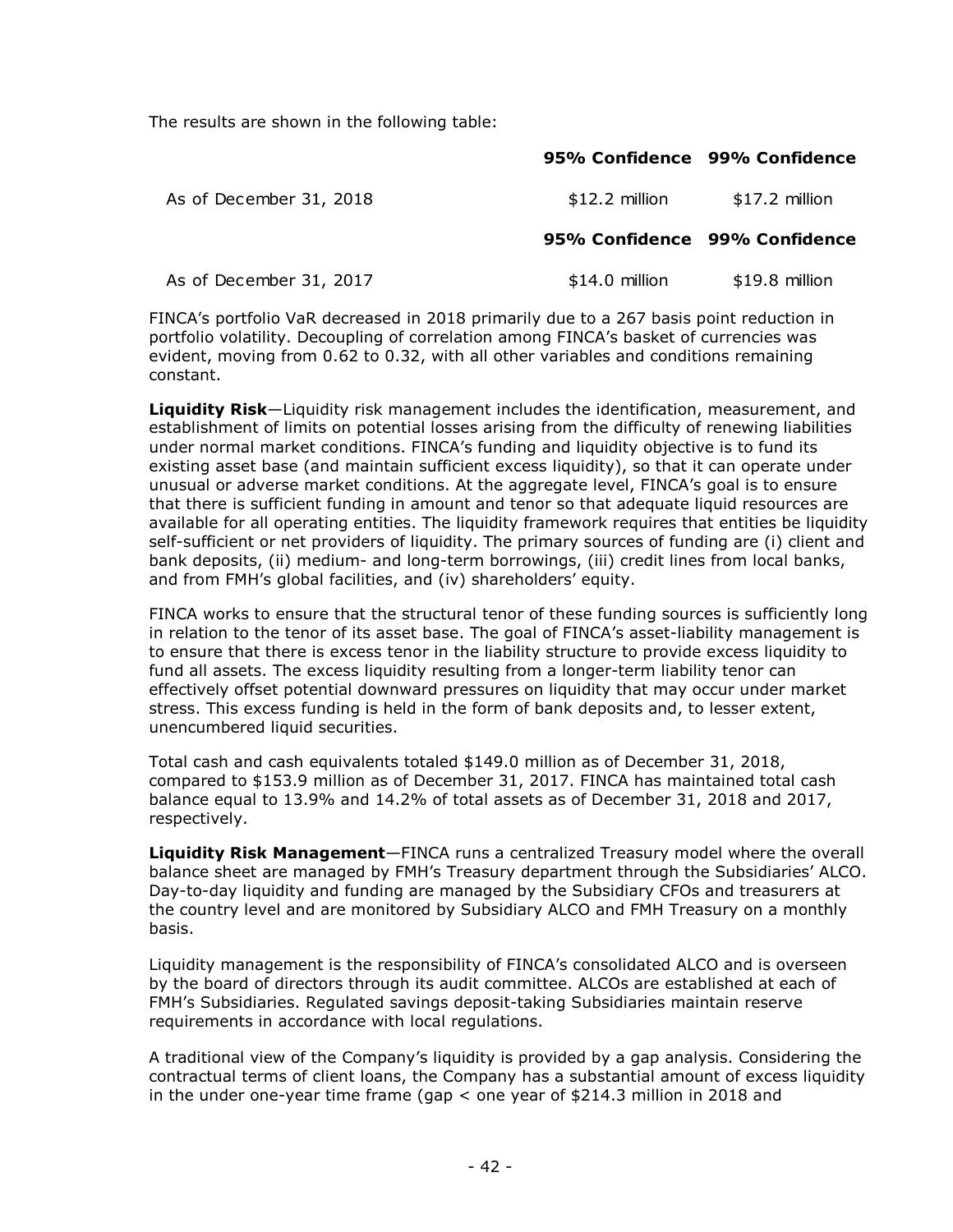The results are shown in the following table:

| | 95% Confidence | 99% Confidence |
|---|---|---|
| As of December 31, 2018 | $12.2 million | $17.2 million |
| | **95% Confidence** | **99% Confidence** |
| As of December 31, 2017 | $14.0 million | $19.8 million |

FINCA's portfolio VaR decreased in 2018 primarily due to a 267 basis point reduction in portfolio volatility. Decoupling of correlation among FINCA's basket of currencies was evident, moving from 0.62 to 0.32, with all other variables and conditions remaining constant.

**Liquidity Risk**—Liquidity risk management includes the identification, measurement, and establishment of limits on potential losses arising from the difficulty of renewing liabilities under normal market conditions. FINCA's funding and liquidity objective is to fund its existing asset base (and maintain sufficient excess liquidity), so that it can operate under unusual or adverse market conditions. At the aggregate level, FINCA's goal is to ensure that there is sufficient funding in amount and tenor so that adequate liquid resources are available for all operating entities. The liquidity framework requires that entities be liquidity self-sufficient or net providers of liquidity. The primary sources of funding are (i) client and bank deposits, (ii) medium- and long-term borrowings, (iii) credit lines from local banks, and from FMH's global facilities, and (iv) shareholders' equity.

FINCA works to ensure that the structural tenor of these funding sources is sufficiently long in relation to the tenor of its asset base. The goal of FINCA's asset-liability management is to ensure that there is excess tenor in the liability structure to provide excess liquidity to fund all assets. The excess liquidity resulting from a longer-term liability tenor can effectively offset potential downward pressures on liquidity that may occur under market stress. This excess funding is held in the form of bank deposits and, to lesser extent, unencumbered liquid securities.

Total cash and cash equivalents totaled $149.0 million as of December 31, 2018, compared to $153.9 million as of December 31, 2017. FINCA has maintained total cash balance equal to 13.9% and 14.2% of total assets as of December 31, 2018 and 2017, respectively.

**Liquidity Risk Management**—FINCA runs a centralized Treasury model where the overall balance sheet are managed by FMH's Treasury department through the Subsidiaries' ALCO. Day-to-day liquidity and funding are managed by the Subsidiary CFOs and treasurers at the country level and are monitored by Subsidiary ALCO and FMH Treasury on a monthly basis.

Liquidity management is the responsibility of FINCA's consolidated ALCO and is overseen by the board of directors through its audit committee. ALCOs are established at each of FMH's Subsidiaries. Regulated savings deposit-taking Subsidiaries maintain reserve requirements in accordance with local regulations.

A traditional view of the Company's liquidity is provided by a gap analysis. Considering the contractual terms of client loans, the Company has a substantial amount of excess liquidity in the under one-year time frame (gap < one year of $214.3 million in 2018 and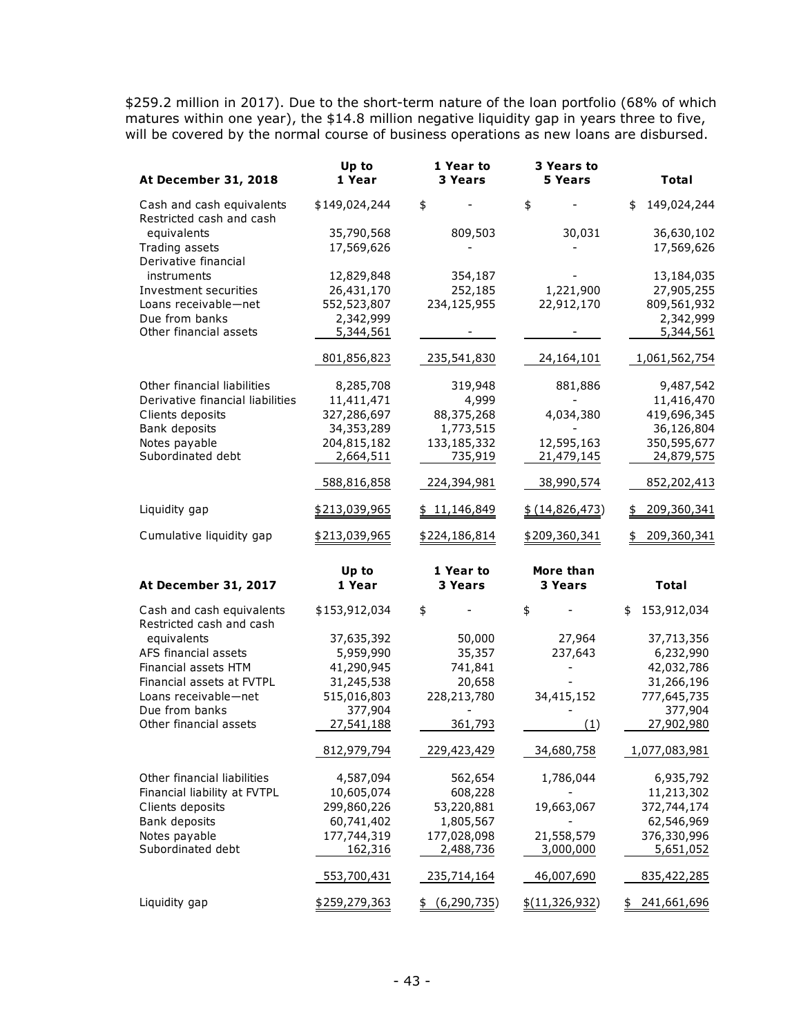$259.2 million in 2017). Due to the short-term nature of the loan portfolio (68% of which matures within one year), the $14.8 million negative liquidity gap in years three to five, will be covered by the normal course of business operations as new loans are disbursed.

| At December 31, 2018 | Up to 1 Year | 1 Year to 3 Years | 3 Years to 5 Years | Total |
|---|---|---|---|---|
| Cash and cash equivalents | $149,024,244 | $ - | $ - | $ 149,024,244 |
| Restricted cash and cash equivalents | 35,790,568 | 809,503 | 30,031 | 36,630,102 |
| Trading assets | 17,569,626 | - | - | 17,569,626 |
| Derivative financial instruments | 12,829,848 | 354,187 | - | 13,184,035 |
| Investment securities | 26,431,170 | 252,185 | 1,221,900 | 27,905,255 |
| Loans receivable—net | 552,523,807 | 234,125,955 | 22,912,170 | 809,561,932 |
| Due from banks | 2,342,999 | | | 2,342,999 |
| Other financial assets | 5,344,561 | - | - | 5,344,561 |
| | 801,856,823 | 235,541,830 | 24,164,101 | 1,061,562,754 |
| Other financial liabilities | 8,285,708 | 319,948 | 881,886 | 9,487,542 |
| Derivative financial liabilities | 11,411,471 | 4,999 | - | 11,416,470 |
| Clients deposits | 327,286,697 | 88,375,268 | 4,034,380 | 419,696,345 |
| Bank deposits | 34,353,289 | 1,773,515 | - | 36,126,804 |
| Notes payable | 204,815,182 | 133,185,332 | 12,595,163 | 350,595,677 |
| Subordinated debt | 2,664,511 | 735,919 | 21,479,145 | 24,879,575 |
| | 588,816,858 | 224,394,981 | 38,990,574 | 852,202,413 |
| Liquidity gap | $213,039,965 | $ 11,146,849 | $ (14,826,473) | $ 209,360,341 |
| Cumulative liquidity gap | $213,039,965 | $224,186,814 | $209,360,341 | $ 209,360,341 |

| At December 31, 2017 | Up to 1 Year | 1 Year to 3 Years | More than 3 Years | Total |
|---|---|---|---|---|
| Cash and cash equivalents | $153,912,034 | $ - | $ - | $ 153,912,034 |
| Restricted cash and cash equivalents | 37,635,392 | 50,000 | 27,964 | 37,713,356 |
| AFS financial assets | 5,959,990 | 35,357 | 237,643 | 6,232,990 |
| Financial assets HTM | 41,290,945 | 741,841 | - | 42,032,786 |
| Financial assets at FVTPL | 31,245,538 | 20,658 | - | 31,266,196 |
| Loans receivable—net | 515,016,803 | 228,213,780 | 34,415,152 | 777,645,735 |
| Due from banks | 377,904 | - | - | 377,904 |
| Other financial assets | 27,541,188 | 361,793 | (1) | 27,902,980 |
| | 812,979,794 | 229,423,429 | 34,680,758 | 1,077,083,981 |
| Other financial liabilities | 4,587,094 | 562,654 | 1,786,044 | 6,935,792 |
| Financial liability at FVTPL | 10,605,074 | 608,228 | - | 11,213,302 |
| Clients deposits | 299,860,226 | 53,220,881 | 19,663,067 | 372,744,174 |
| Bank deposits | 60,741,402 | 1,805,567 | - | 62,546,969 |
| Notes payable | 177,744,319 | 177,028,098 | 21,558,579 | 376,330,996 |
| Subordinated debt | 162,316 | 2,488,736 | 3,000,000 | 5,651,052 |
| | 553,700,431 | 235,714,164 | 46,007,690 | 835,422,285 |
| Liquidity gap | $259,279,363 | $ (6,290,735) | $(11,326,932) | $ 241,661,696 |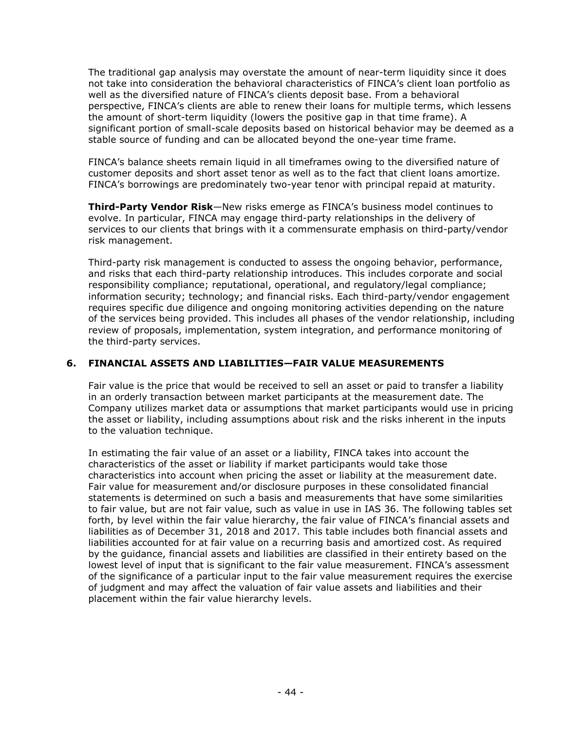The traditional gap analysis may overstate the amount of near-term liquidity since it does not take into consideration the behavioral characteristics of FINCA's client loan portfolio as well as the diversified nature of FINCA's clients deposit base. From a behavioral perspective, FINCA's clients are able to renew their loans for multiple terms, which lessens the amount of short-term liquidity (lowers the positive gap in that time frame). A significant portion of small-scale deposits based on historical behavior may be deemed as a stable source of funding and can be allocated beyond the one-year time frame.

FINCA's balance sheets remain liquid in all timeframes owing to the diversified nature of customer deposits and short asset tenor as well as to the fact that client loans amortize. FINCA's borrowings are predominately two-year tenor with principal repaid at maturity.

**Third-Party Vendor Risk**—New risks emerge as FINCA's business model continues to evolve. In particular, FINCA may engage third-party relationships in the delivery of services to our clients that brings with it a commensurate emphasis on third-party/vendor risk management.

Third-party risk management is conducted to assess the ongoing behavior, performance, and risks that each third-party relationship introduces. This includes corporate and social responsibility compliance; reputational, operational, and regulatory/legal compliance; information security; technology; and financial risks. Each third-party/vendor engagement requires specific due diligence and ongoing monitoring activities depending on the nature of the services being provided. This includes all phases of the vendor relationship, including review of proposals, implementation, system integration, and performance monitoring of the third-party services.

## 6. FINANCIAL ASSETS AND LIABILITIES—FAIR VALUE MEASUREMENTS

Fair value is the price that would be received to sell an asset or paid to transfer a liability in an orderly transaction between market participants at the measurement date. The Company utilizes market data or assumptions that market participants would use in pricing the asset or liability, including assumptions about risk and the risks inherent in the inputs to the valuation technique.

In estimating the fair value of an asset or a liability, FINCA takes into account the characteristics of the asset or liability if market participants would take those characteristics into account when pricing the asset or liability at the measurement date. Fair value for measurement and/or disclosure purposes in these consolidated financial statements is determined on such a basis and measurements that have some similarities to fair value, but are not fair value, such as value in use in IAS 36. The following tables set forth, by level within the fair value hierarchy, the fair value of FINCA's financial assets and liabilities as of December 31, 2018 and 2017. This table includes both financial assets and liabilities accounted for at fair value on a recurring basis and amortized cost. As required by the guidance, financial assets and liabilities are classified in their entirety based on the lowest level of input that is significant to the fair value measurement. FINCA's assessment of the significance of a particular input to the fair value measurement requires the exercise of judgment and may affect the valuation of fair value assets and liabilities and their placement within the fair value hierarchy levels.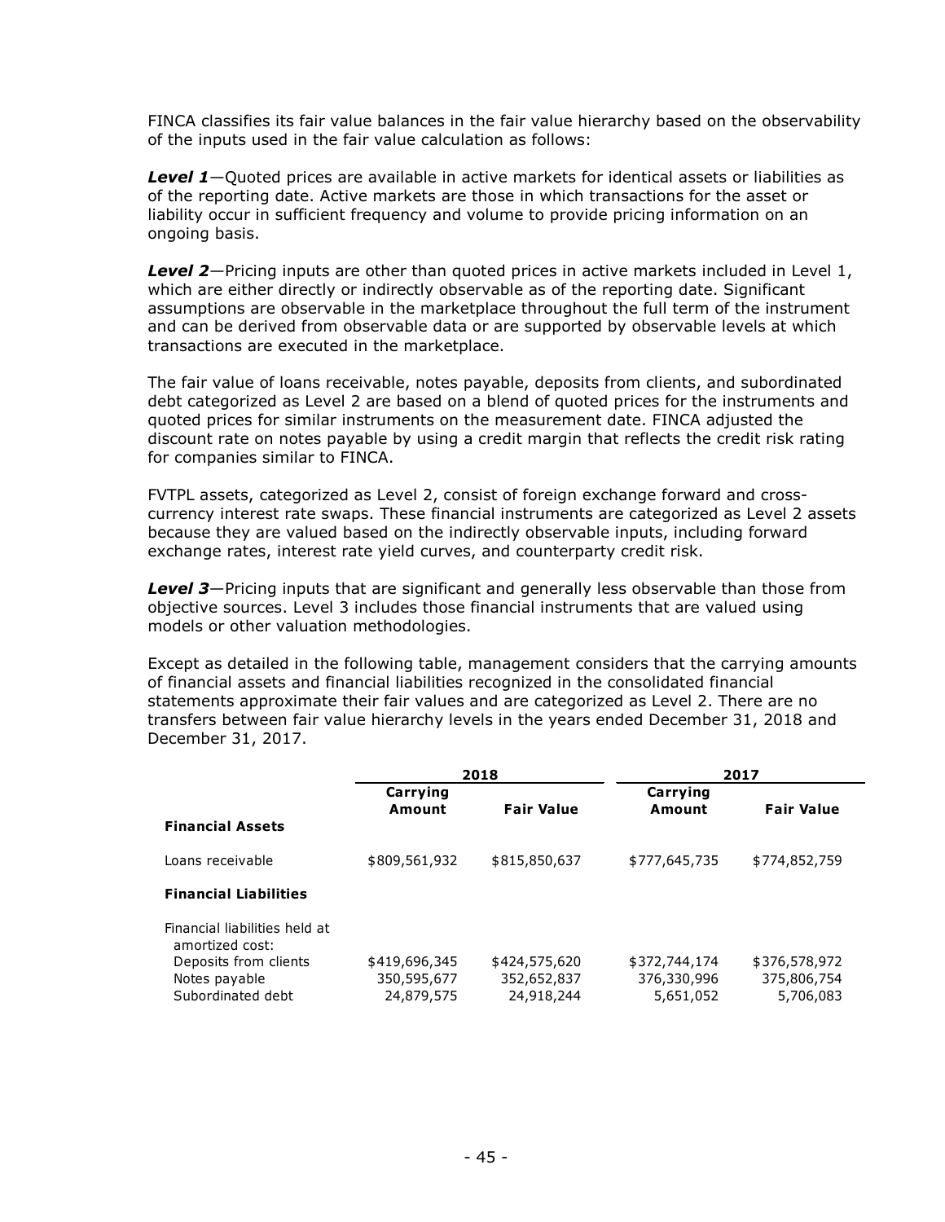FINCA classifies its fair value balances in the fair value hierarchy based on the observability of the inputs used in the fair value calculation as follows:

***Level 1***—Quoted prices are available in active markets for identical assets or liabilities as of the reporting date. Active markets are those in which transactions for the asset or liability occur in sufficient frequency and volume to provide pricing information on an ongoing basis.

***Level 2***—Pricing inputs are other than quoted prices in active markets included in Level 1, which are either directly or indirectly observable as of the reporting date. Significant assumptions are observable in the marketplace throughout the full term of the instrument and can be derived from observable data or are supported by observable levels at which transactions are executed in the marketplace.

The fair value of loans receivable, notes payable, deposits from clients, and subordinated debt categorized as Level 2 are based on a blend of quoted prices for the instruments and quoted prices for similar instruments on the measurement date. FINCA adjusted the discount rate on notes payable by using a credit margin that reflects the credit risk rating for companies similar to FINCA.

FVTPL assets, categorized as Level 2, consist of foreign exchange forward and cross-currency interest rate swaps. These financial instruments are categorized as Level 2 assets because they are valued based on the indirectly observable inputs, including forward exchange rates, interest rate yield curves, and counterparty credit risk.

***Level 3***—Pricing inputs that are significant and generally less observable than those from objective sources. Level 3 includes those financial instruments that are valued using models or other valuation methodologies.

Except as detailed in the following table, management considers that the carrying amounts of financial assets and financial liabilities recognized in the consolidated financial statements approximate their fair values and are categorized as Level 2. There are no transfers between fair value hierarchy levels in the years ended December 31, 2018 and December 31, 2017.

| | 2018 | | 2017 | |
|---|---|---|---|---|
| | **Carrying Amount** | **Fair Value** | **Carrying Amount** | **Fair Value** |
| **Financial Assets** | | | | |
| Loans receivable | $809,561,932 | $815,850,637 | $777,645,735 | $774,852,759 |
| **Financial Liabilities** | | | | |
| Financial liabilities held at amortized cost: | | | | |
| Deposits from clients | $419,696,345 | $424,575,620 | $372,744,174 | $376,578,972 |
| Notes payable | 350,595,677 | 352,652,837 | 376,330,996 | 375,806,754 |
| Subordinated debt | 24,879,575 | 24,918,244 | 5,651,052 | 5,706,083 |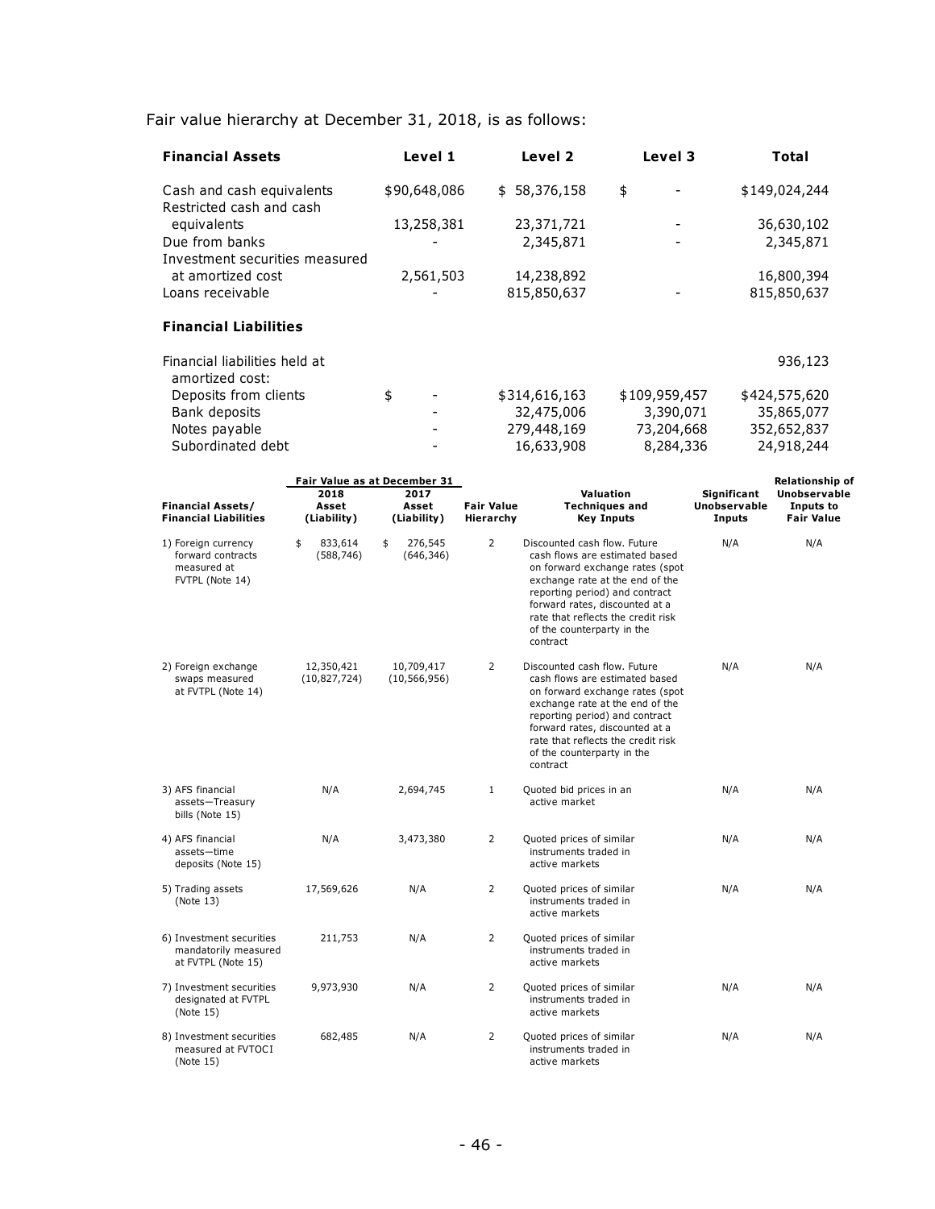Fair value hierarchy at December 31, 2018, is as follows:

| Financial Assets | Level 1 | Level 2 | Level 3 | Total |
|---|---|---|---|---|
| Cash and cash equivalents | $90,648,086 | $ 58,376,158 | $ - | $149,024,244 |
| Restricted cash and cash equivalents | 13,258,381 | 23,371,721 | - | 36,630,102 |
| Due from banks | - | 2,345,871 | - | 2,345,871 |
| Investment securities measured at amortized cost | 2,561,503 | 14,238,892 | | 16,800,394 |
| Loans receivable | - | 815,850,637 | - | 815,850,637 |
| **Financial Liabilities** | | | | |
| Financial liabilities held at amortized cost: | | | | 936,123 |
| Deposits from clients | $ - | $314,616,163 | $109,959,457 | $424,575,620 |
| Bank deposits | - | 32,475,006 | 3,390,071 | 35,865,077 |
| Notes payable | - | 279,448,169 | 73,204,668 | 352,652,837 |
| Subordinated debt | - | 16,633,908 | 8,284,336 | 24,918,244 |

| Financial Assets/ Financial Liabilities | Fair Value as at December 31 | | Fair Value Hierarchy | Valuation Techniques and Key Inputs | Significant Unobservable Inputs | Relationship of Unobservable Inputs to Fair Value |
|---|---|---|---|---|---|---|
| | 2018 Asset (Liability) | 2017 Asset (Liability) | | | | |
| 1) Foreign currency forward contracts measured at FVTPL (Note 14) | $ 833,614 (588,746) | $ 276,545 (646,346) | 2 | Discounted cash flow. Future cash flows are estimated based on forward exchange rates (spot exchange rate at the end of the reporting period) and contract forward rates, discounted at a rate that reflects the credit risk of the counterparty in the contract | N/A | N/A |
| 2) Foreign exchange swaps measured at FVTPL (Note 14) | 12,350,421 (10,827,724) | 10,709,417 (10,566,956) | 2 | Discounted cash flow. Future cash flows are estimated based on forward exchange rates (spot exchange rate at the end of the reporting period) and contract forward rates, discounted at a rate that reflects the credit risk of the counterparty in the contract | N/A | N/A |
| 3) AFS financial assets—Treasury bills (Note 15) | N/A | 2,694,745 | 1 | Quoted bid prices in an active market | N/A | N/A |
| 4) AFS financial assets—time deposits (Note 15) | N/A | 3,473,380 | 2 | Quoted prices of similar instruments traded in active markets | N/A | N/A |
| 5) Trading assets (Note 13) | 17,569,626 | N/A | 2 | Quoted prices of similar instruments traded in active markets | N/A | N/A |
| 6) Investment securities mandatorily measured at FVTPL (Note 15) | 211,753 | N/A | 2 | Quoted prices of similar instruments traded in active markets | | |
| 7) Investment securities designated at FVTPL (Note 15) | 9,973,930 | N/A | 2 | Quoted prices of similar instruments traded in active markets | N/A | N/A |
| 8) Investment securities measured at FVTOCI (Note 15) | 682,485 | N/A | 2 | Quoted prices of similar instruments traded in active markets | N/A | N/A |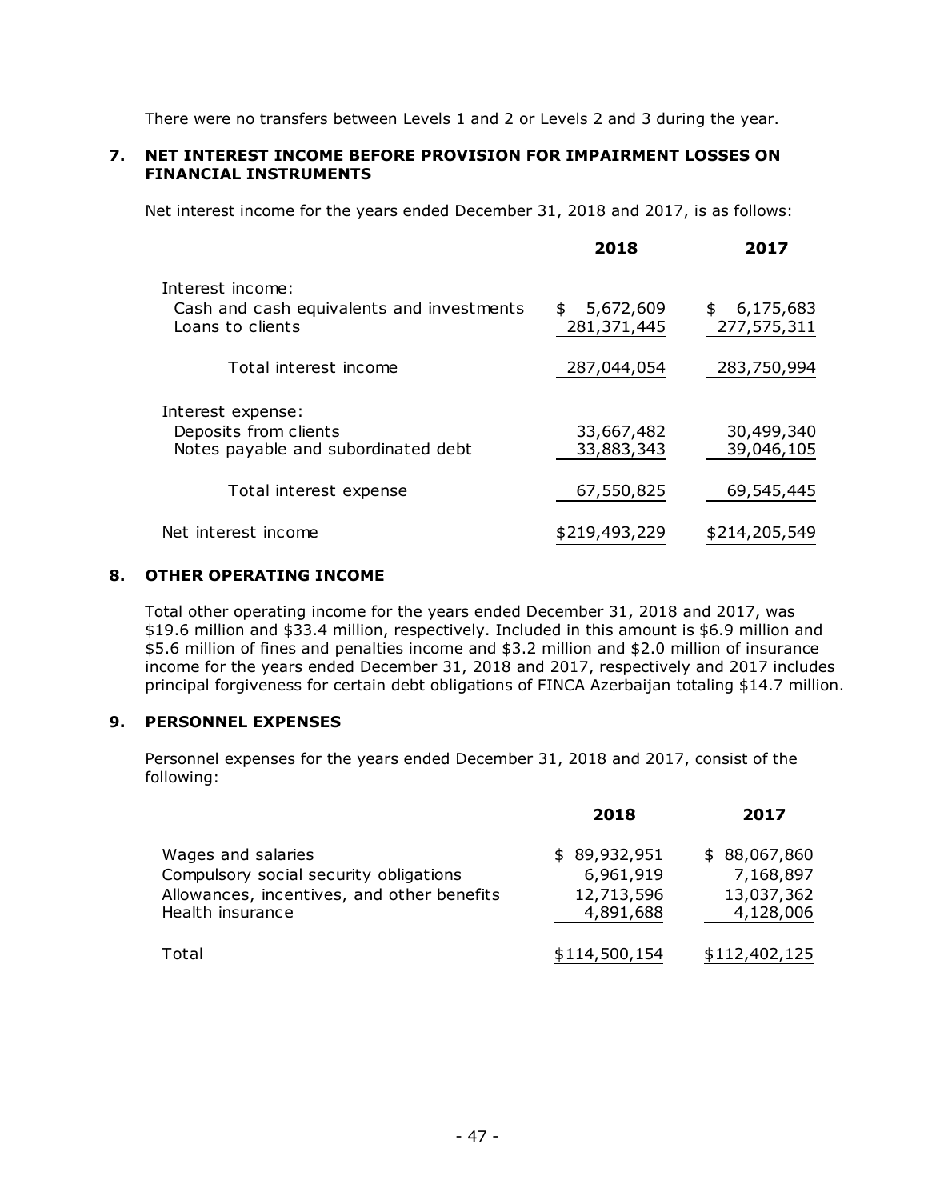There were no transfers between Levels 1 and 2 or Levels 2 and 3 during the year.

## 7. NET INTEREST INCOME BEFORE PROVISION FOR IMPAIRMENT LOSSES ON FINANCIAL INSTRUMENTS

Net interest income for the years ended December 31, 2018 and 2017, is as follows:

| | 2018 | 2017 |
|---|---|---|
| Interest income: | | |
| Cash and cash equivalents and investments | $ 5,672,609 | $ 6,175,683 |
| Loans to clients | 281,371,445 | 277,575,311 |
| Total interest income | 287,044,054 | 283,750,994 |
| Interest expense: | | |
| Deposits from clients | 33,667,482 | 30,499,340 |
| Notes payable and subordinated debt | 33,883,343 | 39,046,105 |
| Total interest expense | 67,550,825 | 69,545,445 |
| Net interest income | $219,493,229 | $214,205,549 |

## 8. OTHER OPERATING INCOME

Total other operating income for the years ended December 31, 2018 and 2017, was $19.6 million and $33.4 million, respectively. Included in this amount is $6.9 million and $5.6 million of fines and penalties income and $3.2 million and $2.0 million of insurance income for the years ended December 31, 2018 and 2017, respectively and 2017 includes principal forgiveness for certain debt obligations of FINCA Azerbaijan totaling $14.7 million.

## 9. PERSONNEL EXPENSES

Personnel expenses for the years ended December 31, 2018 and 2017, consist of the following:

| | 2018 | 2017 |
|---|---|---|
| Wages and salaries | $ 89,932,951 | $ 88,067,860 |
| Compulsory social security obligations | 6,961,919 | 7,168,897 |
| Allowances, incentives, and other benefits | 12,713,596 | 13,037,362 |
| Health insurance | 4,891,688 | 4,128,006 |
| Total | $114,500,154 | $112,402,125 |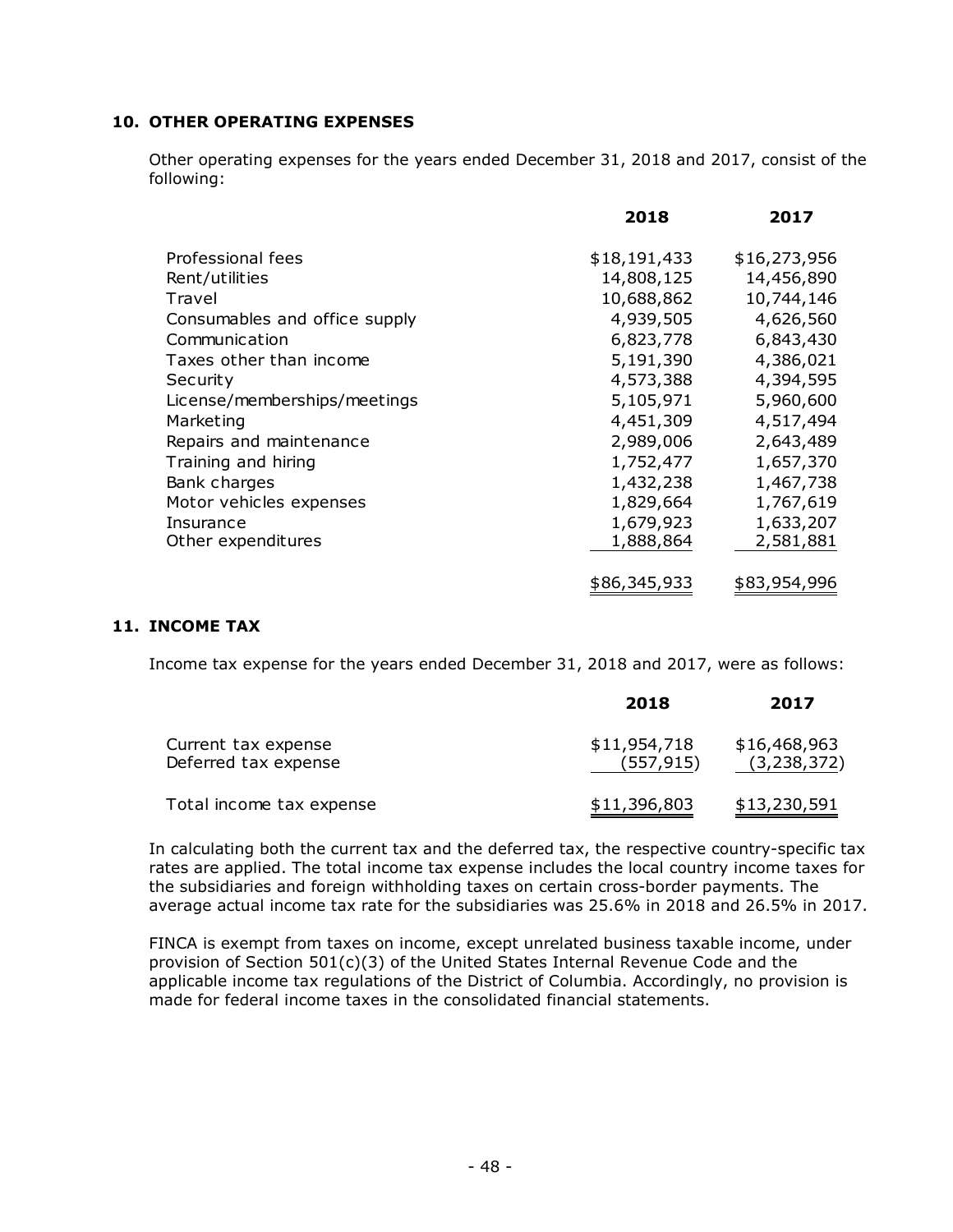## 10. OTHER OPERATING EXPENSES

Other operating expenses for the years ended December 31, 2018 and 2017, consist of the following:

| | 2018 | 2017 |
|---|---|---|
| Professional fees | $18,191,433 | $16,273,956 |
| Rent/utilities | 14,808,125 | 14,456,890 |
| Travel | 10,688,862 | 10,744,146 |
| Consumables and office supply | 4,939,505 | 4,626,560 |
| Communication | 6,823,778 | 6,843,430 |
| Taxes other than income | 5,191,390 | 4,386,021 |
| Security | 4,573,388 | 4,394,595 |
| License/memberships/meetings | 5,105,971 | 5,960,600 |
| Marketing | 4,451,309 | 4,517,494 |
| Repairs and maintenance | 2,989,006 | 2,643,489 |
| Training and hiring | 1,752,477 | 1,657,370 |
| Bank charges | 1,432,238 | 1,467,738 |
| Motor vehicles expenses | 1,829,664 | 1,767,619 |
| Insurance | 1,679,923 | 1,633,207 |
| Other expenditures | 1,888,864 | 2,581,881 |
| | $86,345,933 | $83,954,996 |

## 11. INCOME TAX

Income tax expense for the years ended December 31, 2018 and 2017, were as follows:

| | 2018 | 2017 |
|---|---|---|
| Current tax expense | $11,954,718 | $16,468,963 |
| Deferred tax expense | (557,915) | (3,238,372) |
| Total income tax expense | $11,396,803 | $13,230,591 |

In calculating both the current tax and the deferred tax, the respective country-specific tax rates are applied. The total income tax expense includes the local country income taxes for the subsidiaries and foreign withholding taxes on certain cross-border payments. The average actual income tax rate for the subsidiaries was 25.6% in 2018 and 26.5% in 2017.

FINCA is exempt from taxes on income, except unrelated business taxable income, under provision of Section 501(c)(3) of the United States Internal Revenue Code and the applicable income tax regulations of the District of Columbia. Accordingly, no provision is made for federal income taxes in the consolidated financial statements.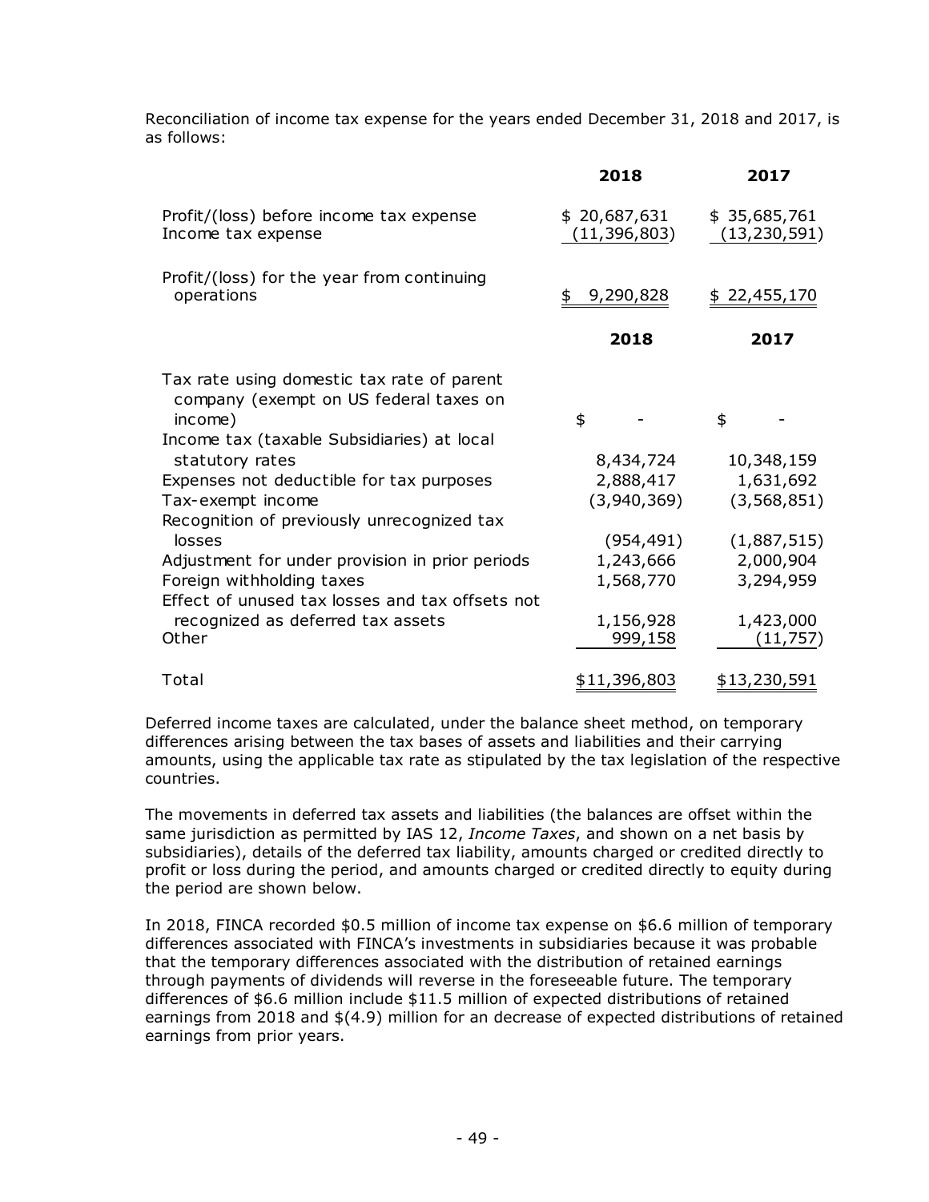Reconciliation of income tax expense for the years ended December 31, 2018 and 2017, is as follows:

| | 2018 | 2017 |
|---|---|---|
| Profit/(loss) before income tax expense | $ 20,687,631 | $ 35,685,761 |
| Income tax expense | (11,396,803) | (13,230,591) |
| Profit/(loss) for the year from continuing operations | $ 9,290,828 | $ 22,455,170 |

| | 2018 | 2017 |
|---|---|---|
| Tax rate using domestic tax rate of parent company (exempt on US federal taxes on income) | $ - | $ - |
| Income tax (taxable Subsidiaries) at local statutory rates | 8,434,724 | 10,348,159 |
| Expenses not deductible for tax purposes | 2,888,417 | 1,631,692 |
| Tax-exempt income | (3,940,369) | (3,568,851) |
| Recognition of previously unrecognized tax losses | (954,491) | (1,887,515) |
| Adjustment for under provision in prior periods | 1,243,666 | 2,000,904 |
| Foreign withholding taxes | 1,568,770 | 3,294,959 |
| Effect of unused tax losses and tax offsets not recognized as deferred tax assets | 1,156,928 | 1,423,000 |
| Other | 999,158 | (11,757) |
| Total | $11,396,803 | $13,230,591 |

Deferred income taxes are calculated, under the balance sheet method, on temporary differences arising between the tax bases of assets and liabilities and their carrying amounts, using the applicable tax rate as stipulated by the tax legislation of the respective countries.

The movements in deferred tax assets and liabilities (the balances are offset within the same jurisdiction as permitted by IAS 12, *Income Taxes*, and shown on a net basis by subsidiaries), details of the deferred tax liability, amounts charged or credited directly to profit or loss during the period, and amounts charged or credited directly to equity during the period are shown below.

In 2018, FINCA recorded $0.5 million of income tax expense on $6.6 million of temporary differences associated with FINCA's investments in subsidiaries because it was probable that the temporary differences associated with the distribution of retained earnings through payments of dividends will reverse in the foreseeable future. The temporary differences of $6.6 million include $11.5 million of expected distributions of retained earnings from 2018 and $(4.9) million for an decrease of expected distributions of retained earnings from prior years.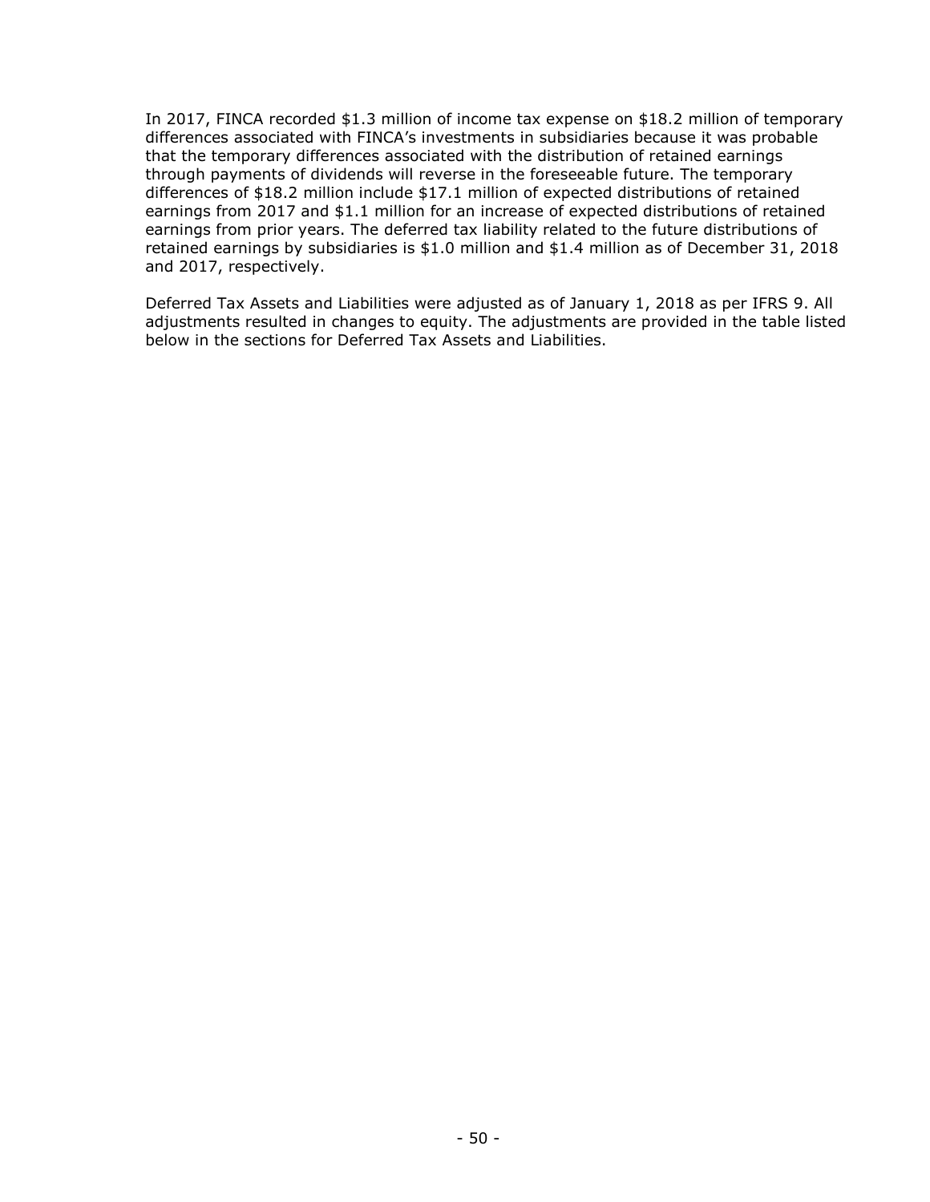In 2017, FINCA recorded $1.3 million of income tax expense on $18.2 million of temporary differences associated with FINCA's investments in subsidiaries because it was probable that the temporary differences associated with the distribution of retained earnings through payments of dividends will reverse in the foreseeable future. The temporary differences of $18.2 million include $17.1 million of expected distributions of retained earnings from 2017 and $1.1 million for an increase of expected distributions of retained earnings from prior years. The deferred tax liability related to the future distributions of retained earnings by subsidiaries is $1.0 million and $1.4 million as of December 31, 2018 and 2017, respectively.

Deferred Tax Assets and Liabilities were adjusted as of January 1, 2018 as per IFRS 9. All adjustments resulted in changes to equity. The adjustments are provided in the table listed below in the sections for Deferred Tax Assets and Liabilities.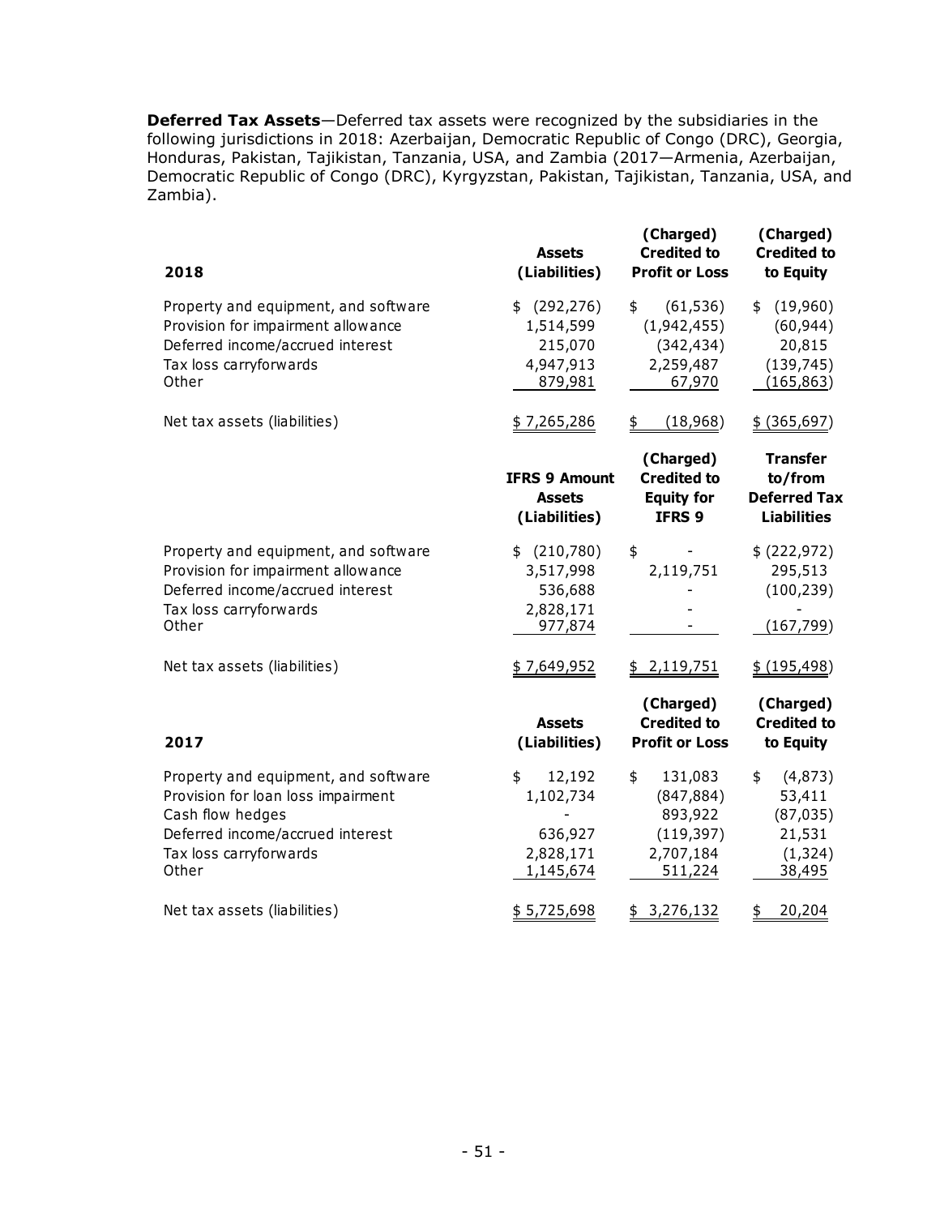**Deferred Tax Assets**—Deferred tax assets were recognized by the subsidiaries in the following jurisdictions in 2018: Azerbaijan, Democratic Republic of Congo (DRC), Georgia, Honduras, Pakistan, Tajikistan, Tanzania, USA, and Zambia (2017—Armenia, Azerbaijan, Democratic Republic of Congo (DRC), Kyrgyzstan, Pakistan, Tajikistan, Tanzania, USA, and Zambia).

| 2018 | Assets (Liabilities) | (Charged) Credited to Profit or Loss | (Charged) Credited to to Equity |
|---|---|---|---|
| Property and equipment, and software | $ (292,276) | $ (61,536) | $ (19,960) |
| Provision for impairment allowance | 1,514,599 | (1,942,455) | (60,944) |
| Deferred income/accrued interest | 215,070 | (342,434) | 20,815 |
| Tax loss carryforwards | 4,947,913 | 2,259,487 | (139,745) |
| Other | 879,981 | 67,970 | (165,863) |
| Net tax assets (liabilities) | $ 7,265,286 | $ (18,968) | $ (365,697) |

| | IFRS 9 Amount Assets (Liabilities) | (Charged) Credited to Equity for IFRS 9 | Transfer to/from Deferred Tax Liabilities |
|---|---|---|---|
| Property and equipment, and software | $ (210,780) | $ - | $ (222,972) |
| Provision for impairment allowance | 3,517,998 | 2,119,751 | 295,513 |
| Deferred income/accrued interest | 536,688 | - | (100,239) |
| Tax loss carryforwards | 2,828,171 | - | - |
| Other | 977,874 | - | (167,799) |
| Net tax assets (liabilities) | $ 7,649,952 | $ 2,119,751 | $ (195,498) |

| 2017 | Assets (Liabilities) | (Charged) Credited to Profit or Loss | (Charged) Credited to to Equity |
|---|---|---|---|
| Property and equipment, and software | $ 12,192 | $ 131,083 | $ (4,873) |
| Provision for loan loss impairment | 1,102,734 | (847,884) | 53,411 |
| Cash flow hedges | - | 893,922 | (87,035) |
| Deferred income/accrued interest | 636,927 | (119,397) | 21,531 |
| Tax loss carryforwards | 2,828,171 | 2,707,184 | (1,324) |
| Other | 1,145,674 | 511,224 | 38,495 |
| Net tax assets (liabilities) | $ 5,725,698 | $ 3,276,132 | $ 20,204 |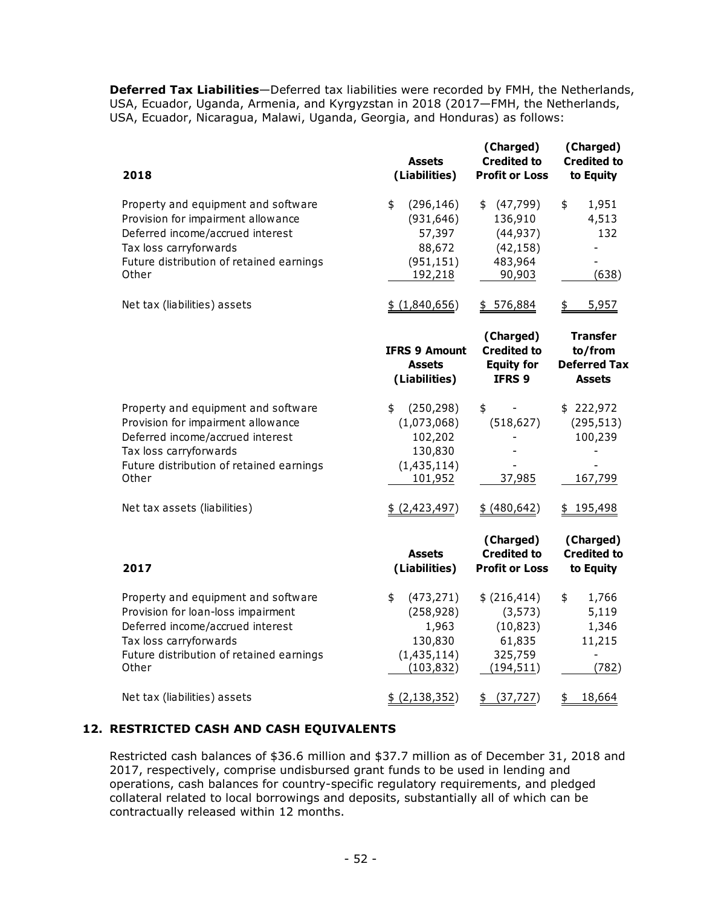**Deferred Tax Liabilities**—Deferred tax liabilities were recorded by FMH, the Netherlands, USA, Ecuador, Uganda, Armenia, and Kyrgyzstan in 2018 (2017—FMH, the Netherlands, USA, Ecuador, Nicaragua, Malawi, Uganda, Georgia, and Honduras) as follows:

| 2018 | Assets (Liabilities) | (Charged) Credited to Profit or Loss | (Charged) Credited to to Equity |
|---|---|---|---|
| Property and equipment and software | $ (296,146) | $ (47,799) | $ 1,951 |
| Provision for impairment allowance | (931,646) | 136,910 | 4,513 |
| Deferred income/accrued interest | 57,397 | (44,937) | 132 |
| Tax loss carryforwards | 88,672 | (42,158) | - |
| Future distribution of retained earnings | (951,151) | 483,964 | - |
| Other | 192,218 | 90,903 | (638) |
| Net tax (liabilities) assets | $ (1,840,656) | $ 576,884 | $ 5,957 |

| | IFRS 9 Amount Assets (Liabilities) | (Charged) Credited to Equity for IFRS 9 | Transfer to/from Deferred Tax Assets |
|---|---|---|---|
| Property and equipment and software | $ (250,298) | $ - | $ 222,972 |
| Provision for impairment allowance | (1,073,068) | (518,627) | (295,513) |
| Deferred income/accrued interest | 102,202 | - | 100,239 |
| Tax loss carryforwards | 130,830 | - | - |
| Future distribution of retained earnings | (1,435,114) | - | - |
| Other | 101,952 | 37,985 | 167,799 |
| Net tax assets (liabilities) | $ (2,423,497) | $ (480,642) | $ 195,498 |

| 2017 | Assets (Liabilities) | (Charged) Credited to Profit or Loss | (Charged) Credited to to Equity |
|---|---|---|---|
| Property and equipment and software | $ (473,271) | $ (216,414) | $ 1,766 |
| Provision for loan-loss impairment | (258,928) | (3,573) | 5,119 |
| Deferred income/accrued interest | 1,963 | (10,823) | 1,346 |
| Tax loss carryforwards | 130,830 | 61,835 | 11,215 |
| Future distribution of retained earnings | (1,435,114) | 325,759 | - |
| Other | (103,832) | (194,511) | (782) |
| Net tax (liabilities) assets | $ (2,138,352) | $ (37,727) | $ 18,664 |

## 12. RESTRICTED CASH AND CASH EQUIVALENTS

Restricted cash balances of $36.6 million and $37.7 million as of December 31, 2018 and 2017, respectively, comprise undisbursed grant funds to be used in lending and operations, cash balances for country-specific regulatory requirements, and pledged collateral related to local borrowings and deposits, substantially all of which can be contractually released within 12 months.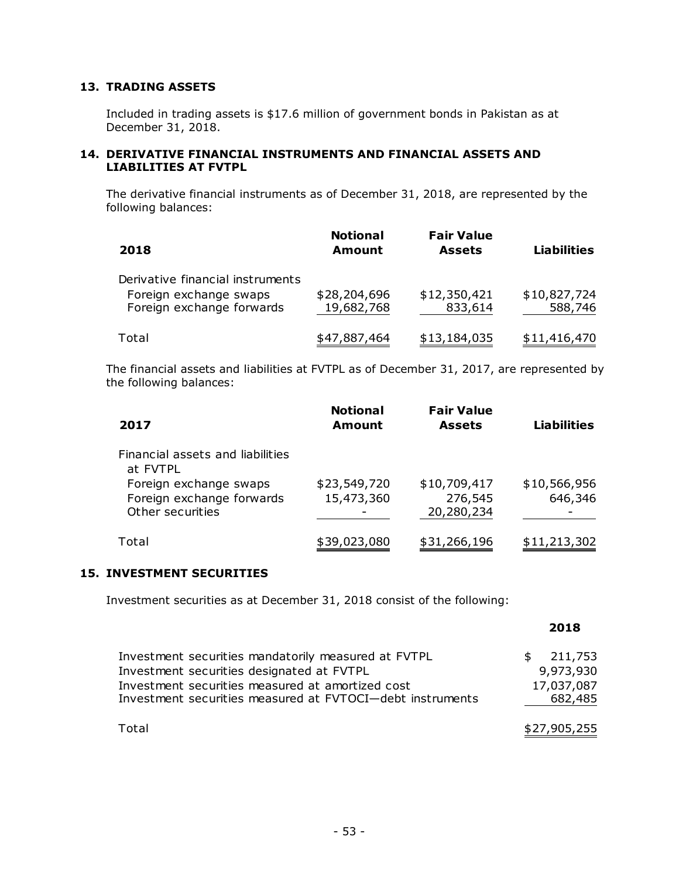## 13. TRADING ASSETS

Included in trading assets is $17.6 million of government bonds in Pakistan as at December 31, 2018.

## 14. DERIVATIVE FINANCIAL INSTRUMENTS AND FINANCIAL ASSETS AND LIABILITIES AT FVTPL

The derivative financial instruments as of December 31, 2018, are represented by the following balances:

| 2018 | Notional Amount | Fair Value Assets | Liabilities |
|---|---|---|---|
| Derivative financial instruments | | | |
| Foreign exchange swaps | $28,204,696 | $12,350,421 | $10,827,724 |
| Foreign exchange forwards | 19,682,768 | 833,614 | 588,746 |
| Total | $47,887,464 | $13,184,035 | $11,416,470 |

The financial assets and liabilities at FVTPL as of December 31, 2017, are represented by the following balances:

| 2017 | Notional Amount | Fair Value Assets | Liabilities |
|---|---|---|---|
| Financial assets and liabilities at FVTPL | | | |
| Foreign exchange swaps | $23,549,720 | $10,709,417 | $10,566,956 |
| Foreign exchange forwards | 15,473,360 | 276,545 | 646,346 |
| Other securities | - | 20,280,234 | - |
| Total | $39,023,080 | $31,266,196 | $11,213,302 |

## 15. INVESTMENT SECURITIES

Investment securities as at December 31, 2018 consist of the following:

| | 2018 |
|---|---|
| Investment securities mandatorily measured at FVTPL | $ 211,753 |
| Investment securities designated at FVTPL | 9,973,930 |
| Investment securities measured at amortized cost | 17,037,087 |
| Investment securities measured at FVTOCI—debt instruments | 682,485 |
| Total | $27,905,255 |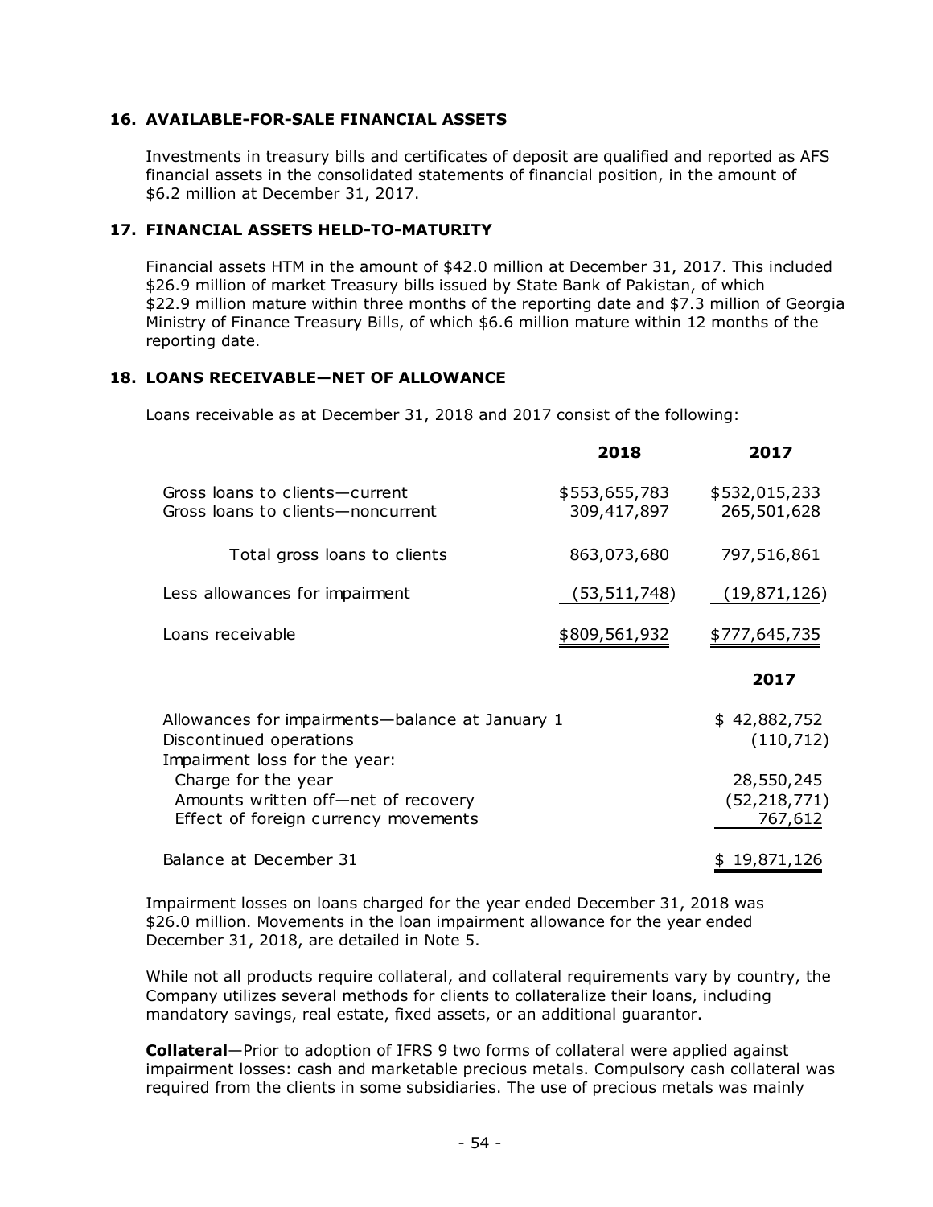## 16. AVAILABLE-FOR-SALE FINANCIAL ASSETS

Investments in treasury bills and certificates of deposit are qualified and reported as AFS financial assets in the consolidated statements of financial position, in the amount of $6.2 million at December 31, 2017.

## 17. FINANCIAL ASSETS HELD-TO-MATURITY

Financial assets HTM in the amount of $42.0 million at December 31, 2017. This included $26.9 million of market Treasury bills issued by State Bank of Pakistan, of which $22.9 million mature within three months of the reporting date and $7.3 million of Georgia Ministry of Finance Treasury Bills, of which $6.6 million mature within 12 months of the reporting date.

## 18. LOANS RECEIVABLE—NET OF ALLOWANCE

Loans receivable as at December 31, 2018 and 2017 consist of the following:

| | 2018 | 2017 |
|---|---|---|
| Gross loans to clients—current | $553,655,783 | $532,015,233 |
| Gross loans to clients—noncurrent | 309,417,897 | 265,501,628 |
| Total gross loans to clients | 863,073,680 | 797,516,861 |
| Less allowances for impairment | (53,511,748) | (19,871,126) |
| Loans receivable | $809,561,932 | $777,645,735 |

| | 2017 |
|---|---|
| Allowances for impairments—balance at January 1 | $ 42,882,752 |
| Discontinued operations | (110,712) |
| Impairment loss for the year: | |
| Charge for the year | 28,550,245 |
| Amounts written off—net of recovery | (52,218,771) |
| Effect of foreign currency movements | 767,612 |
| Balance at December 31 | $ 19,871,126 |

Impairment losses on loans charged for the year ended December 31, 2018 was $26.0 million. Movements in the loan impairment allowance for the year ended December 31, 2018, are detailed in Note 5.

While not all products require collateral, and collateral requirements vary by country, the Company utilizes several methods for clients to collateralize their loans, including mandatory savings, real estate, fixed assets, or an additional guarantor.

**Collateral**—Prior to adoption of IFRS 9 two forms of collateral were applied against impairment losses: cash and marketable precious metals. Compulsory cash collateral was required from the clients in some subsidiaries. The use of precious metals was mainly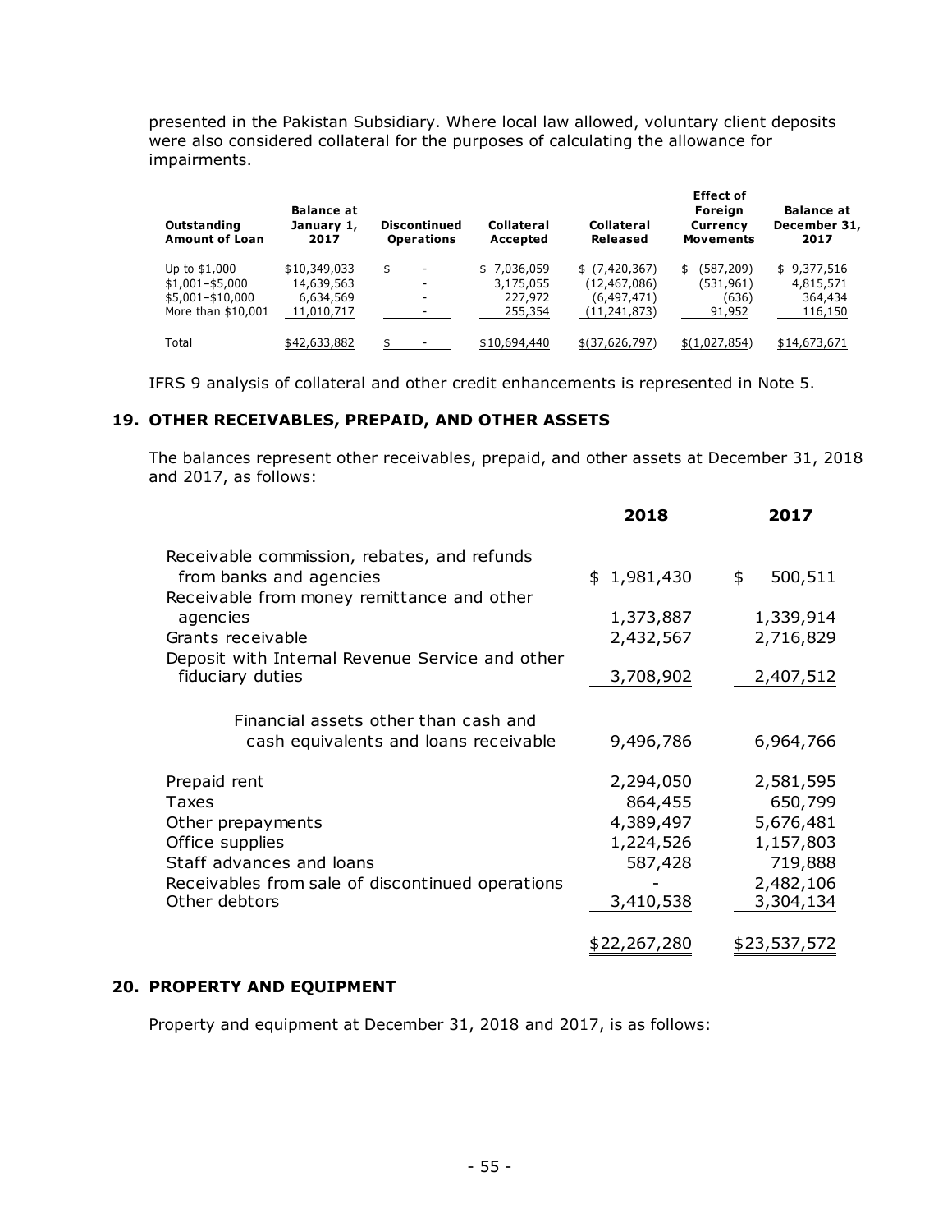presented in the Pakistan Subsidiary. Where local law allowed, voluntary client deposits were also considered collateral for the purposes of calculating the allowance for impairments.

| Outstanding Amount of Loan | Balance at January 1, 2017 | Discontinued Operations | Collateral Accepted | Collateral Released | Effect of Foreign Currency Movements | Balance at December 31, 2017 |
|---|---|---|---|---|---|---|
| Up to $1,000 | $10,349,033 | $ - | $ 7,036,059 | $ (7,420,367) | $ (587,209) | $ 9,377,516 |
| $1,001–$5,000 | 14,639,563 | - | 3,175,055 | (12,467,086) | (531,961) | 4,815,571 |
| $5,001–$10,000 | 6,634,569 | - | 227,972 | (6,497,471) | (636) | 364,434 |
| More than $10,001 | 11,010,717 | - | 255,354 | (11,241,873) | 91,952 | 116,150 |
| Total | $42,633,882 | $ - | $10,694,440 | $(37,626,797) | $(1,027,854) | $14,673,671 |

IFRS 9 analysis of collateral and other credit enhancements is represented in Note 5.

## 19. OTHER RECEIVABLES, PREPAID, AND OTHER ASSETS

The balances represent other receivables, prepaid, and other assets at December 31, 2018 and 2017, as follows:

| | 2018 | 2017 |
|---|---|---|
| Receivable commission, rebates, and refunds from banks and agencies | $ 1,981,430 | $ 500,511 |
| Receivable from money remittance and other agencies | 1,373,887 | 1,339,914 |
| Grants receivable | 2,432,567 | 2,716,829 |
| Deposit with Internal Revenue Service and other fiduciary duties | 3,708,902 | 2,407,512 |
| Financial assets other than cash and cash equivalents and loans receivable | 9,496,786 | 6,964,766 |
| Prepaid rent | 2,294,050 | 2,581,595 |
| Taxes | 864,455 | 650,799 |
| Other prepayments | 4,389,497 | 5,676,481 |
| Office supplies | 1,224,526 | 1,157,803 |
| Staff advances and loans | 587,428 | 719,888 |
| Receivables from sale of discontinued operations | - | 2,482,106 |
| Other debtors | 3,410,538 | 3,304,134 |
| | $22,267,280 | $23,537,572 |

## 20. PROPERTY AND EQUIPMENT

Property and equipment at December 31, 2018 and 2017, is as follows: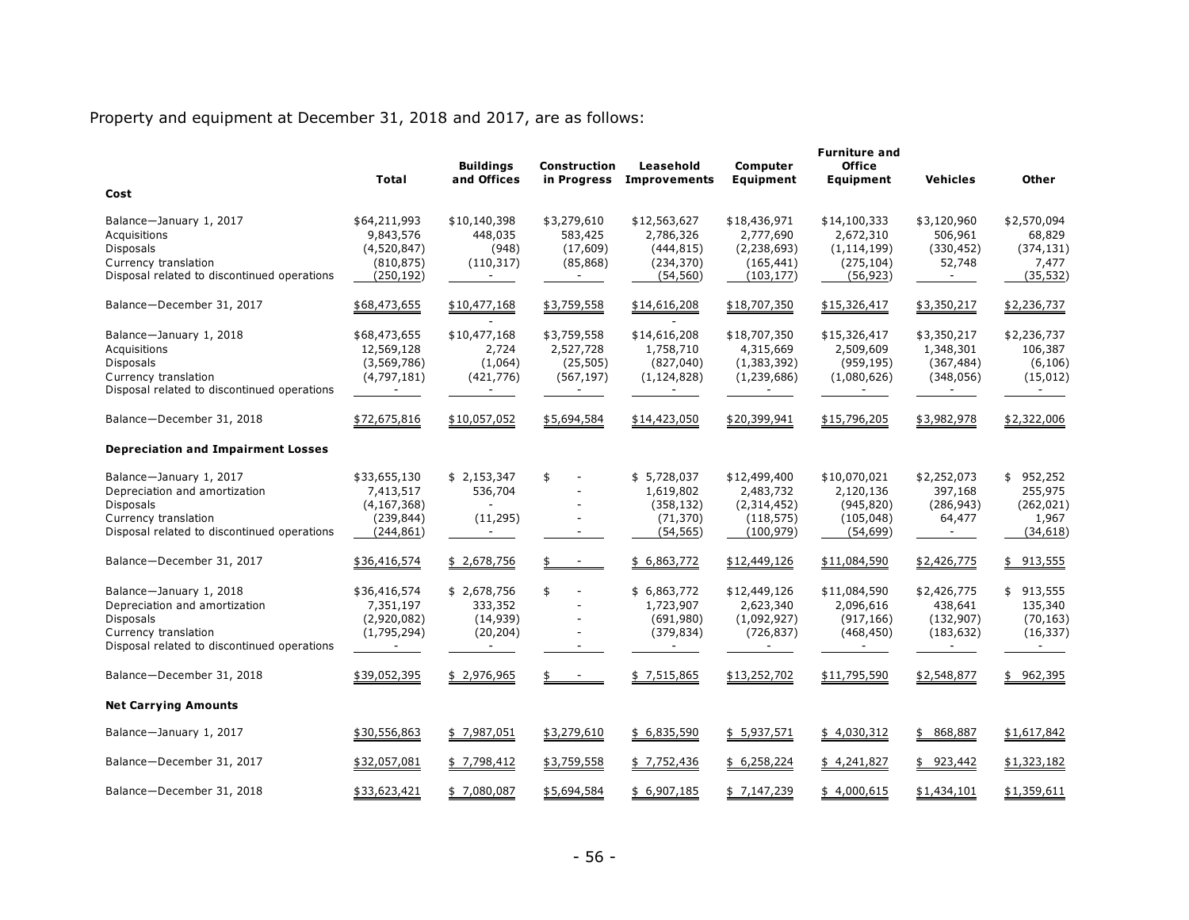Property and equipment at December 31, 2018 and 2017, are as follows:

| | Total | Buildings and Offices | Construction in Progress | Leasehold Improvements | Computer Equipment | Furniture and Office Equipment | Vehicles | Other |
|---|---|---|---|---|---|---|---|---|
| **Cost** | | | | | | | | |
| Balance—January 1, 2017 | $64,211,993 | $10,140,398 | $3,279,610 | $12,563,627 | $18,436,971 | $14,100,333 | $3,120,960 | $2,570,094 |
| Acquisitions | 9,843,576 | 448,035 | 583,425 | 2,786,326 | 2,777,690 | 2,672,310 | 506,961 | 68,829 |
| Disposals | (4,520,847) | (948) | (17,609) | (444,815) | (2,238,693) | (1,114,199) | (330,452) | (374,131) |
| Currency translation | (810,875) | (110,317) | (85,868) | (234,370) | (165,441) | (275,104) | 52,748 | 7,477 |
| Disposal related to discontinued operations | (250,192) | - | - | (54,560) | (103,177) | (56,923) | - | (35,532) |
| Balance—December 31, 2017 | $68,473,655 | $10,477,168 | $3,759,558 | $14,616,208 | $18,707,350 | $15,326,417 | $3,350,217 | $2,236,737 |
| Balance—January 1, 2018 | $68,473,655 | $10,477,168 | $3,759,558 | $14,616,208 | $18,707,350 | $15,326,417 | $3,350,217 | $2,236,737 |
| Acquisitions | 12,569,128 | 2,724 | 2,527,728 | 1,758,710 | 4,315,669 | 2,509,609 | 1,348,301 | 106,387 |
| Disposals | (3,569,786) | (1,064) | (25,505) | (827,040) | (1,383,392) | (959,195) | (367,484) | (6,106) |
| Currency translation | (4,797,181) | (421,776) | (567,197) | (1,124,828) | (1,239,686) | (1,080,626) | (348,056) | (15,012) |
| Disposal related to discontinued operations | - | - | - | - | - | - | - | - |
| Balance—December 31, 2018 | $72,675,816 | $10,057,052 | $5,694,584 | $14,423,050 | $20,399,941 | $15,796,205 | $3,982,978 | $2,322,006 |
| **Depreciation and Impairment Losses** | | | | | | | | |
| Balance—January 1, 2017 | $33,655,130 | $ 2,153,347 | $ - | $ 5,728,037 | $12,499,400 | $10,070,021 | $2,252,073 | $ 952,252 |
| Depreciation and amortization | 7,413,517 | 536,704 | - | 1,619,802 | 2,483,732 | 2,120,136 | 397,168 | 255,975 |
| Disposals | (4,167,368) | - | - | (358,132) | (2,314,452) | (945,820) | (286,943) | (262,021) |
| Currency translation | (239,844) | (11,295) | - | (71,370) | (118,575) | (105,048) | 64,477 | 1,967 |
| Disposal related to discontinued operations | (244,861) | - | - | (54,565) | (100,979) | (54,699) | - | (34,618) |
| Balance—December 31, 2017 | $36,416,574 | $ 2,678,756 | $ - | $ 6,863,772 | $12,449,126 | $11,084,590 | $2,426,775 | $ 913,555 |
| Balance—January 1, 2018 | $36,416,574 | $ 2,678,756 | $ - | $ 6,863,772 | $12,449,126 | $11,084,590 | $2,426,775 | $ 913,555 |
| Depreciation and amortization | 7,351,197 | 333,352 | - | 1,723,907 | 2,623,340 | 2,096,616 | 438,641 | 135,340 |
| Disposals | (2,920,082) | (14,939) | - | (691,980) | (1,092,927) | (917,166) | (132,907) | (70,163) |
| Currency translation | (1,795,294) | (20,204) | - | (379,834) | (726,837) | (468,450) | (183,632) | (16,337) |
| Disposal related to discontinued operations | - | - | - | - | - | - | - | - |
| Balance—December 31, 2018 | $39,052,395 | $ 2,976,965 | $ - | $ 7,515,865 | $13,252,702 | $11,795,590 | $2,548,877 | $ 962,395 |
| **Net Carrying Amounts** | | | | | | | | |
| Balance—January 1, 2017 | $30,556,863 | $ 7,987,051 | $3,279,610 | $ 6,835,590 | $ 5,937,571 | $ 4,030,312 | $ 868,887 | $1,617,842 |
| Balance—December 31, 2017 | $32,057,081 | $ 7,798,412 | $3,759,558 | $ 7,752,436 | $ 6,258,224 | $ 4,241,827 | $ 923,442 | $1,323,182 |
| Balance—December 31, 2018 | $33,623,421 | $ 7,080,087 | $5,694,584 | $ 6,907,185 | $ 7,147,239 | $ 4,000,615 | $1,434,101 | $1,359,611 |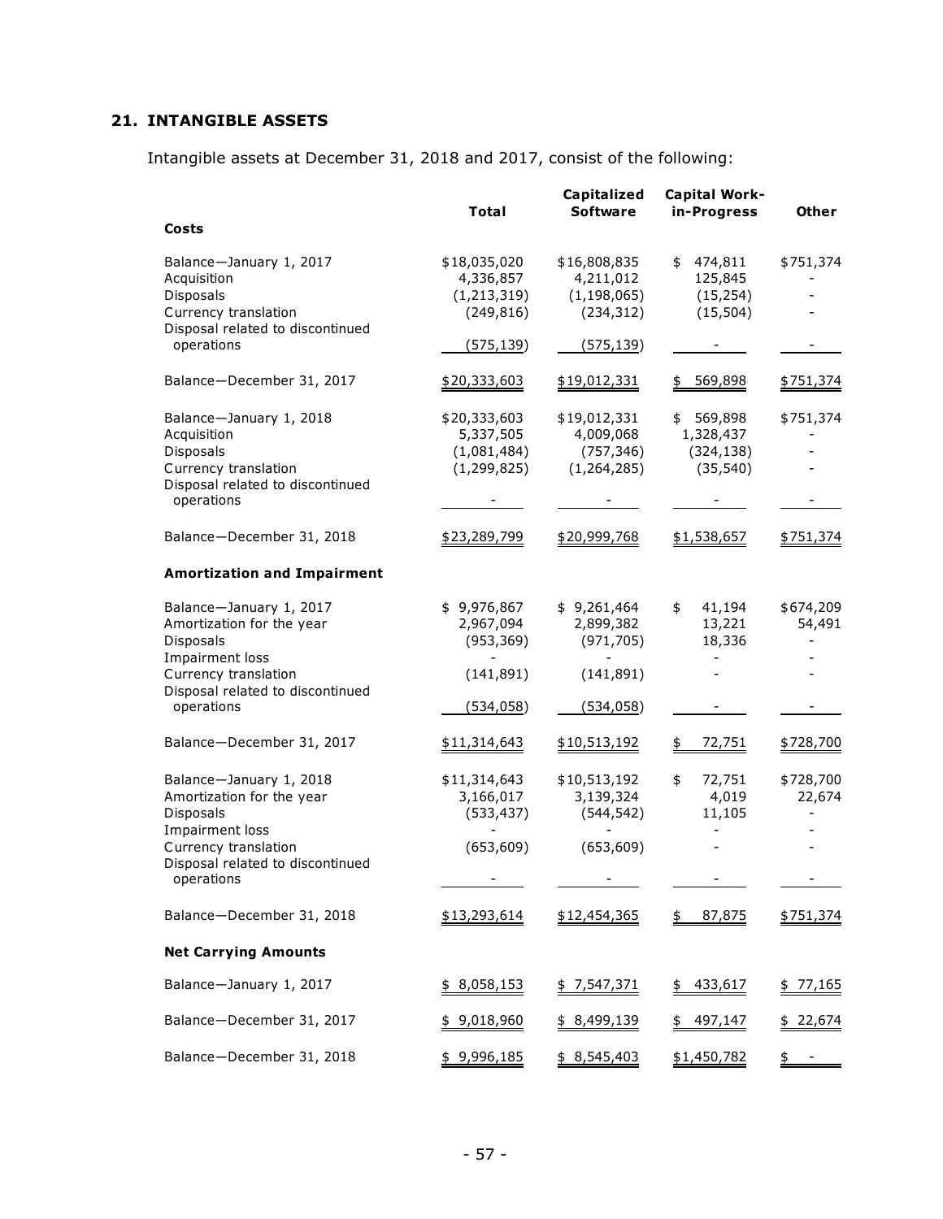## 21. INTANGIBLE ASSETS

Intangible assets at December 31, 2018 and 2017, consist of the following:

| | Total | Capitalized Software | Capital Work-in-Progress | Other |
|---|---|---|---|---|
| **Costs** | | | | |
| Balance—January 1, 2017 | $18,035,020 | $16,808,835 | $ 474,811 | $751,374 |
| Acquisition | 4,336,857 | 4,211,012 | 125,845 | - |
| Disposals | (1,213,319) | (1,198,065) | (15,254) | - |
| Currency translation | (249,816) | (234,312) | (15,504) | - |
| Disposal related to discontinued operations | (575,139) | (575,139) | - | - |
| Balance—December 31, 2017 | $20,333,603 | $19,012,331 | $ 569,898 | $751,374 |
| Balance—January 1, 2018 | $20,333,603 | $19,012,331 | $ 569,898 | $751,374 |
| Acquisition | 5,337,505 | 4,009,068 | 1,328,437 | - |
| Disposals | (1,081,484) | (757,346) | (324,138) | - |
| Currency translation | (1,299,825) | (1,264,285) | (35,540) | - |
| Disposal related to discontinued operations | - | - | - | - |
| Balance—December 31, 2018 | $23,289,799 | $20,999,768 | $1,538,657 | $751,374 |
| **Amortization and Impairment** | | | | |
| Balance—January 1, 2017 | $ 9,976,867 | $ 9,261,464 | $ 41,194 | $674,209 |
| Amortization for the year | 2,967,094 | 2,899,382 | 13,221 | 54,491 |
| Disposals | (953,369) | (971,705) | 18,336 | - |
| Impairment loss | - | - | - | - |
| Currency translation | (141,891) | (141,891) | - | - |
| Disposal related to discontinued operations | (534,058) | (534,058) | - | - |
| Balance—December 31, 2017 | $11,314,643 | $10,513,192 | $ 72,751 | $728,700 |
| Balance—January 1, 2018 | $11,314,643 | $10,513,192 | $ 72,751 | $728,700 |
| Amortization for the year | 3,166,017 | 3,139,324 | 4,019 | 22,674 |
| Disposals | (533,437) | (544,542) | 11,105 | - |
| Impairment loss | - | - | - | - |
| Currency translation | (653,609) | (653,609) | - | - |
| Disposal related to discontinued operations | - | - | - | - |
| Balance—December 31, 2018 | $13,293,614 | $12,454,365 | $ 87,875 | $751,374 |
| **Net Carrying Amounts** | | | | |
| Balance—January 1, 2017 | $ 8,058,153 | $ 7,547,371 | $ 433,617 | $ 77,165 |
| Balance—December 31, 2017 | $ 9,018,960 | $ 8,499,139 | $ 497,147 | $ 22,674 |
| Balance—December 31, 2018 | $ 9,996,185 | $ 8,545,403 | $1,450,782 | $ - |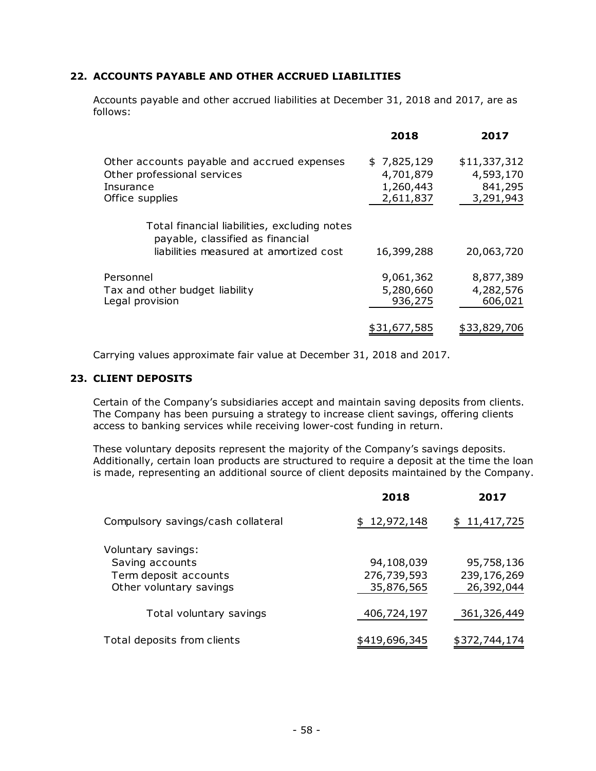## 22. ACCOUNTS PAYABLE AND OTHER ACCRUED LIABILITIES

Accounts payable and other accrued liabilities at December 31, 2018 and 2017, are as follows:

| | 2018 | 2017 |
|---|---|---|
| Other accounts payable and accrued expenses | $ 7,825,129 | $11,337,312 |
| Other professional services | 4,701,879 | 4,593,170 |
| Insurance | 1,260,443 | 841,295 |
| Office supplies | 2,611,837 | 3,291,943 |
| Total financial liabilities, excluding notes payable, classified as financial liabilities measured at amortized cost | 16,399,288 | 20,063,720 |
| Personnel | 9,061,362 | 8,877,389 |
| Tax and other budget liability | 5,280,660 | 4,282,576 |
| Legal provision | 936,275 | 606,021 |
| | $31,677,585 | $33,829,706 |

Carrying values approximate fair value at December 31, 2018 and 2017.

## 23. CLIENT DEPOSITS

Certain of the Company's subsidiaries accept and maintain saving deposits from clients. The Company has been pursuing a strategy to increase client savings, offering clients access to banking services while receiving lower-cost funding in return.

These voluntary deposits represent the majority of the Company's savings deposits. Additionally, certain loan products are structured to require a deposit at the time the loan is made, representing an additional source of client deposits maintained by the Company.

| | 2018 | 2017 |
|---|---|---|
| Compulsory savings/cash collateral | $ 12,972,148 | $ 11,417,725 |
| Voluntary savings: | | |
| Saving accounts | 94,108,039 | 95,758,136 |
| Term deposit accounts | 276,739,593 | 239,176,269 |
| Other voluntary savings | 35,876,565 | 26,392,044 |
| Total voluntary savings | 406,724,197 | 361,326,449 |
| Total deposits from clients | $419,696,345 | $372,744,174 |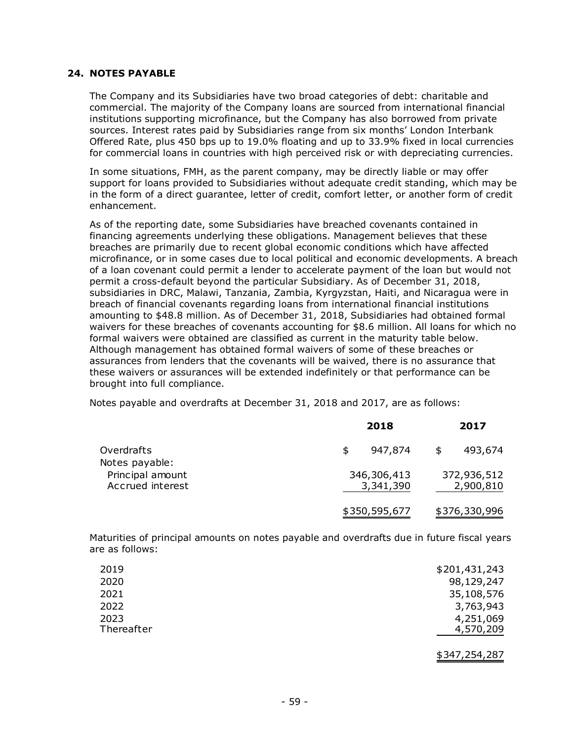## 24. NOTES PAYABLE

The Company and its Subsidiaries have two broad categories of debt: charitable and commercial. The majority of the Company loans are sourced from international financial institutions supporting microfinance, but the Company has also borrowed from private sources. Interest rates paid by Subsidiaries range from six months' London Interbank Offered Rate, plus 450 bps up to 19.0% floating and up to 33.9% fixed in local currencies for commercial loans in countries with high perceived risk or with depreciating currencies.

In some situations, FMH, as the parent company, may be directly liable or may offer support for loans provided to Subsidiaries without adequate credit standing, which may be in the form of a direct guarantee, letter of credit, comfort letter, or another form of credit enhancement.

As of the reporting date, some Subsidiaries have breached covenants contained in financing agreements underlying these obligations. Management believes that these breaches are primarily due to recent global economic conditions which have affected microfinance, or in some cases due to local political and economic developments. A breach of a loan covenant could permit a lender to accelerate payment of the loan but would not permit a cross-default beyond the particular Subsidiary. As of December 31, 2018, subsidiaries in DRC, Malawi, Tanzania, Zambia, Kyrgyzstan, Haiti, and Nicaragua were in breach of financial covenants regarding loans from international financial institutions amounting to $48.8 million. As of December 31, 2018, Subsidiaries had obtained formal waivers for these breaches of covenants accounting for $8.6 million. All loans for which no formal waivers were obtained are classified as current in the maturity table below. Although management has obtained formal waivers of some of these breaches or assurances from lenders that the covenants will be waived, there is no assurance that these waivers or assurances will be extended indefinitely or that performance can be brought into full compliance.

Notes payable and overdrafts at December 31, 2018 and 2017, are as follows:

| | 2018 | 2017 |
|---|---|---|
| Overdrafts | $ 947,874 | $ 493,674 |
| Notes payable: | | |
| Principal amount | 346,306,413 | 372,936,512 |
| Accrued interest | 3,341,390 | 2,900,810 |
| | $350,595,677 | $376,330,996 |

Maturities of principal amounts on notes payable and overdrafts due in future fiscal years are as follows:

| | |
|---|---|
| 2019 | $201,431,243 |
| 2020 | 98,129,247 |
| 2021 | 35,108,576 |
| 2022 | 3,763,943 |
| 2023 | 4,251,069 |
| Thereafter | 4,570,209 |
| | $347,254,287 |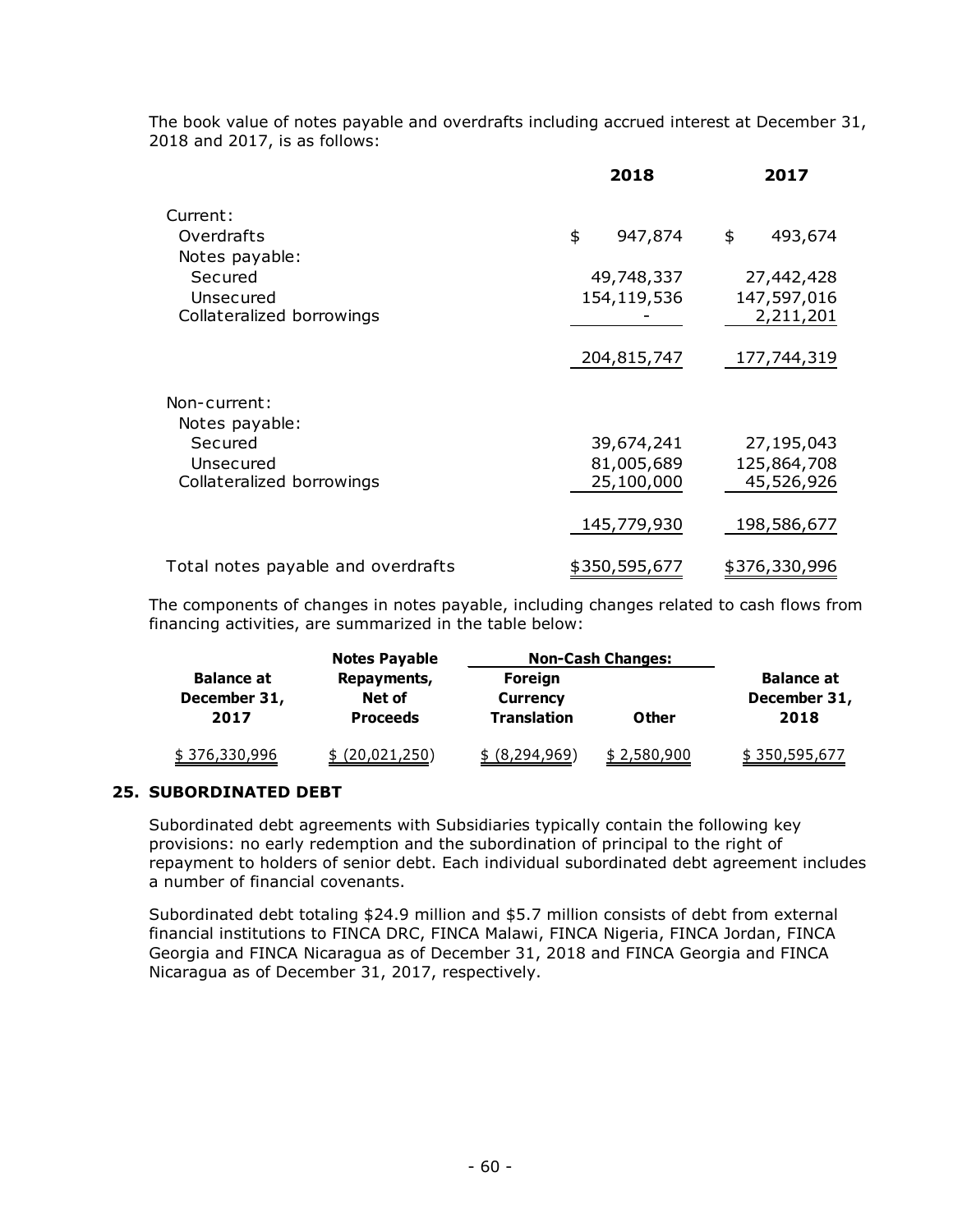The book value of notes payable and overdrafts including accrued interest at December 31, 2018 and 2017, is as follows:

| | 2018 | 2017 |
|---|---|---|
| Current: | | |
| Overdrafts | $ 947,874 | $ 493,674 |
| Notes payable: | | |
| Secured | 49,748,337 | 27,442,428 |
| Unsecured | 154,119,536 | 147,597,016 |
| Collateralized borrowings | - | 2,211,201 |
| | 204,815,747 | 177,744,319 |
| Non-current: | | |
| Notes payable: | | |
| Secured | 39,674,241 | 27,195,043 |
| Unsecured | 81,005,689 | 125,864,708 |
| Collateralized borrowings | 25,100,000 | 45,526,926 |
| | 145,779,930 | 198,586,677 |
| Total notes payable and overdrafts | $350,595,677 | $376,330,996 |

The components of changes in notes payable, including changes related to cash flows from financing activities, are summarized in the table below:

| | Notes Payable | Non-Cash Changes: | | |
|---|---|---|---|---|
| Balance at December 31, 2017 | Repayments, Net of Proceeds | Foreign Currency Translation | Other | Balance at December 31, 2018 |
| $ 376,330,996 | $ (20,021,250) | $ (8,294,969) | $ 2,580,900 | $ 350,595,677 |

## 25. SUBORDINATED DEBT

Subordinated debt agreements with Subsidiaries typically contain the following key provisions: no early redemption and the subordination of principal to the right of repayment to holders of senior debt. Each individual subordinated debt agreement includes a number of financial covenants.

Subordinated debt totaling $24.9 million and $5.7 million consists of debt from external financial institutions to FINCA DRC, FINCA Malawi, FINCA Nigeria, FINCA Jordan, FINCA Georgia and FINCA Nicaragua as of December 31, 2018 and FINCA Georgia and FINCA Nicaragua as of December 31, 2017, respectively.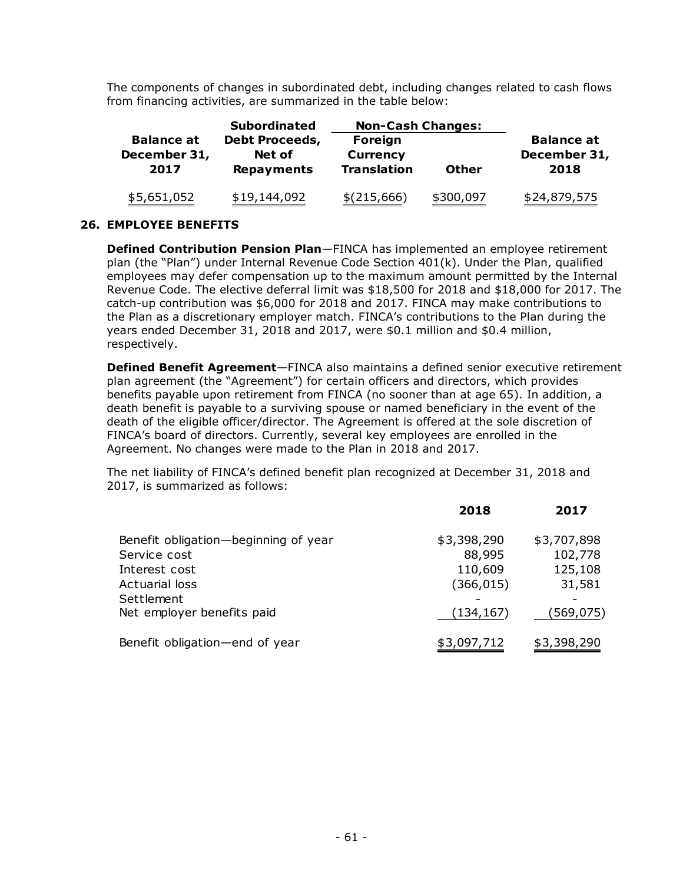The components of changes in subordinated debt, including changes related to cash flows from financing activities, are summarized in the table below:

| Balance at December 31, 2017 | Subordinated Debt Proceeds, Net of Repayments | Non-Cash Changes: Foreign Currency Translation | Non-Cash Changes: Other | Balance at December 31, 2018 |
|---|---|---|---|---|
| $5,651,052 | $19,144,092 | $(215,666) | $300,097 | $24,879,575 |

## 26. EMPLOYEE BENEFITS

**Defined Contribution Pension Plan**—FINCA has implemented an employee retirement plan (the "Plan") under Internal Revenue Code Section 401(k). Under the Plan, qualified employees may defer compensation up to the maximum amount permitted by the Internal Revenue Code. The elective deferral limit was $18,500 for 2018 and $18,000 for 2017. The catch-up contribution was $6,000 for 2018 and 2017. FINCA may make contributions to the Plan as a discretionary employer match. FINCA's contributions to the Plan during the years ended December 31, 2018 and 2017, were $0.1 million and $0.4 million, respectively.

**Defined Benefit Agreement**—FINCA also maintains a defined senior executive retirement plan agreement (the "Agreement") for certain officers and directors, which provides benefits payable upon retirement from FINCA (no sooner than at age 65). In addition, a death benefit is payable to a surviving spouse or named beneficiary in the event of the death of the eligible officer/director. The Agreement is offered at the sole discretion of FINCA's board of directors. Currently, several key employees are enrolled in the Agreement. No changes were made to the Plan in 2018 and 2017.

The net liability of FINCA's defined benefit plan recognized at December 31, 2018 and 2017, is summarized as follows:

| | 2018 | 2017 |
|---|---|---|
| Benefit obligation—beginning of year | $3,398,290 | $3,707,898 |
| Service cost | 88,995 | 102,778 |
| Interest cost | 110,609 | 125,108 |
| Actuarial loss | (366,015) | 31,581 |
| Settlement | - | - |
| Net employer benefits paid | (134,167) | (569,075) |
| Benefit obligation—end of year | $3,097,712 | $3,398,290 |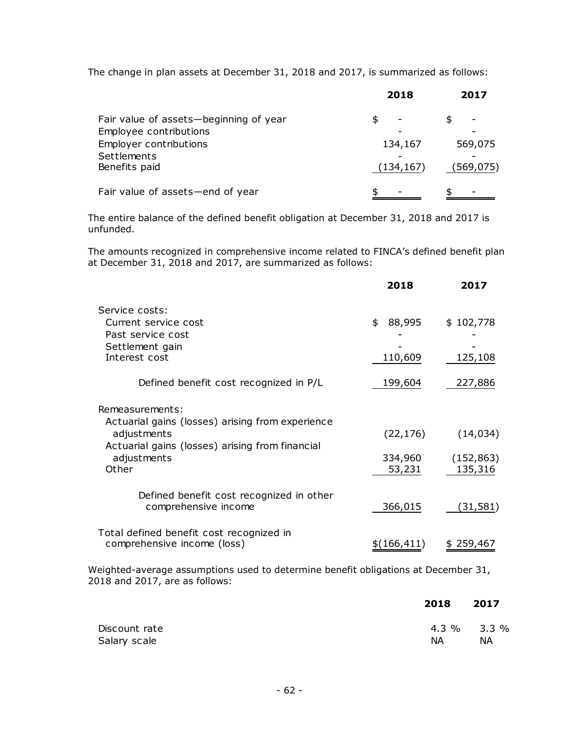The change in plan assets at December 31, 2018 and 2017, is summarized as follows:

| | 2018 | 2017 |
|---|---|---|
| Fair value of assets—beginning of year | $ - | $ - |
| Employee contributions | - | - |
| Employer contributions | 134,167 | 569,075 |
| Settlements | - | - |
| Benefits paid | (134,167) | (569,075) |
| Fair value of assets—end of year | $ - | $ - |

The entire balance of the defined benefit obligation at December 31, 2018 and 2017 is unfunded.

The amounts recognized in comprehensive income related to FINCA's defined benefit plan at December 31, 2018 and 2017, are summarized as follows:

| | 2018 | 2017 |
|---|---|---|
| Service costs: | | |
| Current service cost | $ 88,995 | $ 102,778 |
| Past service cost | - | - |
| Settlement gain | - | - |
| Interest cost | 110,609 | 125,108 |
| Defined benefit cost recognized in P/L | 199,604 | 227,886 |
| Remeasurements: | | |
| Actuarial gains (losses) arising from experience adjustments | (22,176) | (14,034) |
| Actuarial gains (losses) arising from financial adjustments | 334,960 | (152,863) |
| Other | 53,231 | 135,316 |
| Defined benefit cost recognized in other comprehensive income | 366,015 | (31,581) |
| Total defined benefit cost recognized in comprehensive income (loss) | $(166,411) | $ 259,467 |

Weighted-average assumptions used to determine benefit obligations at December 31, 2018 and 2017, are as follows:

| | 2018 | 2017 |
|---|---|---|
| Discount rate | 4.3 % | 3.3 % |
| Salary scale | NA | NA |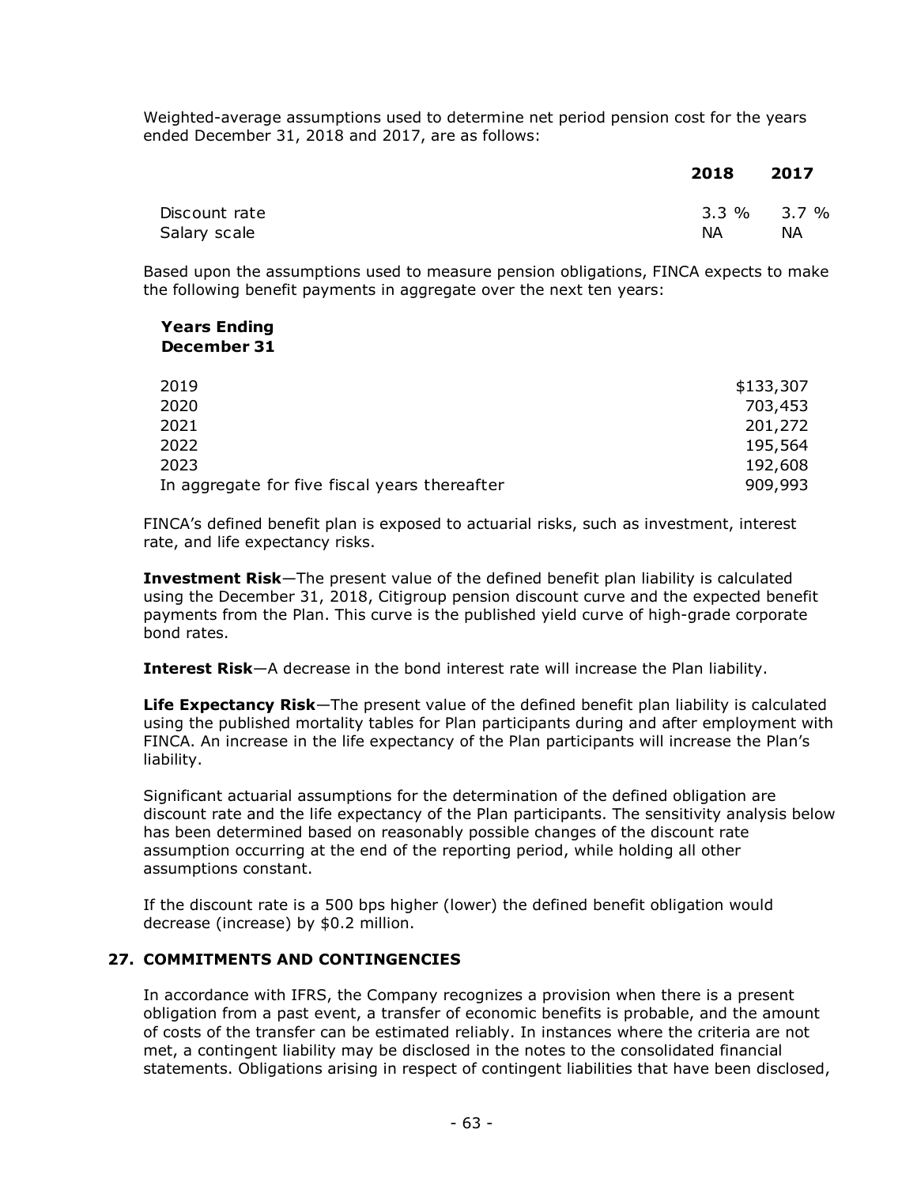Weighted-average assumptions used to determine net period pension cost for the years ended December 31, 2018 and 2017, are as follows:

| | 2018 | 2017 |
|---|---|---|
| Discount rate | 3.3 % | 3.7 % |
| Salary scale | NA | NA |

Based upon the assumptions used to measure pension obligations, FINCA expects to make the following benefit payments in aggregate over the next ten years:

| Years Ending December 31 | |
|---|---|
| 2019 | $133,307 |
| 2020 | 703,453 |
| 2021 | 201,272 |
| 2022 | 195,564 |
| 2023 | 192,608 |
| In aggregate for five fiscal years thereafter | 909,993 |

FINCA's defined benefit plan is exposed to actuarial risks, such as investment, interest rate, and life expectancy risks.

**Investment Risk**—The present value of the defined benefit plan liability is calculated using the December 31, 2018, Citigroup pension discount curve and the expected benefit payments from the Plan. This curve is the published yield curve of high-grade corporate bond rates.

**Interest Risk**—A decrease in the bond interest rate will increase the Plan liability.

**Life Expectancy Risk**—The present value of the defined benefit plan liability is calculated using the published mortality tables for Plan participants during and after employment with FINCA. An increase in the life expectancy of the Plan participants will increase the Plan's liability.

Significant actuarial assumptions for the determination of the defined obligation are discount rate and the life expectancy of the Plan participants. The sensitivity analysis below has been determined based on reasonably possible changes of the discount rate assumption occurring at the end of the reporting period, while holding all other assumptions constant.

If the discount rate is a 500 bps higher (lower) the defined benefit obligation would decrease (increase) by $0.2 million.

## 27. COMMITMENTS AND CONTINGENCIES

In accordance with IFRS, the Company recognizes a provision when there is a present obligation from a past event, a transfer of economic benefits is probable, and the amount of costs of the transfer can be estimated reliably. In instances where the criteria are not met, a contingent liability may be disclosed in the notes to the consolidated financial statements. Obligations arising in respect of contingent liabilities that have been disclosed,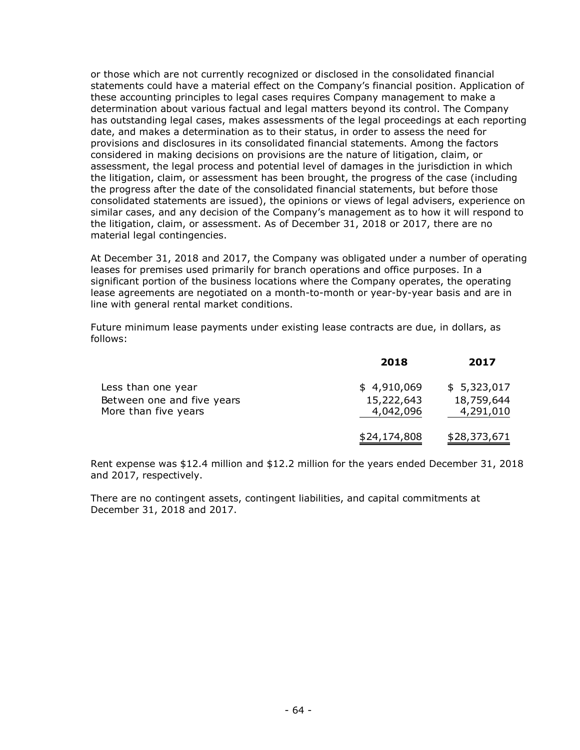or those which are not currently recognized or disclosed in the consolidated financial statements could have a material effect on the Company's financial position. Application of these accounting principles to legal cases requires Company management to make a determination about various factual and legal matters beyond its control. The Company has outstanding legal cases, makes assessments of the legal proceedings at each reporting date, and makes a determination as to their status, in order to assess the need for provisions and disclosures in its consolidated financial statements. Among the factors considered in making decisions on provisions are the nature of litigation, claim, or assessment, the legal process and potential level of damages in the jurisdiction in which the litigation, claim, or assessment has been brought, the progress of the case (including the progress after the date of the consolidated financial statements, but before those consolidated statements are issued), the opinions or views of legal advisers, experience on similar cases, and any decision of the Company's management as to how it will respond to the litigation, claim, or assessment. As of December 31, 2018 or 2017, there are no material legal contingencies.

At December 31, 2018 and 2017, the Company was obligated under a number of operating leases for premises used primarily for branch operations and office purposes. In a significant portion of the business locations where the Company operates, the operating lease agreements are negotiated on a month-to-month or year-by-year basis and are in line with general rental market conditions.

Future minimum lease payments under existing lease contracts are due, in dollars, as follows:

| | 2018 | 2017 |
|---|---|---|
| Less than one year | $ 4,910,069 | $ 5,323,017 |
| Between one and five years | 15,222,643 | 18,759,644 |
| More than five years | 4,042,096 | 4,291,010 |
| | $24,174,808 | $28,373,671 |

Rent expense was $12.4 million and $12.2 million for the years ended December 31, 2018 and 2017, respectively.

There are no contingent assets, contingent liabilities, and capital commitments at December 31, 2018 and 2017.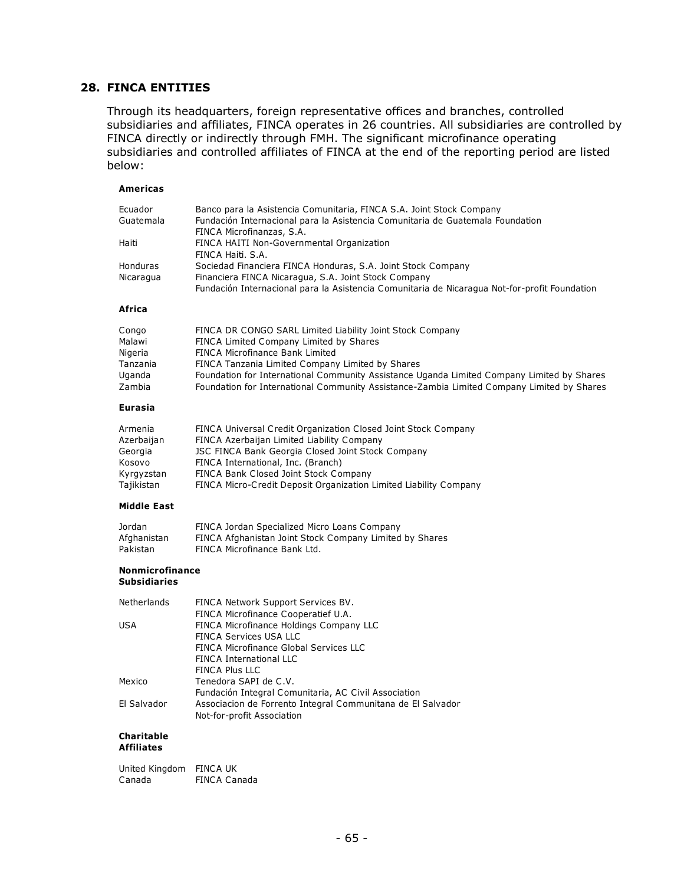## 28. FINCA ENTITIES

Through its headquarters, foreign representative offices and branches, controlled subsidiaries and affiliates, FINCA operates in 26 countries. All subsidiaries are controlled by FINCA directly or indirectly through FMH. The significant microfinance operating subsidiaries and controlled affiliates of FINCA at the end of the reporting period are listed below:

**Americas**

| | |
|---|---|
| Ecuador | Banco para la Asistencia Comunitaria, FINCA S.A. Joint Stock Company |
| Guatemala | Fundación Internacional para la Asistencia Comunitaria de Guatemala Foundation |
| | FINCA Microfinanzas, S.A. |
| Haiti | FINCA HAITI Non-Governmental Organization |
| | FINCA Haiti. S.A. |
| Honduras | Sociedad Financiera FINCA Honduras, S.A. Joint Stock Company |
| Nicaragua | Financiera FINCA Nicaragua, S.A. Joint Stock Company |
| | Fundación Internacional para la Asistencia Comunitaria de Nicaragua Not-for-profit Foundation |

**Africa**

| | |
|---|---|
| Congo | FINCA DR CONGO SARL Limited Liability Joint Stock Company |
| Malawi | FINCA Limited Company Limited by Shares |
| Nigeria | FINCA Microfinance Bank Limited |
| Tanzania | FINCA Tanzania Limited Company Limited by Shares |
| Uganda | Foundation for International Community Assistance Uganda Limited Company Limited by Shares |
| Zambia | Foundation for International Community Assistance-Zambia Limited Company Limited by Shares |

**Eurasia**

| | |
|---|---|
| Armenia | FINCA Universal Credit Organization Closed Joint Stock Company |
| Azerbaijan | FINCA Azerbaijan Limited Liability Company |
| Georgia | JSC FINCA Bank Georgia Closed Joint Stock Company |
| Kosovo | FINCA International, Inc. (Branch) |
| Kyrgyzstan | FINCA Bank Closed Joint Stock Company |
| Tajikistan | FINCA Micro-Credit Deposit Organization Limited Liability Company |

**Middle East**

| | |
|---|---|
| Jordan | FINCA Jordan Specialized Micro Loans Company |
| Afghanistan | FINCA Afghanistan Joint Stock Company Limited by Shares |
| Pakistan | FINCA Microfinance Bank Ltd. |

**Nonmicrofinance Subsidiaries**

| | |
|---|---|
| Netherlands | FINCA Network Support Services BV. |
| | FINCA Microfinance Cooperatief U.A. |
| USA | FINCA Microfinance Holdings Company LLC |
| | FINCA Services USA LLC |
| | FINCA Microfinance Global Services LLC |
| | FINCA International LLC |
| | FINCA Plus LLC |
| Mexico | Tenedora SAPI de C.V. |
| | Fundación Integral Comunitaria, AC Civil Association |
| El Salvador | Associacion de Forrento Integral Communitana de El Salvador |
| | Not-for-profit Association |

**Charitable Affiliates**

| | |
|---|---|
| United Kingdom | FINCA UK |
| Canada | FINCA Canada |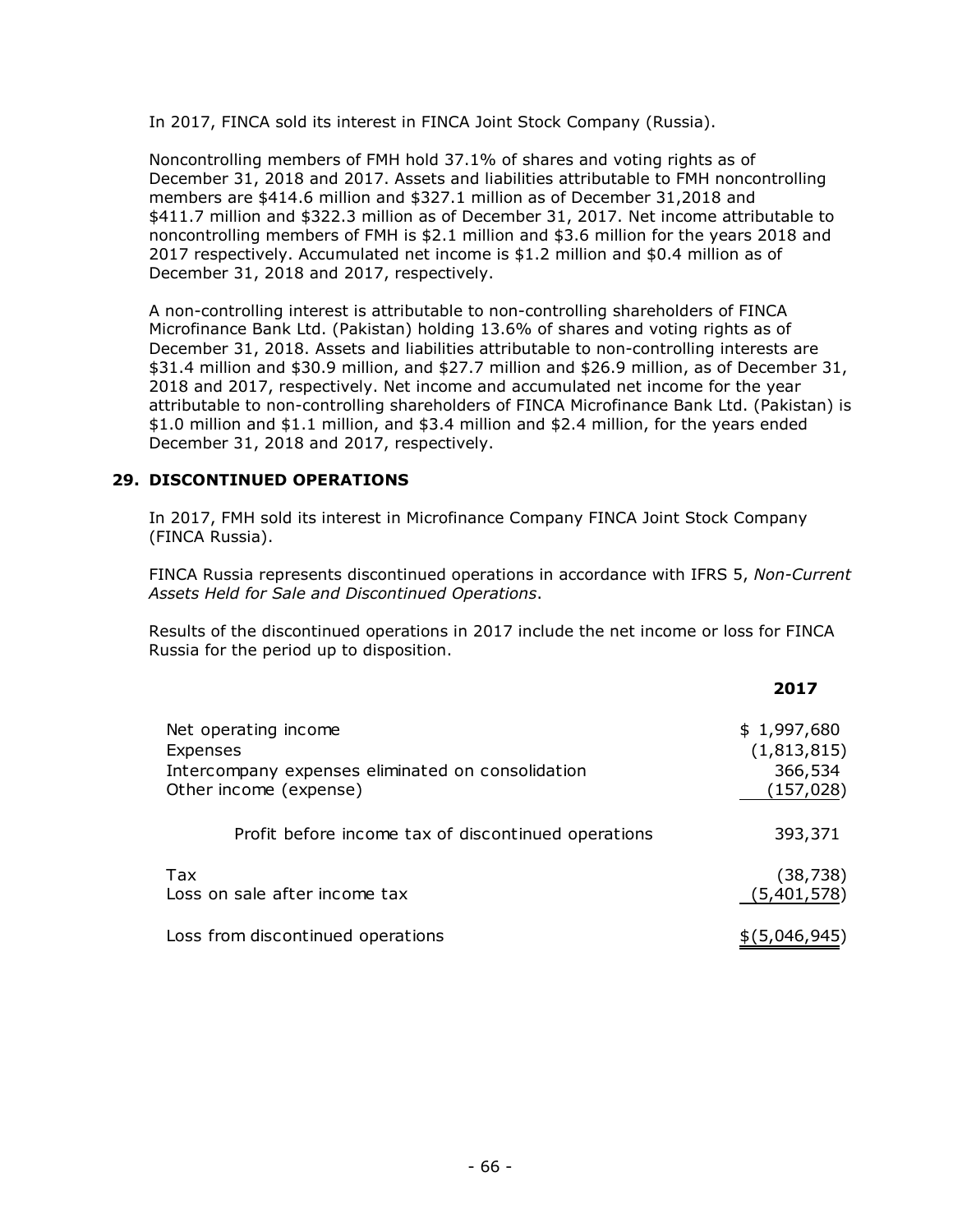In 2017, FINCA sold its interest in FINCA Joint Stock Company (Russia).

Noncontrolling members of FMH hold 37.1% of shares and voting rights as of December 31, 2018 and 2017. Assets and liabilities attributable to FMH noncontrolling members are $414.6 million and $327.1 million as of December 31,2018 and $411.7 million and $322.3 million as of December 31, 2017. Net income attributable to noncontrolling members of FMH is $2.1 million and $3.6 million for the years 2018 and 2017 respectively. Accumulated net income is $1.2 million and $0.4 million as of December 31, 2018 and 2017, respectively.

A non-controlling interest is attributable to non-controlling shareholders of FINCA Microfinance Bank Ltd. (Pakistan) holding 13.6% of shares and voting rights as of December 31, 2018. Assets and liabilities attributable to non-controlling interests are $31.4 million and $30.9 million, and $27.7 million and $26.9 million, as of December 31, 2018 and 2017, respectively. Net income and accumulated net income for the year attributable to non-controlling shareholders of FINCA Microfinance Bank Ltd. (Pakistan) is $1.0 million and $1.1 million, and $3.4 million and $2.4 million, for the years ended December 31, 2018 and 2017, respectively.

## 29. DISCONTINUED OPERATIONS

In 2017, FMH sold its interest in Microfinance Company FINCA Joint Stock Company (FINCA Russia).

FINCA Russia represents discontinued operations in accordance with IFRS 5, *Non-Current Assets Held for Sale and Discontinued Operations*.

Results of the discontinued operations in 2017 include the net income or loss for FINCA Russia for the period up to disposition.

| | **2017** |
|---|---|
| Net operating income | $ 1,997,680 |
| Expenses | (1,813,815) |
| Intercompany expenses eliminated on consolidation | 366,534 |
| Other income (expense) | (157,028) |
| Profit before income tax of discontinued operations | 393,371 |
| Tax | (38,738) |
| Loss on sale after income tax | (5,401,578) |
| Loss from discontinued operations | $(5,046,945) |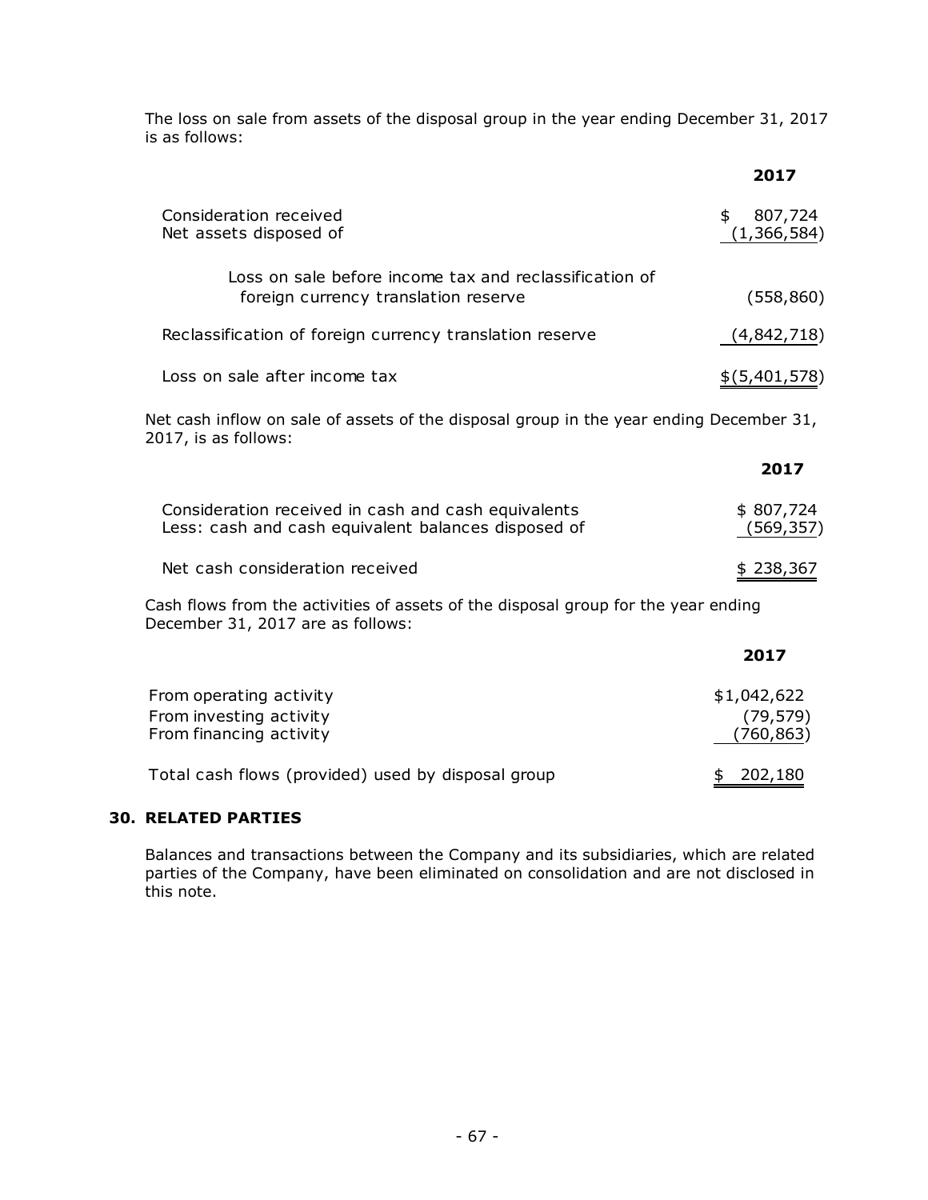The loss on sale from assets of the disposal group in the year ending December 31, 2017 is as follows:

| | 2017 |
|---|---|
| Consideration received | $ 807,724 |
| Net assets disposed of | (1,366,584) |
| Loss on sale before income tax and reclassification of foreign currency translation reserve | (558,860) |
| Reclassification of foreign currency translation reserve | (4,842,718) |
| Loss on sale after income tax | $(5,401,578) |

Net cash inflow on sale of assets of the disposal group in the year ending December 31, 2017, is as follows:

| | 2017 |
|---|---|
| Consideration received in cash and cash equivalents | $ 807,724 |
| Less: cash and cash equivalent balances disposed of | (569,357) |
| Net cash consideration received | $ 238,367 |

Cash flows from the activities of assets of the disposal group for the year ending December 31, 2017 are as follows:

| | 2017 |
|---|---|
| From operating activity | $1,042,622 |
| From investing activity | (79,579) |
| From financing activity | (760,863) |
| Total cash flows (provided) used by disposal group | $ 202,180 |

## 30. RELATED PARTIES

Balances and transactions between the Company and its subsidiaries, which are related parties of the Company, have been eliminated on consolidation and are not disclosed in this note.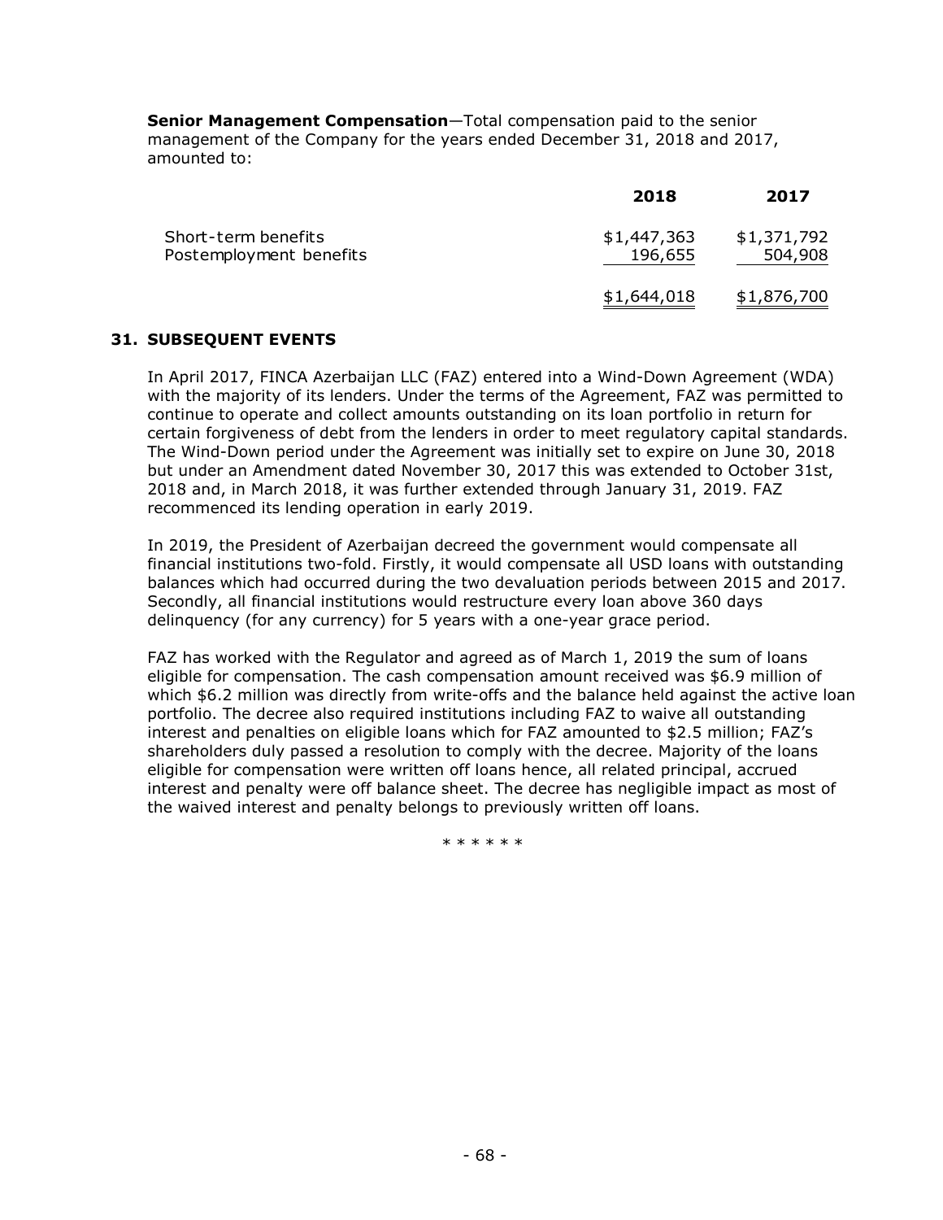**Senior Management Compensation**—Total compensation paid to the senior management of the Company for the years ended December 31, 2018 and 2017, amounted to:

| | 2018 | 2017 |
|---|---|---|
| Short-term benefits | $1,447,363 | $1,371,792 |
| Postemployment benefits | 196,655 | 504,908 |
| | $1,644,018 | $1,876,700 |

## 31. SUBSEQUENT EVENTS

In April 2017, FINCA Azerbaijan LLC (FAZ) entered into a Wind-Down Agreement (WDA) with the majority of its lenders. Under the terms of the Agreement, FAZ was permitted to continue to operate and collect amounts outstanding on its loan portfolio in return for certain forgiveness of debt from the lenders in order to meet regulatory capital standards. The Wind-Down period under the Agreement was initially set to expire on June 30, 2018 but under an Amendment dated November 30, 2017 this was extended to October 31st, 2018 and, in March 2018, it was further extended through January 31, 2019. FAZ recommenced its lending operation in early 2019.

In 2019, the President of Azerbaijan decreed the government would compensate all financial institutions two-fold. Firstly, it would compensate all USD loans with outstanding balances which had occurred during the two devaluation periods between 2015 and 2017. Secondly, all financial institutions would restructure every loan above 360 days delinquency (for any currency) for 5 years with a one-year grace period.

FAZ has worked with the Regulator and agreed as of March 1, 2019 the sum of loans eligible for compensation. The cash compensation amount received was $6.9 million of which $6.2 million was directly from write-offs and the balance held against the active loan portfolio. The decree also required institutions including FAZ to waive all outstanding interest and penalties on eligible loans which for FAZ amounted to $2.5 million; FAZ's shareholders duly passed a resolution to comply with the decree. Majority of the loans eligible for compensation were written off loans hence, all related principal, accrued interest and penalty were off balance sheet. The decree has negligible impact as most of the waived interest and penalty belongs to previously written off loans.

\* \* \* \* \* \*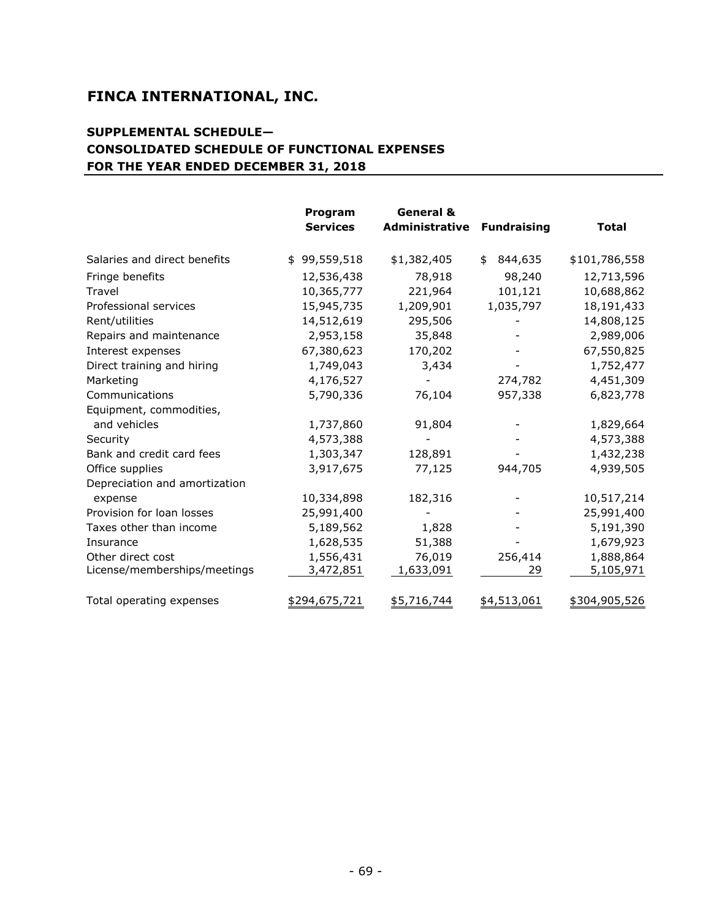# FINCA INTERNATIONAL, INC.

## SUPPLEMENTAL SCHEDULE— CONSOLIDATED SCHEDULE OF FUNCTIONAL EXPENSES FOR THE YEAR ENDED DECEMBER 31, 2018

| | Program Services | General & Administrative | Fundraising | Total |
|---|---|---|---|---|
| Salaries and direct benefits | $ 99,559,518 | $1,382,405 | $ 844,635 | $101,786,558 |
| Fringe benefits | 12,536,438 | 78,918 | 98,240 | 12,713,596 |
| Travel | 10,365,777 | 221,964 | 101,121 | 10,688,862 |
| Professional services | 15,945,735 | 1,209,901 | 1,035,797 | 18,191,433 |
| Rent/utilities | 14,512,619 | 295,506 | - | 14,808,125 |
| Repairs and maintenance | 2,953,158 | 35,848 | - | 2,989,006 |
| Interest expenses | 67,380,623 | 170,202 | - | 67,550,825 |
| Direct training and hiring | 1,749,043 | 3,434 | - | 1,752,477 |
| Marketing | 4,176,527 | - | 274,782 | 4,451,309 |
| Communications | 5,790,336 | 76,104 | 957,338 | 6,823,778 |
| Equipment, commodities, and vehicles | 1,737,860 | 91,804 | - | 1,829,664 |
| Security | 4,573,388 | - | - | 4,573,388 |
| Bank and credit card fees | 1,303,347 | 128,891 | - | 1,432,238 |
| Office supplies | 3,917,675 | 77,125 | 944,705 | 4,939,505 |
| Depreciation and amortization expense | 10,334,898 | 182,316 | - | 10,517,214 |
| Provision for loan losses | 25,991,400 | - | - | 25,991,400 |
| Taxes other than income | 5,189,562 | 1,828 | - | 5,191,390 |
| Insurance | 1,628,535 | 51,388 | - | 1,679,923 |
| Other direct cost | 1,556,431 | 76,019 | 256,414 | 1,888,864 |
| License/memberships/meetings | 3,472,851 | 1,633,091 | 29 | 5,105,971 |
| Total operating expenses | $294,675,721 | $5,716,744 | $4,513,061 | $304,905,526 |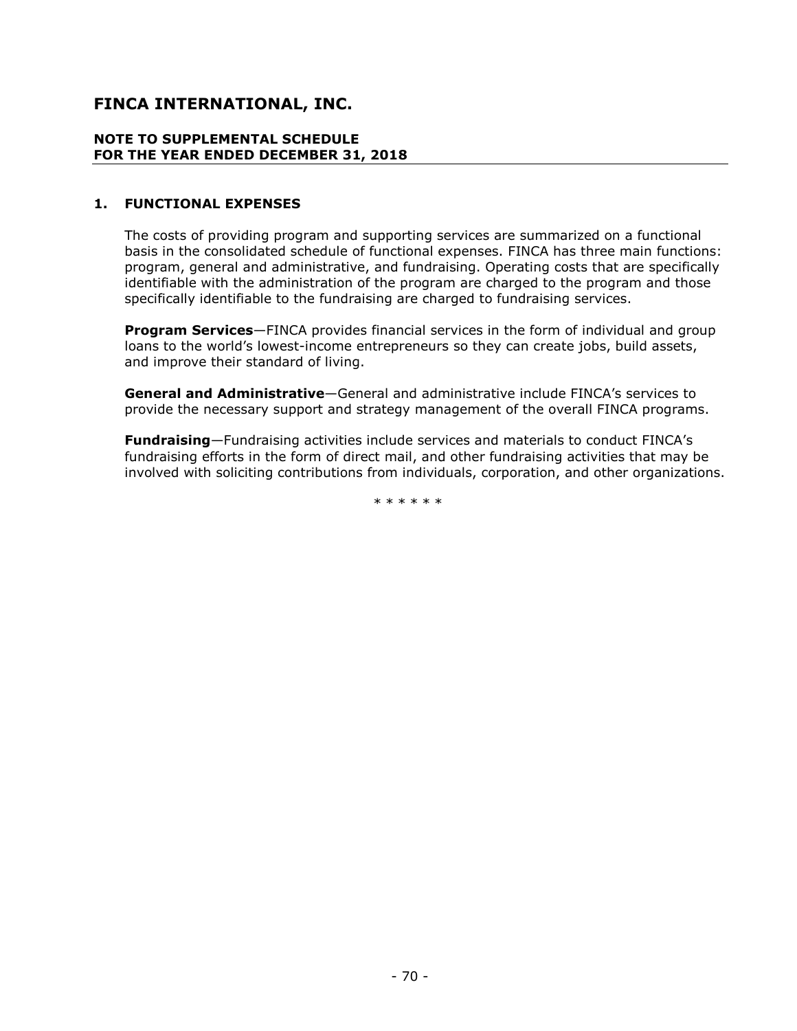# FINCA INTERNATIONAL, INC.

## NOTE TO SUPPLEMENTAL SCHEDULE
## FOR THE YEAR ENDED DECEMBER 31, 2018

### 1. FUNCTIONAL EXPENSES

The costs of providing program and supporting services are summarized on a functional basis in the consolidated schedule of functional expenses. FINCA has three main functions: program, general and administrative, and fundraising. Operating costs that are specifically identifiable with the administration of the program are charged to the program and those specifically identifiable to the fundraising are charged to fundraising services.

**Program Services**—FINCA provides financial services in the form of individual and group loans to the world's lowest-income entrepreneurs so they can create jobs, build assets, and improve their standard of living.

**General and Administrative**—General and administrative include FINCA's services to provide the necessary support and strategy management of the overall FINCA programs.

**Fundraising**—Fundraising activities include services and materials to conduct FINCA's fundraising efforts in the form of direct mail, and other fundraising activities that may be involved with soliciting contributions from individuals, corporation, and other organizations.

* * * * * *